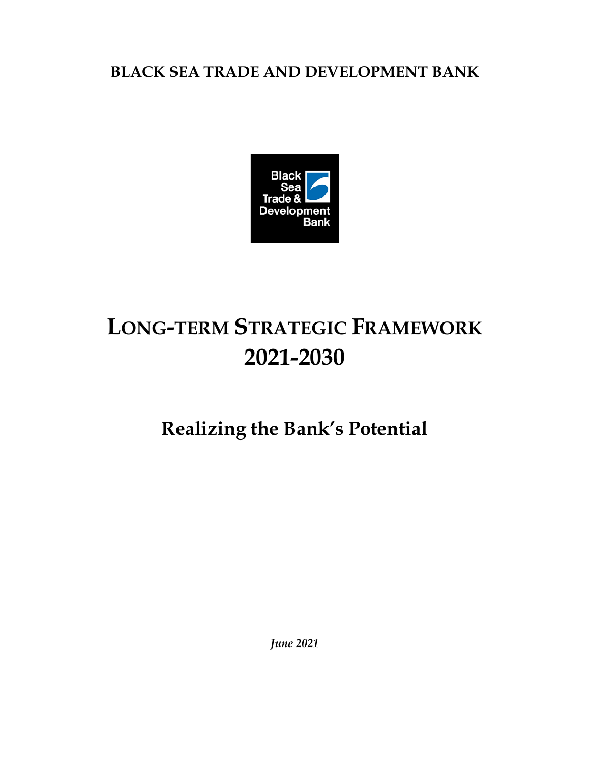**BLACK SEA TRADE AND DEVELOPMENT BANK**

# LONG-TERM STRATEGIC FRAMEWORK 2021-2030

## Realizing the Bank's Potential

*June 2021*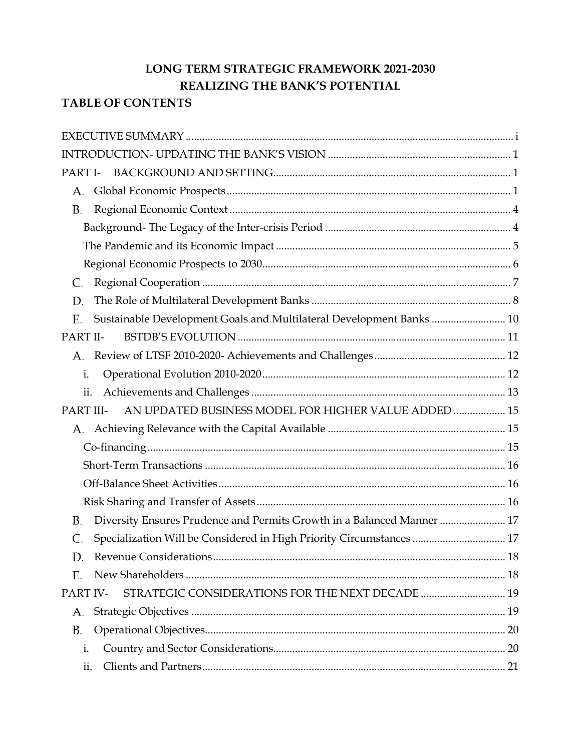# LONG TERM STRATEGIC FRAMEWORK 2021-2030
# REALIZING THE BANK'S POTENTIAL

## TABLE OF CONTENTS

EXECUTIVE SUMMARY ..... i

INTRODUCTION- UPDATING THE BANK'S VISION ..... 1

PART I- BACKGROUND AND SETTING ..... 1

- A. Global Economic Prospects ..... 1
- B. Regional Economic Context ..... 4
  - Background- The Legacy of the Inter-crisis Period ..... 4
  - The Pandemic and its Economic Impact ..... 5
  - Regional Economic Prospects to 2030 ..... 6
- C. Regional Cooperation ..... 7
- D. The Role of Multilateral Development Banks ..... 8
- E. Sustainable Development Goals and Multilateral Development Banks ..... 10

PART II- BSTDB'S EVOLUTION ..... 11

- A. Review of LTSF 2010-2020- Achievements and Challenges ..... 12
  - i. Operational Evolution 2010-2020 ..... 12
  - ii. Achievements and Challenges ..... 13

PART III- AN UPDATED BUSINESS MODEL FOR HIGHER VALUE ADDED ..... 15

- A. Achieving Relevance with the Capital Available ..... 15
  - Co-financing ..... 15
  - Short-Term Transactions ..... 16
  - Off-Balance Sheet Activities ..... 16
  - Risk Sharing and Transfer of Assets ..... 16
- B. Diversity Ensures Prudence and Permits Growth in a Balanced Manner ..... 17
- C. Specialization Will be Considered in High Priority Circumstances ..... 17
- D. Revenue Considerations ..... 18
- E. New Shareholders ..... 18

PART IV- STRATEGIC CONSIDERATIONS FOR THE NEXT DECADE ..... 19

- A. Strategic Objectives ..... 19
- B. Operational Objectives ..... 20
  - i. Country and Sector Considerations ..... 20
  - ii. Clients and Partners ..... 21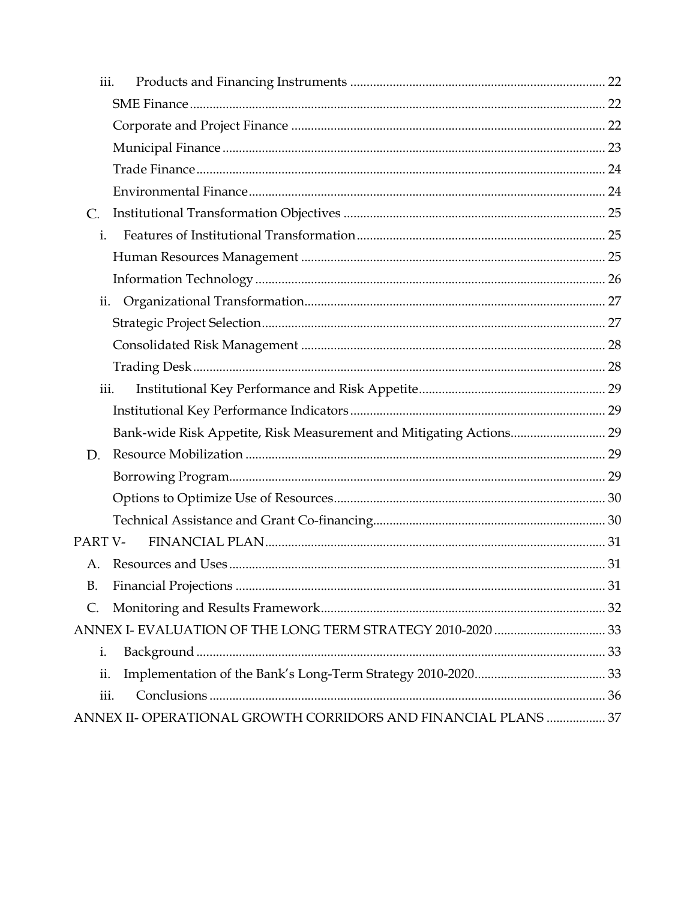- iii. Products and Financing Instruments ............................................................................ 22
  - SME Finance ............................................................................................................. 22
  - Corporate and Project Finance ............................................................................... 22
  - Municipal Finance .................................................................................................... 23
  - Trade Finance ........................................................................................................... 24
  - Environmental Finance ............................................................................................ 24
- C. Institutional Transformation Objectives ............................................................................... 25
  - i. Features of Institutional Transformation ........................................................................... 25
    - Human Resources Management ............................................................................ 25
    - Information Technology .......................................................................................... 26
  - ii. Organizational Transformation ........................................................................................... 27
    - Strategic Project Selection ........................................................................................ 27
    - Consolidated Risk Management ............................................................................ 28
    - Trading Desk ............................................................................................................ 28
  - iii. Institutional Key Performance and Risk Appetite ......................................................... 29
    - Institutional Key Performance Indicators ............................................................. 29
    - Bank-wide Risk Appetite, Risk Measurement and Mitigating Actions ............................. 29
- D. Resource Mobilization ............................................................................................................ 29
  - Borrowing Program ..................................................................................................... 29
  - Options to Optimize Use of Resources ..................................................................... 30
  - Technical Assistance and Grant Co-financing ......................................................... 30

PART V- FINANCIAL PLAN ........................................................................................................ 31

- A. Resources and Uses .................................................................................................................. 31
- B. Financial Projections ................................................................................................................ 31
- C. Monitoring and Results Framework ....................................................................................... 32

ANNEX I- EVALUATION OF THE LONG TERM STRATEGY 2010-2020 ................................. 33

- i. Background ............................................................................................................................ 33
- ii. Implementation of the Bank's Long-Term Strategy 2010-2020 ........................................ 33
- iii. Conclusions ........................................................................................................................ 36

ANNEX II- OPERATIONAL GROWTH CORRIDORS AND FINANCIAL PLANS .................. 37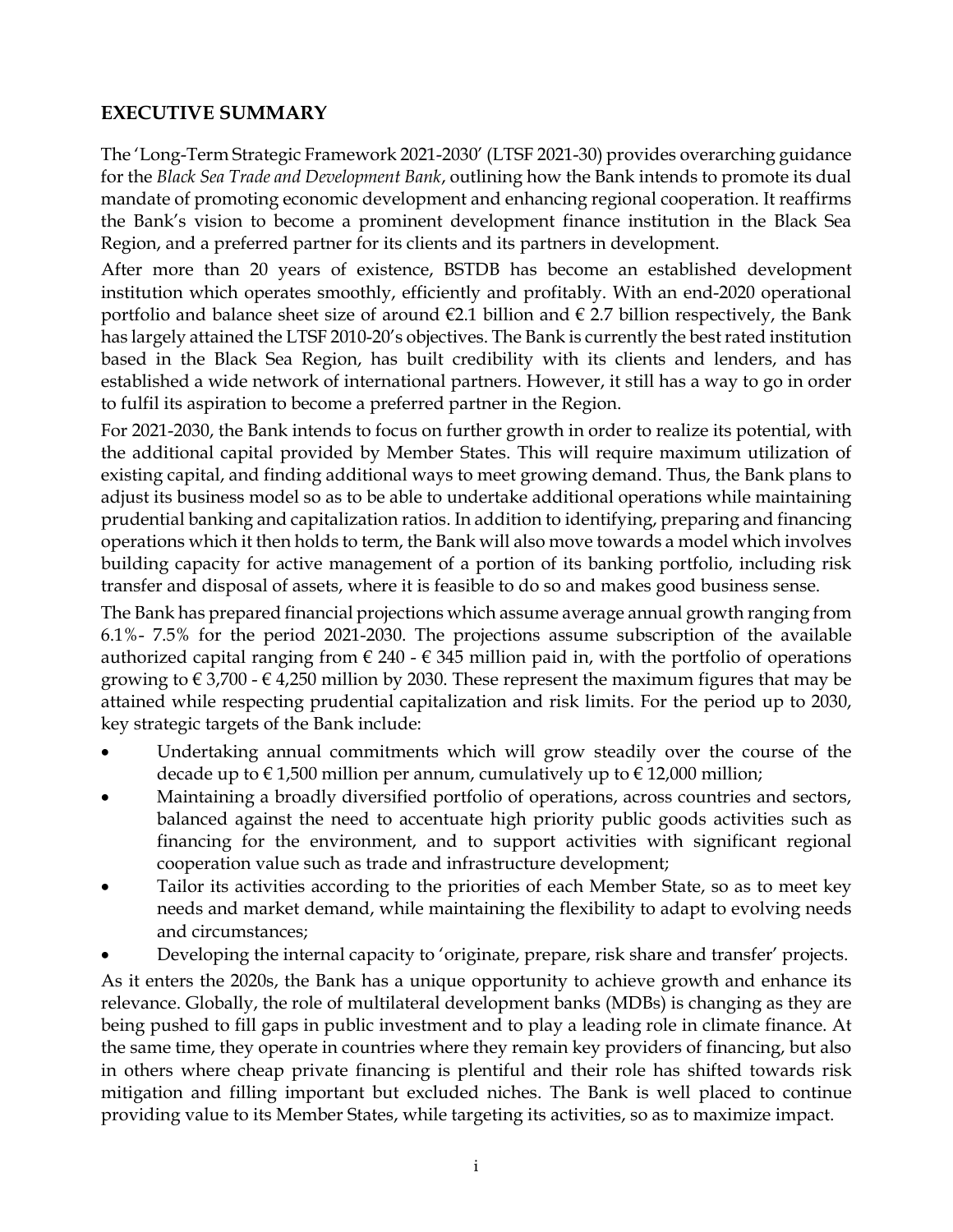## EXECUTIVE SUMMARY

The 'Long-Term Strategic Framework 2021-2030' (LTSF 2021-30) provides overarching guidance for the *Black Sea Trade and Development Bank*, outlining how the Bank intends to promote its dual mandate of promoting economic development and enhancing regional cooperation. It reaffirms the Bank's vision to become a prominent development finance institution in the Black Sea Region, and a preferred partner for its clients and its partners in development.

After more than 20 years of existence, BSTDB has become an established development institution which operates smoothly, efficiently and profitably. With an end-2020 operational portfolio and balance sheet size of around €2.1 billion and € 2.7 billion respectively, the Bank has largely attained the LTSF 2010-20's objectives. The Bank is currently the best rated institution based in the Black Sea Region, has built credibility with its clients and lenders, and has established a wide network of international partners. However, it still has a way to go in order to fulfil its aspiration to become a preferred partner in the Region.

For 2021-2030, the Bank intends to focus on further growth in order to realize its potential, with the additional capital provided by Member States. This will require maximum utilization of existing capital, and finding additional ways to meet growing demand. Thus, the Bank plans to adjust its business model so as to be able to undertake additional operations while maintaining prudential banking and capitalization ratios. In addition to identifying, preparing and financing operations which it then holds to term, the Bank will also move towards a model which involves building capacity for active management of a portion of its banking portfolio, including risk transfer and disposal of assets, where it is feasible to do so and makes good business sense.

The Bank has prepared financial projections which assume average annual growth ranging from 6.1%- 7.5% for the period 2021-2030. The projections assume subscription of the available authorized capital ranging from € 240 - € 345 million paid in, with the portfolio of operations growing to € 3,700 - € 4,250 million by 2030. These represent the maximum figures that may be attained while respecting prudential capitalization and risk limits. For the period up to 2030, key strategic targets of the Bank include:

- Undertaking annual commitments which will grow steadily over the course of the decade up to € 1,500 million per annum, cumulatively up to € 12,000 million;
- Maintaining a broadly diversified portfolio of operations, across countries and sectors, balanced against the need to accentuate high priority public goods activities such as financing for the environment, and to support activities with significant regional cooperation value such as trade and infrastructure development;
- Tailor its activities according to the priorities of each Member State, so as to meet key needs and market demand, while maintaining the flexibility to adapt to evolving needs and circumstances;
- Developing the internal capacity to 'originate, prepare, risk share and transfer' projects.

As it enters the 2020s, the Bank has a unique opportunity to achieve growth and enhance its relevance. Globally, the role of multilateral development banks (MDBs) is changing as they are being pushed to fill gaps in public investment and to play a leading role in climate finance. At the same time, they operate in countries where they remain key providers of financing, but also in others where cheap private financing is plentiful and their role has shifted towards risk mitigation and filling important but excluded niches. The Bank is well placed to continue providing value to its Member States, while targeting its activities, so as to maximize impact.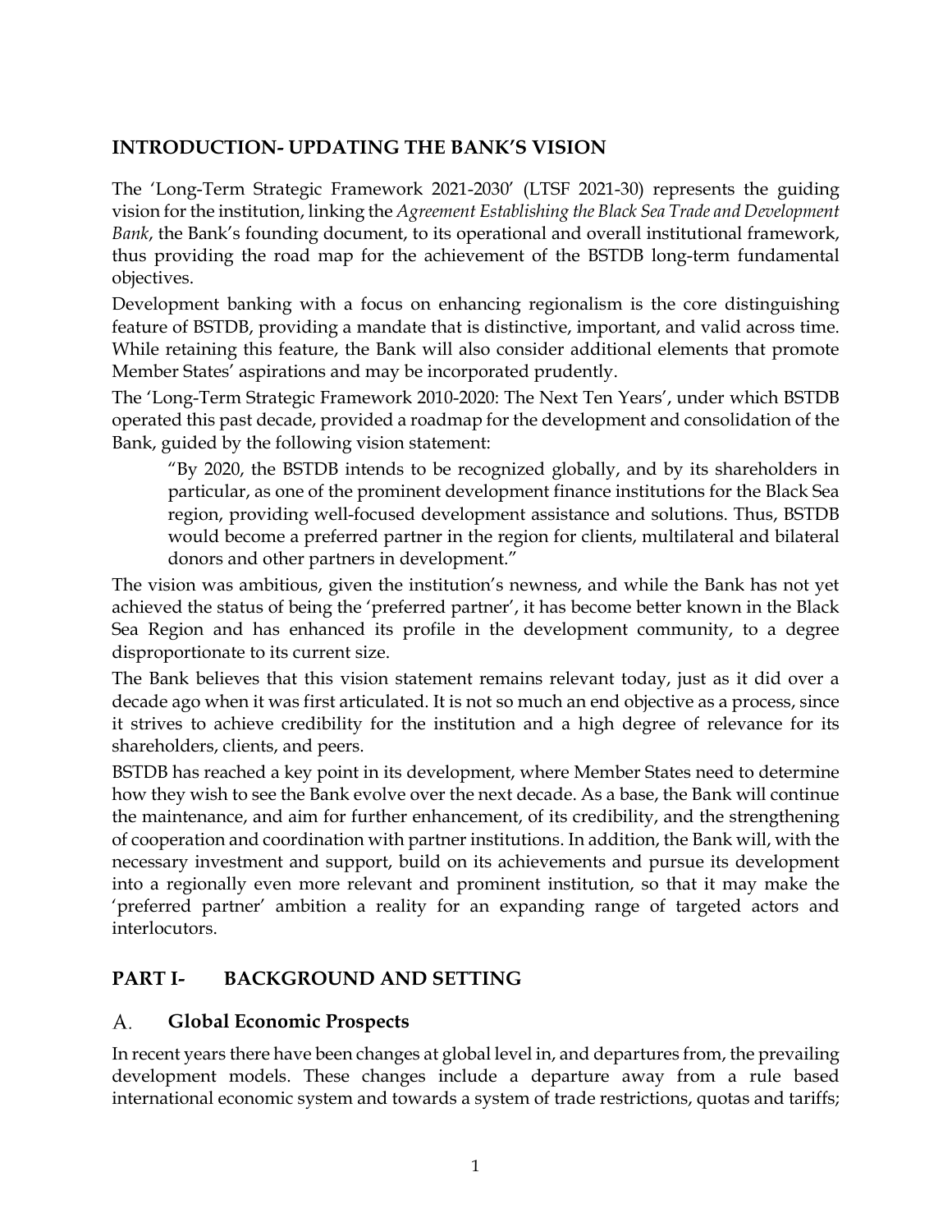## INTRODUCTION- UPDATING THE BANK'S VISION

The 'Long-Term Strategic Framework 2021-2030' (LTSF 2021-30) represents the guiding vision for the institution, linking the *Agreement Establishing the Black Sea Trade and Development Bank*, the Bank's founding document, to its operational and overall institutional framework, thus providing the road map for the achievement of the BSTDB long-term fundamental objectives.

Development banking with a focus on enhancing regionalism is the core distinguishing feature of BSTDB, providing a mandate that is distinctive, important, and valid across time. While retaining this feature, the Bank will also consider additional elements that promote Member States' aspirations and may be incorporated prudently.

The 'Long-Term Strategic Framework 2010-2020: The Next Ten Years', under which BSTDB operated this past decade, provided a roadmap for the development and consolidation of the Bank, guided by the following vision statement:

> "By 2020, the BSTDB intends to be recognized globally, and by its shareholders in particular, as one of the prominent development finance institutions for the Black Sea region, providing well-focused development assistance and solutions. Thus, BSTDB would become a preferred partner in the region for clients, multilateral and bilateral donors and other partners in development."

The vision was ambitious, given the institution's newness, and while the Bank has not yet achieved the status of being the 'preferred partner', it has become better known in the Black Sea Region and has enhanced its profile in the development community, to a degree disproportionate to its current size.

The Bank believes that this vision statement remains relevant today, just as it did over a decade ago when it was first articulated. It is not so much an end objective as a process, since it strives to achieve credibility for the institution and a high degree of relevance for its shareholders, clients, and peers.

BSTDB has reached a key point in its development, where Member States need to determine how they wish to see the Bank evolve over the next decade. As a base, the Bank will continue the maintenance, and aim for further enhancement, of its credibility, and the strengthening of cooperation and coordination with partner institutions. In addition, the Bank will, with the necessary investment and support, build on its achievements and pursue its development into a regionally even more relevant and prominent institution, so that it may make the 'preferred partner' ambition a reality for an expanding range of targeted actors and interlocutors.

## PART I- BACKGROUND AND SETTING

### A. Global Economic Prospects

In recent years there have been changes at global level in, and departures from, the prevailing development models. These changes include a departure away from a rule based international economic system and towards a system of trade restrictions, quotas and tariffs;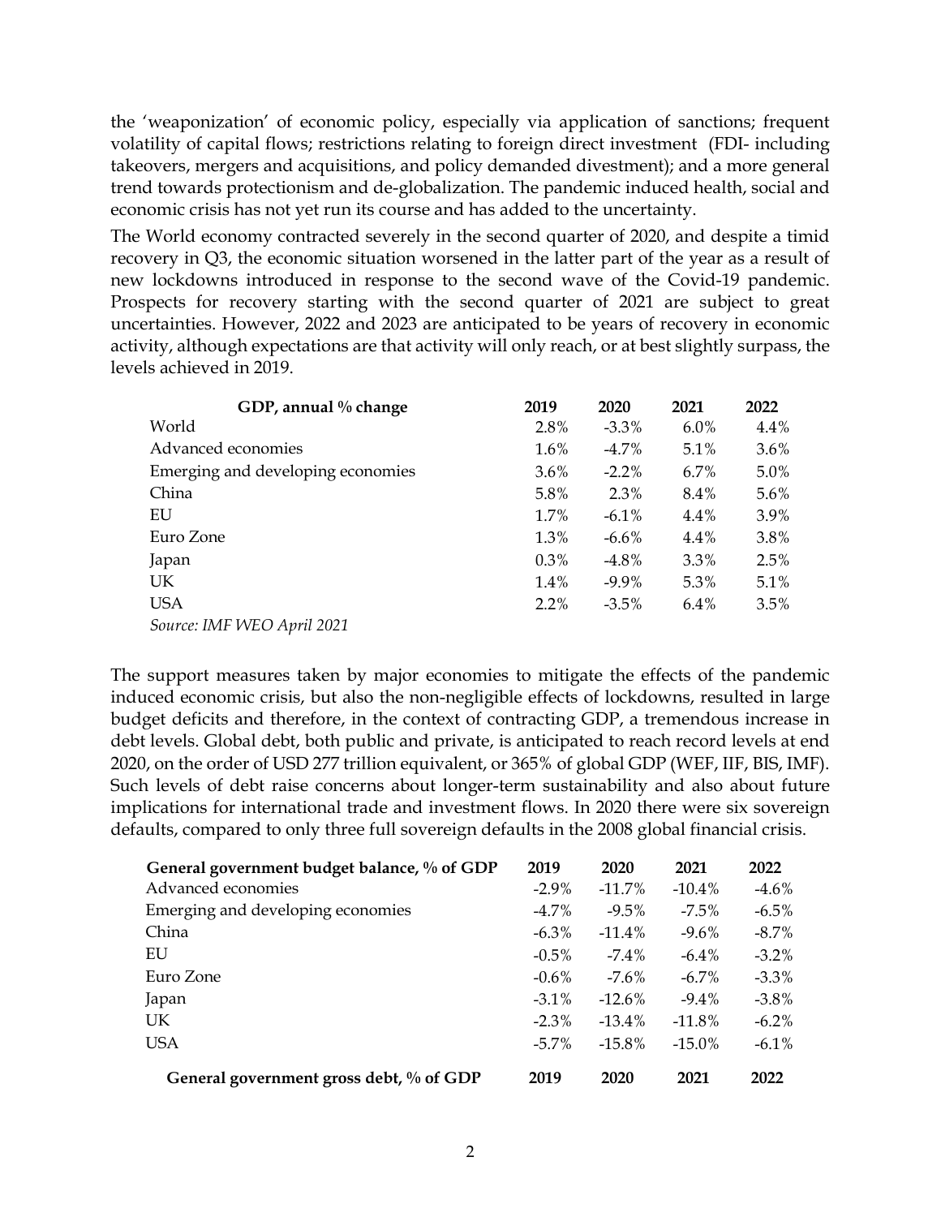the 'weaponization' of economic policy, especially via application of sanctions; frequent volatility of capital flows; restrictions relating to foreign direct investment (FDI- including takeovers, mergers and acquisitions, and policy demanded divestment); and a more general trend towards protectionism and de-globalization. The pandemic induced health, social and economic crisis has not yet run its course and has added to the uncertainty.

The World economy contracted severely in the second quarter of 2020, and despite a timid recovery in Q3, the economic situation worsened in the latter part of the year as a result of new lockdowns introduced in response to the second wave of the Covid-19 pandemic. Prospects for recovery starting with the second quarter of 2021 are subject to great uncertainties. However, 2022 and 2023 are anticipated to be years of recovery in economic activity, although expectations are that activity will only reach, or at best slightly surpass, the levels achieved in 2019.

| GDP, annual % change | 2019 | 2020 | 2021 | 2022 |
|---|---|---|---|---|
| World | 2.8% | -3.3% | 6.0% | 4.4% |
| Advanced economies | 1.6% | -4.7% | 5.1% | 3.6% |
| Emerging and developing economies | 3.6% | -2.2% | 6.7% | 5.0% |
| China | 5.8% | 2.3% | 8.4% | 5.6% |
| EU | 1.7% | -6.1% | 4.4% | 3.9% |
| Euro Zone | 1.3% | -6.6% | 4.4% | 3.8% |
| Japan | 0.3% | -4.8% | 3.3% | 2.5% |
| UK | 1.4% | -9.9% | 5.3% | 5.1% |
| USA | 2.2% | -3.5% | 6.4% | 3.5% |

*Source: IMF WEO April 2021*

The support measures taken by major economies to mitigate the effects of the pandemic induced economic crisis, but also the non-negligible effects of lockdowns, resulted in large budget deficits and therefore, in the context of contracting GDP, a tremendous increase in debt levels. Global debt, both public and private, is anticipated to reach record levels at end 2020, on the order of USD 277 trillion equivalent, or 365% of global GDP (WEF, IIF, BIS, IMF). Such levels of debt raise concerns about longer-term sustainability and also about future implications for international trade and investment flows. In 2020 there were six sovereign defaults, compared to only three full sovereign defaults in the 2008 global financial crisis.

| General government budget balance, % of GDP | 2019 | 2020 | 2021 | 2022 |
|---|---|---|---|---|
| Advanced economies | -2.9% | -11.7% | -10.4% | -4.6% |
| Emerging and developing economies | -4.7% | -9.5% | -7.5% | -6.5% |
| China | -6.3% | -11.4% | -9.6% | -8.7% |
| EU | -0.5% | -7.4% | -6.4% | -3.2% |
| Euro Zone | -0.6% | -7.6% | -6.7% | -3.3% |
| Japan | -3.1% | -12.6% | -9.4% | -3.8% |
| UK | -2.3% | -13.4% | -11.8% | -6.2% |
| USA | -5.7% | -15.8% | -15.0% | -6.1% |

| General government gross debt, % of GDP | 2019 | 2020 | 2021 | 2022 |
|---|---|---|---|---|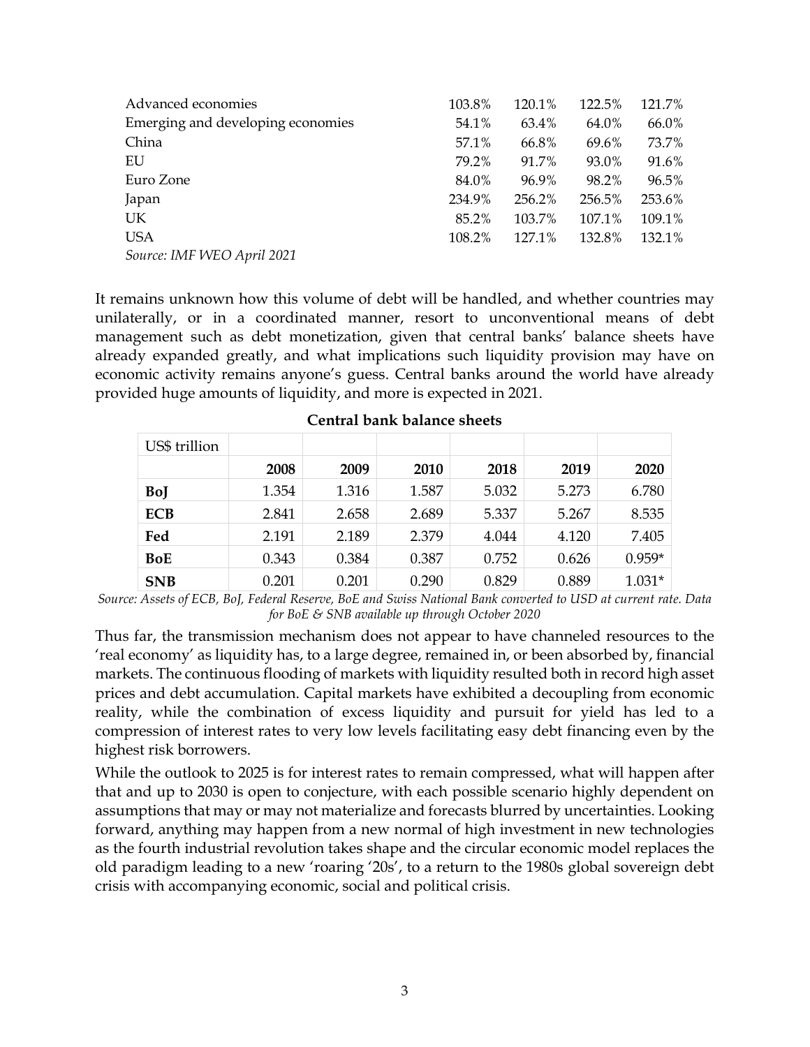| | | | | |
|---|---|---|---|---|
| Advanced economies | 103.8% | 120.1% | 122.5% | 121.7% |
| Emerging and developing economies | 54.1% | 63.4% | 64.0% | 66.0% |
| China | 57.1% | 66.8% | 69.6% | 73.7% |
| EU | 79.2% | 91.7% | 93.0% | 91.6% |
| Euro Zone | 84.0% | 96.9% | 98.2% | 96.5% |
| Japan | 234.9% | 256.2% | 256.5% | 253.6% |
| UK | 85.2% | 103.7% | 107.1% | 109.1% |
| USA | 108.2% | 127.1% | 132.8% | 132.1% |

*Source: IMF WEO April 2021*

It remains unknown how this volume of debt will be handled, and whether countries may unilaterally, or in a coordinated manner, resort to unconventional means of debt management such as debt monetization, given that central banks' balance sheets have already expanded greatly, and what implications such liquidity provision may have on economic activity remains anyone's guess. Central banks around the world have already provided huge amounts of liquidity, and more is expected in 2021.

**Central bank balance sheets**

| US$ trillion | | | | | | |
|---|---|---|---|---|---|---|
| | **2008** | **2009** | **2010** | **2018** | **2019** | **2020** |
| **BoJ** | 1.354 | 1.316 | 1.587 | 5.032 | 5.273 | 6.780 |
| **ECB** | 2.841 | 2.658 | 2.689 | 5.337 | 5.267 | 8.535 |
| **Fed** | 2.191 | 2.189 | 2.379 | 4.044 | 4.120 | 7.405 |
| **BoE** | 0.343 | 0.384 | 0.387 | 0.752 | 0.626 | 0.959* |
| **SNB** | 0.201 | 0.201 | 0.290 | 0.829 | 0.889 | 1.031* |

*Source: Assets of ECB, BoJ, Federal Reserve, BoE and Swiss National Bank converted to USD at current rate. Data for BoE & SNB available up through October 2020*

Thus far, the transmission mechanism does not appear to have channeled resources to the 'real economy' as liquidity has, to a large degree, remained in, or been absorbed by, financial markets. The continuous flooding of markets with liquidity resulted both in record high asset prices and debt accumulation. Capital markets have exhibited a decoupling from economic reality, while the combination of excess liquidity and pursuit for yield has led to a compression of interest rates to very low levels facilitating easy debt financing even by the highest risk borrowers.

While the outlook to 2025 is for interest rates to remain compressed, what will happen after that and up to 2030 is open to conjecture, with each possible scenario highly dependent on assumptions that may or may not materialize and forecasts blurred by uncertainties. Looking forward, anything may happen from a new normal of high investment in new technologies as the fourth industrial revolution takes shape and the circular economic model replaces the old paradigm leading to a new 'roaring '20s', to a return to the 1980s global sovereign debt crisis with accompanying economic, social and political crisis.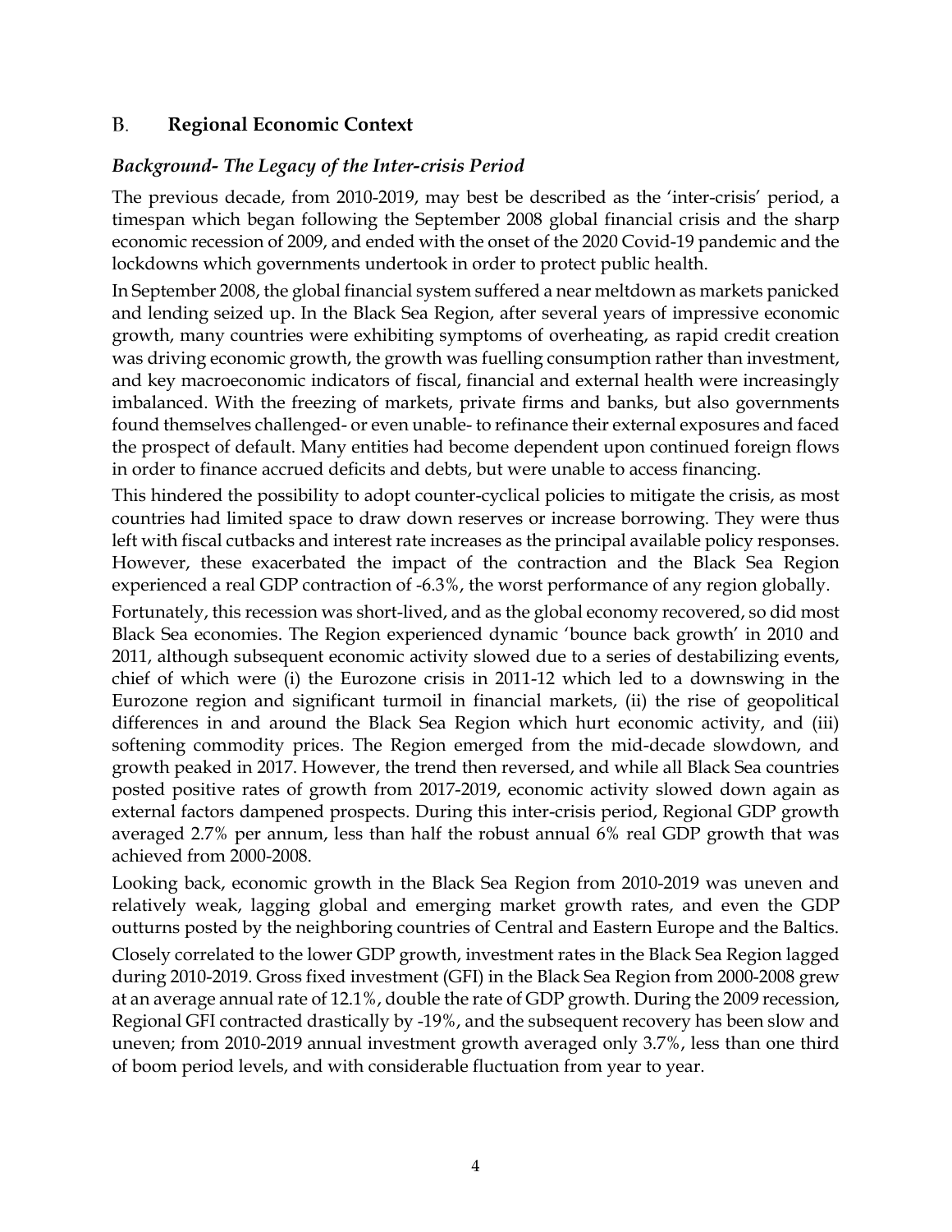## B. Regional Economic Context

### *Background- The Legacy of the Inter-crisis Period*

The previous decade, from 2010-2019, may best be described as the 'inter-crisis' period, a timespan which began following the September 2008 global financial crisis and the sharp economic recession of 2009, and ended with the onset of the 2020 Covid-19 pandemic and the lockdowns which governments undertook in order to protect public health.

In September 2008, the global financial system suffered a near meltdown as markets panicked and lending seized up. In the Black Sea Region, after several years of impressive economic growth, many countries were exhibiting symptoms of overheating, as rapid credit creation was driving economic growth, the growth was fuelling consumption rather than investment, and key macroeconomic indicators of fiscal, financial and external health were increasingly imbalanced. With the freezing of markets, private firms and banks, but also governments found themselves challenged- or even unable- to refinance their external exposures and faced the prospect of default. Many entities had become dependent upon continued foreign flows in order to finance accrued deficits and debts, but were unable to access financing.

This hindered the possibility to adopt counter-cyclical policies to mitigate the crisis, as most countries had limited space to draw down reserves or increase borrowing. They were thus left with fiscal cutbacks and interest rate increases as the principal available policy responses. However, these exacerbated the impact of the contraction and the Black Sea Region experienced a real GDP contraction of -6.3%, the worst performance of any region globally.

Fortunately, this recession was short-lived, and as the global economy recovered, so did most Black Sea economies. The Region experienced dynamic 'bounce back growth' in 2010 and 2011, although subsequent economic activity slowed due to a series of destabilizing events, chief of which were (i) the Eurozone crisis in 2011-12 which led to a downswing in the Eurozone region and significant turmoil in financial markets, (ii) the rise of geopolitical differences in and around the Black Sea Region which hurt economic activity, and (iii) softening commodity prices. The Region emerged from the mid-decade slowdown, and growth peaked in 2017. However, the trend then reversed, and while all Black Sea countries posted positive rates of growth from 2017-2019, economic activity slowed down again as external factors dampened prospects. During this inter-crisis period, Regional GDP growth averaged 2.7% per annum, less than half the robust annual 6% real GDP growth that was achieved from 2000-2008.

Looking back, economic growth in the Black Sea Region from 2010-2019 was uneven and relatively weak, lagging global and emerging market growth rates, and even the GDP outturns posted by the neighboring countries of Central and Eastern Europe and the Baltics.

Closely correlated to the lower GDP growth, investment rates in the Black Sea Region lagged during 2010-2019. Gross fixed investment (GFI) in the Black Sea Region from 2000-2008 grew at an average annual rate of 12.1%, double the rate of GDP growth. During the 2009 recession, Regional GFI contracted drastically by -19%, and the subsequent recovery has been slow and uneven; from 2010-2019 annual investment growth averaged only 3.7%, less than one third of boom period levels, and with considerable fluctuation from year to year.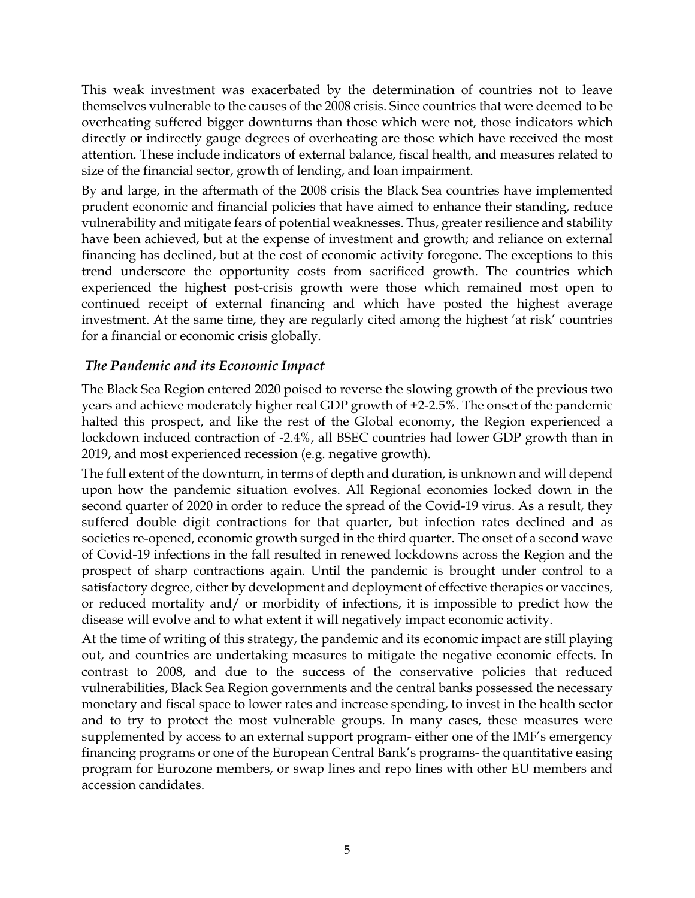This weak investment was exacerbated by the determination of countries not to leave themselves vulnerable to the causes of the 2008 crisis. Since countries that were deemed to be overheating suffered bigger downturns than those which were not, those indicators which directly or indirectly gauge degrees of overheating are those which have received the most attention. These include indicators of external balance, fiscal health, and measures related to size of the financial sector, growth of lending, and loan impairment.

By and large, in the aftermath of the 2008 crisis the Black Sea countries have implemented prudent economic and financial policies that have aimed to enhance their standing, reduce vulnerability and mitigate fears of potential weaknesses. Thus, greater resilience and stability have been achieved, but at the expense of investment and growth; and reliance on external financing has declined, but at the cost of economic activity foregone. The exceptions to this trend underscore the opportunity costs from sacrificed growth. The countries which experienced the highest post-crisis growth were those which remained most open to continued receipt of external financing and which have posted the highest average investment. At the same time, they are regularly cited among the highest 'at risk' countries for a financial or economic crisis globally.

### *The Pandemic and its Economic Impact*

The Black Sea Region entered 2020 poised to reverse the slowing growth of the previous two years and achieve moderately higher real GDP growth of +2-2.5%. The onset of the pandemic halted this prospect, and like the rest of the Global economy, the Region experienced a lockdown induced contraction of -2.4%, all BSEC countries had lower GDP growth than in 2019, and most experienced recession (e.g. negative growth).

The full extent of the downturn, in terms of depth and duration, is unknown and will depend upon how the pandemic situation evolves. All Regional economies locked down in the second quarter of 2020 in order to reduce the spread of the Covid-19 virus. As a result, they suffered double digit contractions for that quarter, but infection rates declined and as societies re-opened, economic growth surged in the third quarter. The onset of a second wave of Covid-19 infections in the fall resulted in renewed lockdowns across the Region and the prospect of sharp contractions again. Until the pandemic is brought under control to a satisfactory degree, either by development and deployment of effective therapies or vaccines, or reduced mortality and/ or morbidity of infections, it is impossible to predict how the disease will evolve and to what extent it will negatively impact economic activity.

At the time of writing of this strategy, the pandemic and its economic impact are still playing out, and countries are undertaking measures to mitigate the negative economic effects. In contrast to 2008, and due to the success of the conservative policies that reduced vulnerabilities, Black Sea Region governments and the central banks possessed the necessary monetary and fiscal space to lower rates and increase spending, to invest in the health sector and to try to protect the most vulnerable groups. In many cases, these measures were supplemented by access to an external support program- either one of the IMF's emergency financing programs or one of the European Central Bank's programs- the quantitative easing program for Eurozone members, or swap lines and repo lines with other EU members and accession candidates.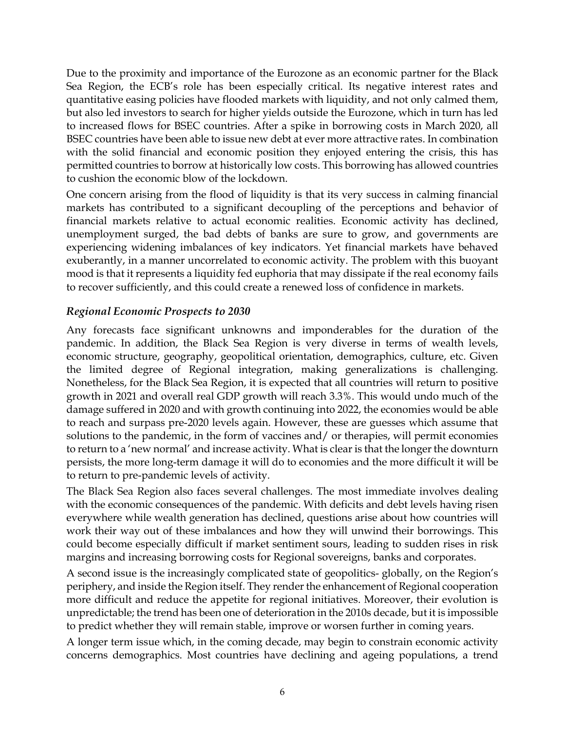Due to the proximity and importance of the Eurozone as an economic partner for the Black Sea Region, the ECB's role has been especially critical. Its negative interest rates and quantitative easing policies have flooded markets with liquidity, and not only calmed them, but also led investors to search for higher yields outside the Eurozone, which in turn has led to increased flows for BSEC countries. After a spike in borrowing costs in March 2020, all BSEC countries have been able to issue new debt at ever more attractive rates. In combination with the solid financial and economic position they enjoyed entering the crisis, this has permitted countries to borrow at historically low costs. This borrowing has allowed countries to cushion the economic blow of the lockdown.

One concern arising from the flood of liquidity is that its very success in calming financial markets has contributed to a significant decoupling of the perceptions and behavior of financial markets relative to actual economic realities. Economic activity has declined, unemployment surged, the bad debts of banks are sure to grow, and governments are experiencing widening imbalances of key indicators. Yet financial markets have behaved exuberantly, in a manner uncorrelated to economic activity. The problem with this buoyant mood is that it represents a liquidity fed euphoria that may dissipate if the real economy fails to recover sufficiently, and this could create a renewed loss of confidence in markets.

### *Regional Economic Prospects to 2030*

Any forecasts face significant unknowns and imponderables for the duration of the pandemic. In addition, the Black Sea Region is very diverse in terms of wealth levels, economic structure, geography, geopolitical orientation, demographics, culture, etc. Given the limited degree of Regional integration, making generalizations is challenging. Nonetheless, for the Black Sea Region, it is expected that all countries will return to positive growth in 2021 and overall real GDP growth will reach 3.3%. This would undo much of the damage suffered in 2020 and with growth continuing into 2022, the economies would be able to reach and surpass pre-2020 levels again. However, these are guesses which assume that solutions to the pandemic, in the form of vaccines and/ or therapies, will permit economies to return to a 'new normal' and increase activity. What is clear is that the longer the downturn persists, the more long-term damage it will do to economies and the more difficult it will be to return to pre-pandemic levels of activity.

The Black Sea Region also faces several challenges. The most immediate involves dealing with the economic consequences of the pandemic. With deficits and debt levels having risen everywhere while wealth generation has declined, questions arise about how countries will work their way out of these imbalances and how they will unwind their borrowings. This could become especially difficult if market sentiment sours, leading to sudden rises in risk margins and increasing borrowing costs for Regional sovereigns, banks and corporates.

A second issue is the increasingly complicated state of geopolitics- globally, on the Region's periphery, and inside the Region itself. They render the enhancement of Regional cooperation more difficult and reduce the appetite for regional initiatives. Moreover, their evolution is unpredictable; the trend has been one of deterioration in the 2010s decade, but it is impossible to predict whether they will remain stable, improve or worsen further in coming years.

A longer term issue which, in the coming decade, may begin to constrain economic activity concerns demographics. Most countries have declining and ageing populations, a trend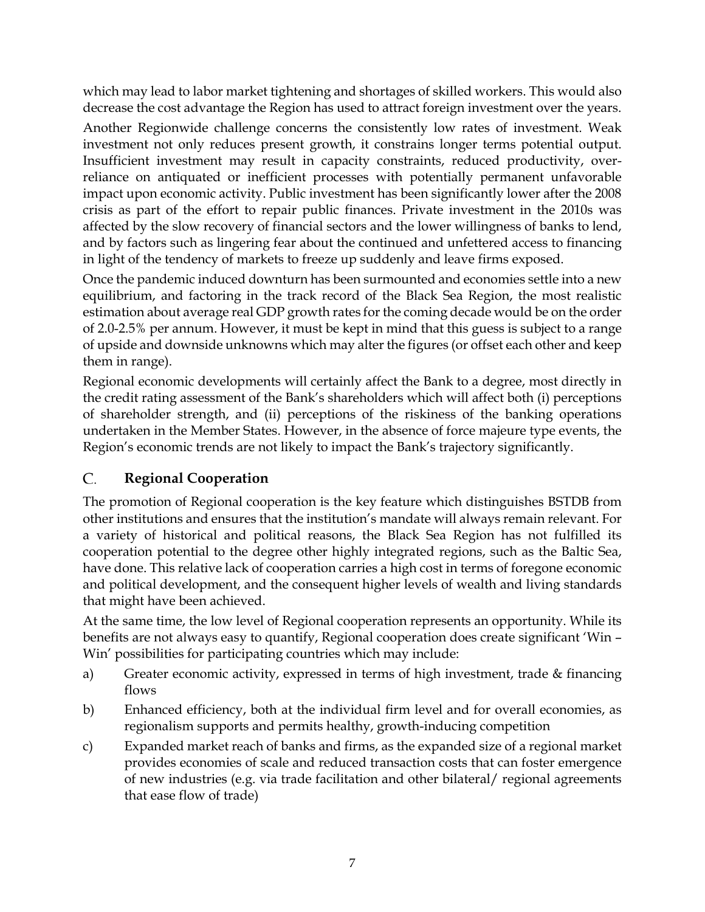which may lead to labor market tightening and shortages of skilled workers. This would also decrease the cost advantage the Region has used to attract foreign investment over the years.

Another Regionwide challenge concerns the consistently low rates of investment. Weak investment not only reduces present growth, it constrains longer terms potential output. Insufficient investment may result in capacity constraints, reduced productivity, over-reliance on antiquated or inefficient processes with potentially permanent unfavorable impact upon economic activity. Public investment has been significantly lower after the 2008 crisis as part of the effort to repair public finances. Private investment in the 2010s was affected by the slow recovery of financial sectors and the lower willingness of banks to lend, and by factors such as lingering fear about the continued and unfettered access to financing in light of the tendency of markets to freeze up suddenly and leave firms exposed.

Once the pandemic induced downturn has been surmounted and economies settle into a new equilibrium, and factoring in the track record of the Black Sea Region, the most realistic estimation about average real GDP growth rates for the coming decade would be on the order of 2.0-2.5% per annum. However, it must be kept in mind that this guess is subject to a range of upside and downside unknowns which may alter the figures (or offset each other and keep them in range).

Regional economic developments will certainly affect the Bank to a degree, most directly in the credit rating assessment of the Bank's shareholders which will affect both (i) perceptions of shareholder strength, and (ii) perceptions of the riskiness of the banking operations undertaken in the Member States. However, in the absence of force majeure type events, the Region's economic trends are not likely to impact the Bank's trajectory significantly.

## C. Regional Cooperation

The promotion of Regional cooperation is the key feature which distinguishes BSTDB from other institutions and ensures that the institution's mandate will always remain relevant. For a variety of historical and political reasons, the Black Sea Region has not fulfilled its cooperation potential to the degree other highly integrated regions, such as the Baltic Sea, have done. This relative lack of cooperation carries a high cost in terms of foregone economic and political development, and the consequent higher levels of wealth and living standards that might have been achieved.

At the same time, the low level of Regional cooperation represents an opportunity. While its benefits are not always easy to quantify, Regional cooperation does create significant 'Win – Win' possibilities for participating countries which may include:

a) Greater economic activity, expressed in terms of high investment, trade & financing flows

b) Enhanced efficiency, both at the individual firm level and for overall economies, as regionalism supports and permits healthy, growth-inducing competition

c) Expanded market reach of banks and firms, as the expanded size of a regional market provides economies of scale and reduced transaction costs that can foster emergence of new industries (e.g. via trade facilitation and other bilateral/ regional agreements that ease flow of trade)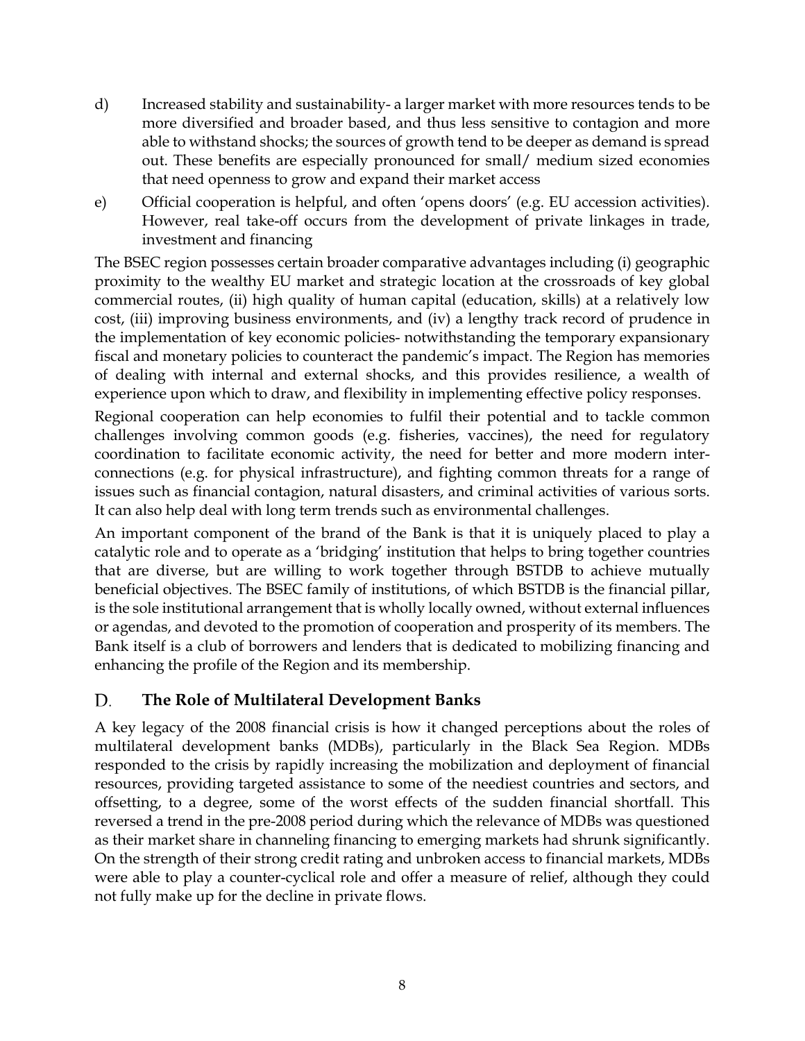d) Increased stability and sustainability- a larger market with more resources tends to be more diversified and broader based, and thus less sensitive to contagion and more able to withstand shocks; the sources of growth tend to be deeper as demand is spread out. These benefits are especially pronounced for small/ medium sized economies that need openness to grow and expand their market access

e) Official cooperation is helpful, and often 'opens doors' (e.g. EU accession activities). However, real take-off occurs from the development of private linkages in trade, investment and financing

The BSEC region possesses certain broader comparative advantages including (i) geographic proximity to the wealthy EU market and strategic location at the crossroads of key global commercial routes, (ii) high quality of human capital (education, skills) at a relatively low cost, (iii) improving business environments, and (iv) a lengthy track record of prudence in the implementation of key economic policies- notwithstanding the temporary expansionary fiscal and monetary policies to counteract the pandemic's impact. The Region has memories of dealing with internal and external shocks, and this provides resilience, a wealth of experience upon which to draw, and flexibility in implementing effective policy responses.

Regional cooperation can help economies to fulfil their potential and to tackle common challenges involving common goods (e.g. fisheries, vaccines), the need for regulatory coordination to facilitate economic activity, the need for better and more modern inter-connections (e.g. for physical infrastructure), and fighting common threats for a range of issues such as financial contagion, natural disasters, and criminal activities of various sorts. It can also help deal with long term trends such as environmental challenges.

An important component of the brand of the Bank is that it is uniquely placed to play a catalytic role and to operate as a 'bridging' institution that helps to bring together countries that are diverse, but are willing to work together through BSTDB to achieve mutually beneficial objectives. The BSEC family of institutions, of which BSTDB is the financial pillar, is the sole institutional arrangement that is wholly locally owned, without external influences or agendas, and devoted to the promotion of cooperation and prosperity of its members. The Bank itself is a club of borrowers and lenders that is dedicated to mobilizing financing and enhancing the profile of the Region and its membership.

## D. The Role of Multilateral Development Banks

A key legacy of the 2008 financial crisis is how it changed perceptions about the roles of multilateral development banks (MDBs), particularly in the Black Sea Region. MDBs responded to the crisis by rapidly increasing the mobilization and deployment of financial resources, providing targeted assistance to some of the neediest countries and sectors, and offsetting, to a degree, some of the worst effects of the sudden financial shortfall. This reversed a trend in the pre-2008 period during which the relevance of MDBs was questioned as their market share in channeling financing to emerging markets had shrunk significantly. On the strength of their strong credit rating and unbroken access to financial markets, MDBs were able to play a counter-cyclical role and offer a measure of relief, although they could not fully make up for the decline in private flows.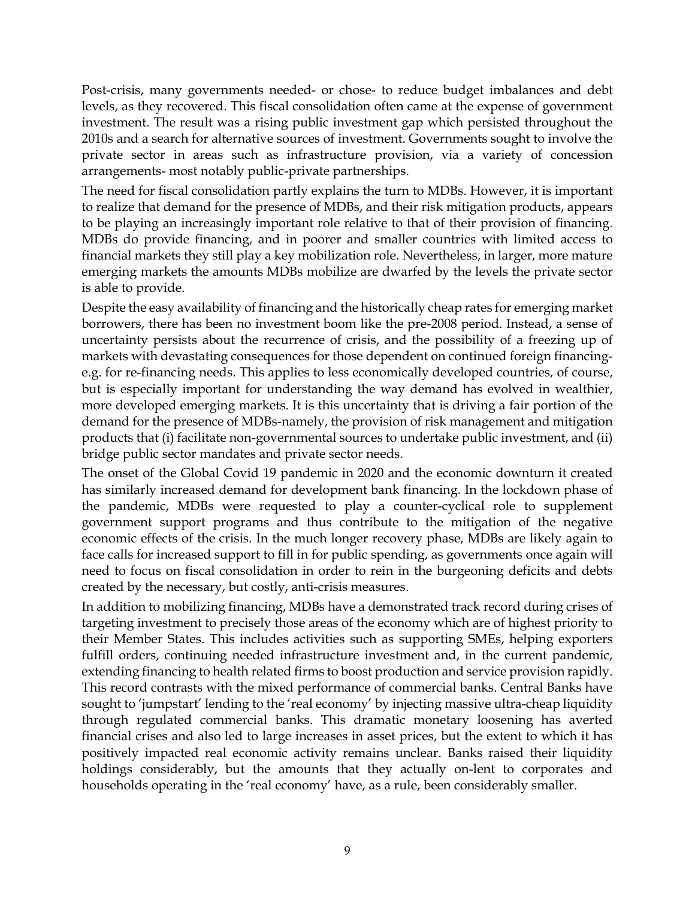Post-crisis, many governments needed- or chose- to reduce budget imbalances and debt levels, as they recovered. This fiscal consolidation often came at the expense of government investment. The result was a rising public investment gap which persisted throughout the 2010s and a search for alternative sources of investment. Governments sought to involve the private sector in areas such as infrastructure provision, via a variety of concession arrangements- most notably public-private partnerships.

The need for fiscal consolidation partly explains the turn to MDBs. However, it is important to realize that demand for the presence of MDBs, and their risk mitigation products, appears to be playing an increasingly important role relative to that of their provision of financing. MDBs do provide financing, and in poorer and smaller countries with limited access to financial markets they still play a key mobilization role. Nevertheless, in larger, more mature emerging markets the amounts MDBs mobilize are dwarfed by the levels the private sector is able to provide.

Despite the easy availability of financing and the historically cheap rates for emerging market borrowers, there has been no investment boom like the pre-2008 period. Instead, a sense of uncertainty persists about the recurrence of crisis, and the possibility of a freezing up of markets with devastating consequences for those dependent on continued foreign financing- e.g. for re-financing needs. This applies to less economically developed countries, of course, but is especially important for understanding the way demand has evolved in wealthier, more developed emerging markets. It is this uncertainty that is driving a fair portion of the demand for the presence of MDBs-namely, the provision of risk management and mitigation products that (i) facilitate non-governmental sources to undertake public investment, and (ii) bridge public sector mandates and private sector needs.

The onset of the Global Covid 19 pandemic in 2020 and the economic downturn it created has similarly increased demand for development bank financing. In the lockdown phase of the pandemic, MDBs were requested to play a counter-cyclical role to supplement government support programs and thus contribute to the mitigation of the negative economic effects of the crisis. In the much longer recovery phase, MDBs are likely again to face calls for increased support to fill in for public spending, as governments once again will need to focus on fiscal consolidation in order to rein in the burgeoning deficits and debts created by the necessary, but costly, anti-crisis measures.

In addition to mobilizing financing, MDBs have a demonstrated track record during crises of targeting investment to precisely those areas of the economy which are of highest priority to their Member States. This includes activities such as supporting SMEs, helping exporters fulfill orders, continuing needed infrastructure investment and, in the current pandemic, extending financing to health related firms to boost production and service provision rapidly. This record contrasts with the mixed performance of commercial banks. Central Banks have sought to 'jumpstart' lending to the 'real economy' by injecting massive ultra-cheap liquidity through regulated commercial banks. This dramatic monetary loosening has averted financial crises and also led to large increases in asset prices, but the extent to which it has positively impacted real economic activity remains unclear. Banks raised their liquidity holdings considerably, but the amounts that they actually on-lent to corporates and households operating in the 'real economy' have, as a rule, been considerably smaller.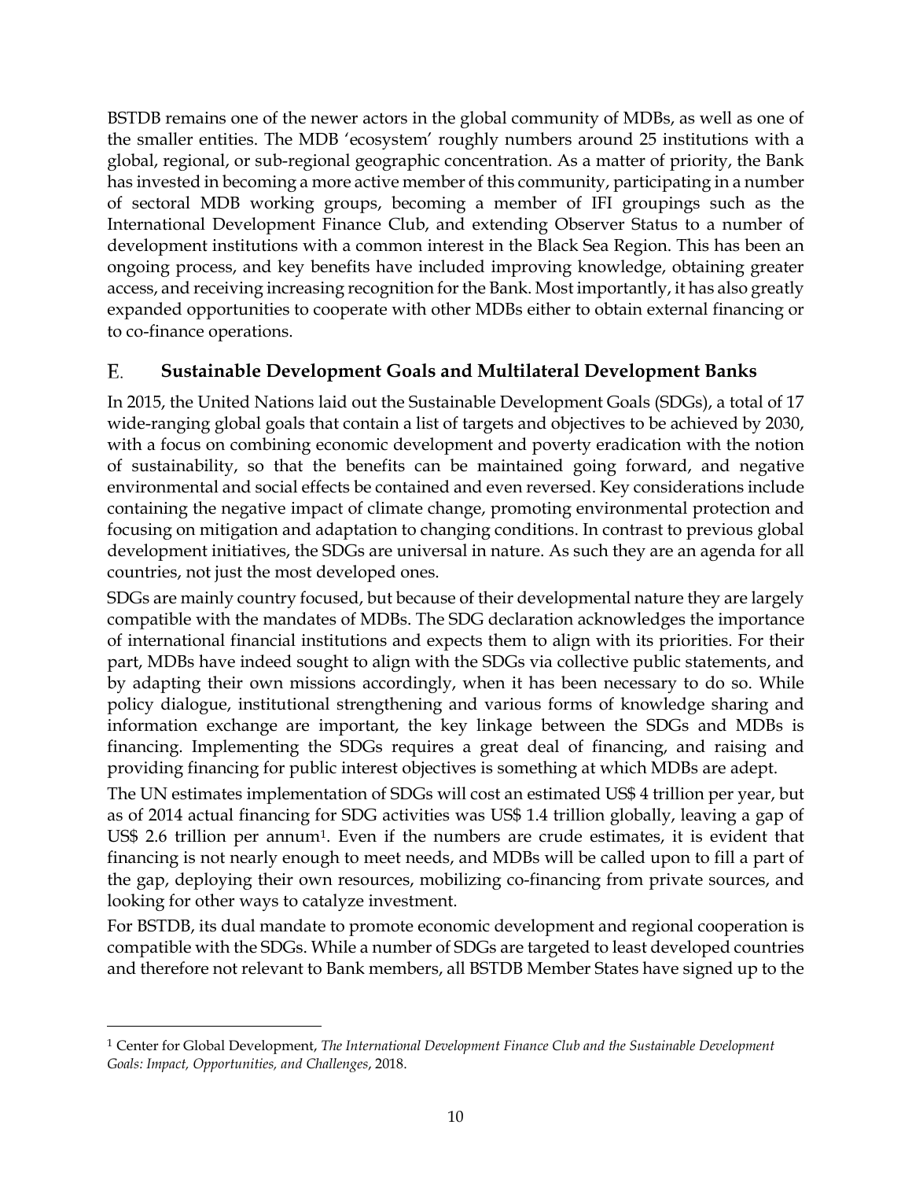BSTDB remains one of the newer actors in the global community of MDBs, as well as one of the smaller entities. The MDB 'ecosystem' roughly numbers around 25 institutions with a global, regional, or sub-regional geographic concentration. As a matter of priority, the Bank has invested in becoming a more active member of this community, participating in a number of sectoral MDB working groups, becoming a member of IFI groupings such as the International Development Finance Club, and extending Observer Status to a number of development institutions with a common interest in the Black Sea Region. This has been an ongoing process, and key benefits have included improving knowledge, obtaining greater access, and receiving increasing recognition for the Bank. Most importantly, it has also greatly expanded opportunities to cooperate with other MDBs either to obtain external financing or to co-finance operations.

## E. Sustainable Development Goals and Multilateral Development Banks

In 2015, the United Nations laid out the Sustainable Development Goals (SDGs), a total of 17 wide-ranging global goals that contain a list of targets and objectives to be achieved by 2030, with a focus on combining economic development and poverty eradication with the notion of sustainability, so that the benefits can be maintained going forward, and negative environmental and social effects be contained and even reversed. Key considerations include containing the negative impact of climate change, promoting environmental protection and focusing on mitigation and adaptation to changing conditions. In contrast to previous global development initiatives, the SDGs are universal in nature. As such they are an agenda for all countries, not just the most developed ones.

SDGs are mainly country focused, but because of their developmental nature they are largely compatible with the mandates of MDBs. The SDG declaration acknowledges the importance of international financial institutions and expects them to align with its priorities. For their part, MDBs have indeed sought to align with the SDGs via collective public statements, and by adapting their own missions accordingly, when it has been necessary to do so. While policy dialogue, institutional strengthening and various forms of knowledge sharing and information exchange are important, the key linkage between the SDGs and MDBs is financing. Implementing the SDGs requires a great deal of financing, and raising and providing financing for public interest objectives is something at which MDBs are adept.

The UN estimates implementation of SDGs will cost an estimated US$ 4 trillion per year, but as of 2014 actual financing for SDG activities was US$ 1.4 trillion globally, leaving a gap of US$ 2.6 trillion per annum[1]. Even if the numbers are crude estimates, it is evident that financing is not nearly enough to meet needs, and MDBs will be called upon to fill a part of the gap, deploying their own resources, mobilizing co-financing from private sources, and looking for other ways to catalyze investment.

For BSTDB, its dual mandate to promote economic development and regional cooperation is compatible with the SDGs. While a number of SDGs are targeted to least developed countries and therefore not relevant to Bank members, all BSTDB Member States have signed up to the

---

[1] Center for Global Development, *The International Development Finance Club and the Sustainable Development Goals: Impact, Opportunities, and Challenges*, 2018.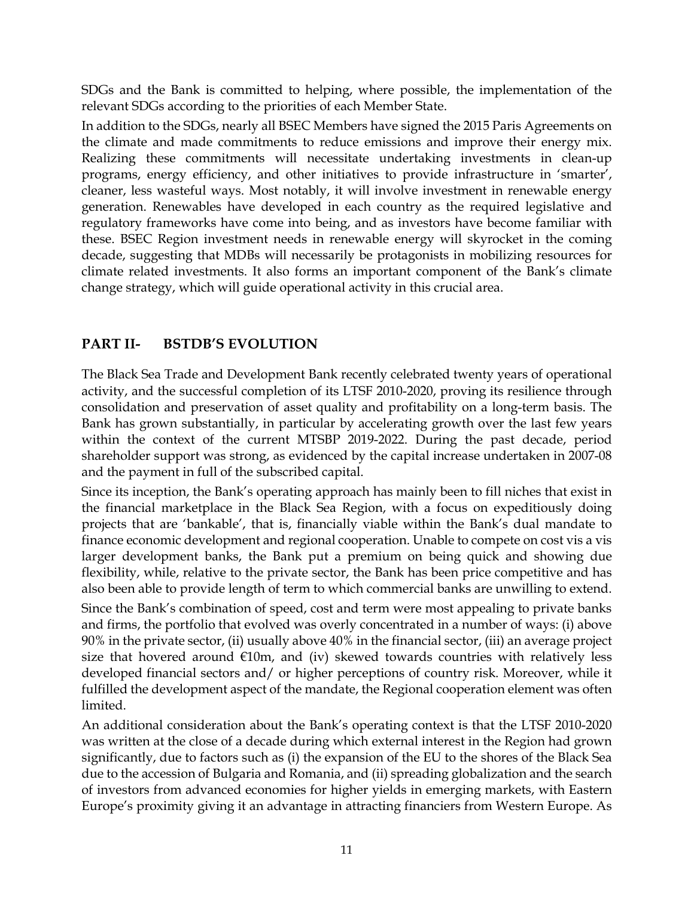SDGs and the Bank is committed to helping, where possible, the implementation of the relevant SDGs according to the priorities of each Member State.

In addition to the SDGs, nearly all BSEC Members have signed the 2015 Paris Agreements on the climate and made commitments to reduce emissions and improve their energy mix. Realizing these commitments will necessitate undertaking investments in clean-up programs, energy efficiency, and other initiatives to provide infrastructure in 'smarter', cleaner, less wasteful ways. Most notably, it will involve investment in renewable energy generation. Renewables have developed in each country as the required legislative and regulatory frameworks have come into being, and as investors have become familiar with these. BSEC Region investment needs in renewable energy will skyrocket in the coming decade, suggesting that MDBs will necessarily be protagonists in mobilizing resources for climate related investments. It also forms an important component of the Bank's climate change strategy, which will guide operational activity in this crucial area.

## PART II- BSTDB'S EVOLUTION

The Black Sea Trade and Development Bank recently celebrated twenty years of operational activity, and the successful completion of its LTSF 2010-2020, proving its resilience through consolidation and preservation of asset quality and profitability on a long-term basis. The Bank has grown substantially, in particular by accelerating growth over the last few years within the context of the current MTSBP 2019-2022. During the past decade, period shareholder support was strong, as evidenced by the capital increase undertaken in 2007-08 and the payment in full of the subscribed capital.

Since its inception, the Bank's operating approach has mainly been to fill niches that exist in the financial marketplace in the Black Sea Region, with a focus on expeditiously doing projects that are 'bankable', that is, financially viable within the Bank's dual mandate to finance economic development and regional cooperation. Unable to compete on cost vis a vis larger development banks, the Bank put a premium on being quick and showing due flexibility, while, relative to the private sector, the Bank has been price competitive and has also been able to provide length of term to which commercial banks are unwilling to extend.

Since the Bank's combination of speed, cost and term were most appealing to private banks and firms, the portfolio that evolved was overly concentrated in a number of ways: (i) above 90% in the private sector, (ii) usually above 40% in the financial sector, (iii) an average project size that hovered around €10m, and (iv) skewed towards countries with relatively less developed financial sectors and/ or higher perceptions of country risk. Moreover, while it fulfilled the development aspect of the mandate, the Regional cooperation element was often limited.

An additional consideration about the Bank's operating context is that the LTSF 2010-2020 was written at the close of a decade during which external interest in the Region had grown significantly, due to factors such as (i) the expansion of the EU to the shores of the Black Sea due to the accession of Bulgaria and Romania, and (ii) spreading globalization and the search of investors from advanced economies for higher yields in emerging markets, with Eastern Europe's proximity giving it an advantage in attracting financiers from Western Europe. As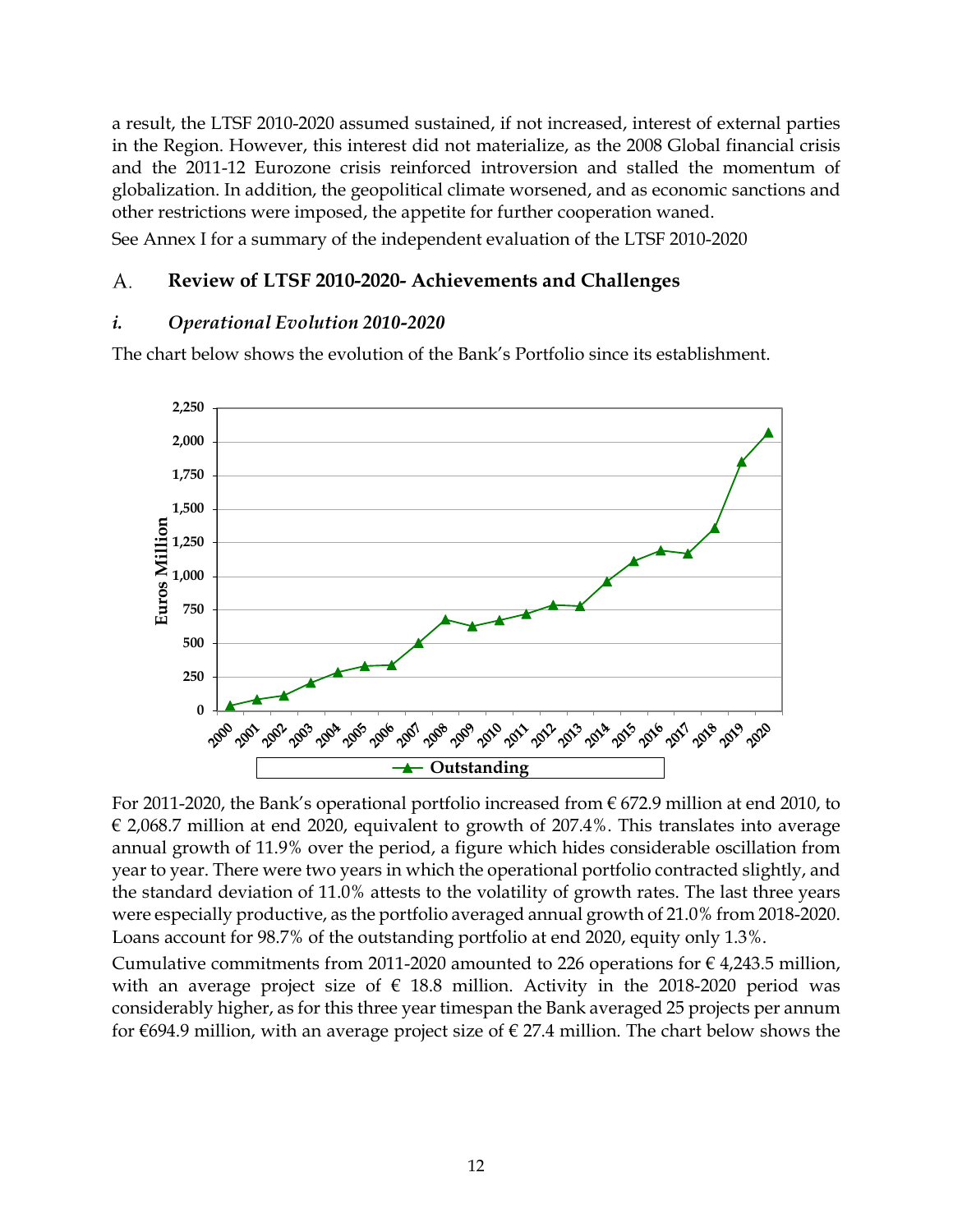a result, the LTSF 2010-2020 assumed sustained, if not increased, interest of external parties in the Region. However, this interest did not materialize, as the 2008 Global financial crisis and the 2011-12 Eurozone crisis reinforced introversion and stalled the momentum of globalization. In addition, the geopolitical climate worsened, and as economic sanctions and other restrictions were imposed, the appetite for further cooperation waned.

See Annex I for a summary of the independent evaluation of the LTSF 2010-2020

## A. Review of LTSF 2010-2020- Achievements and Challenges

### *i. Operational Evolution 2010-2020*

The chart below shows the evolution of the Bank's Portfolio since its establishment.

For 2011-2020, the Bank's operational portfolio increased from € 672.9 million at end 2010, to € 2,068.7 million at end 2020, equivalent to growth of 207.4%. This translates into average annual growth of 11.9% over the period, a figure which hides considerable oscillation from year to year. There were two years in which the operational portfolio contracted slightly, and the standard deviation of 11.0% attests to the volatility of growth rates. The last three years were especially productive, as the portfolio averaged annual growth of 21.0% from 2018-2020. Loans account for 98.7% of the outstanding portfolio at end 2020, equity only 1.3%.

Cumulative commitments from 2011-2020 amounted to 226 operations for € 4,243.5 million, with an average project size of € 18.8 million. Activity in the 2018-2020 period was considerably higher, as for this three year timespan the Bank averaged 25 projects per annum for €694.9 million, with an average project size of € 27.4 million. The chart below shows the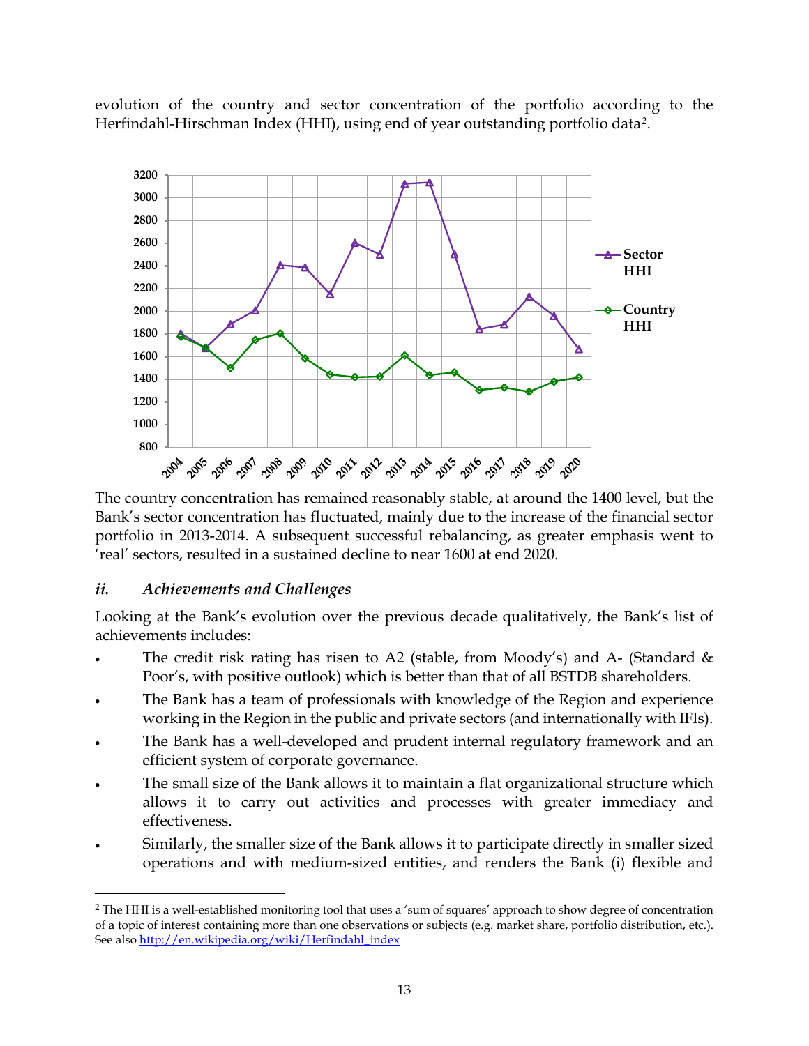evolution of the country and sector concentration of the portfolio according to the Herfindahl-Hirschman Index (HHI), using end of year outstanding portfolio data[2].

The country concentration has remained reasonably stable, at around the 1400 level, but the Bank's sector concentration has fluctuated, mainly due to the increase of the financial sector portfolio in 2013-2014. A subsequent successful rebalancing, as greater emphasis went to 'real' sectors, resulted in a sustained decline to near 1600 at end 2020.

### *ii. Achievements and Challenges*

Looking at the Bank's evolution over the previous decade qualitatively, the Bank's list of achievements includes:

- The credit risk rating has risen to A2 (stable, from Moody's) and A- (Standard & Poor's, with positive outlook) which is better than that of all BSTDB shareholders.
- The Bank has a team of professionals with knowledge of the Region and experience working in the Region in the public and private sectors (and internationally with IFIs).
- The Bank has a well-developed and prudent internal regulatory framework and an efficient system of corporate governance.
- The small size of the Bank allows it to maintain a flat organizational structure which allows it to carry out activities and processes with greater immediacy and effectiveness.
- Similarly, the smaller size of the Bank allows it to participate directly in smaller sized operations and with medium-sized entities, and renders the Bank (i) flexible and

---

[2] The HHI is a well-established monitoring tool that uses a 'sum of squares' approach to show degree of concentration of a topic of interest containing more than one observations or subjects (e.g. market share, portfolio distribution, etc.). See also http://en.wikipedia.org/wiki/Herfindahl_index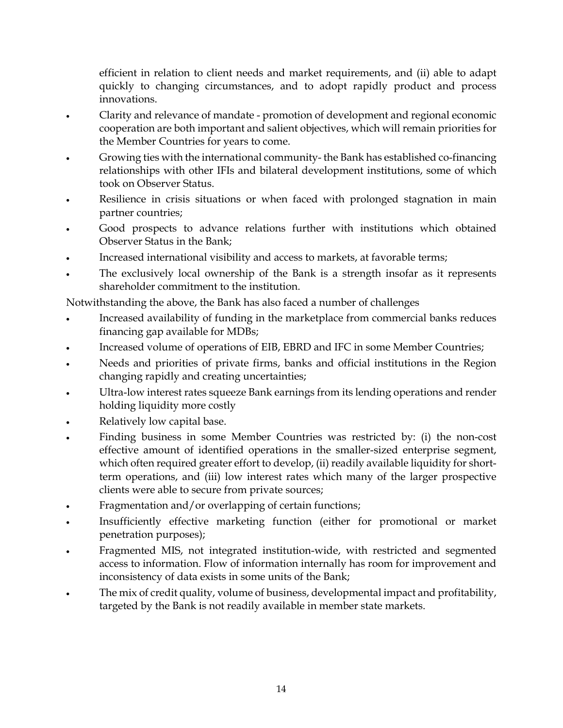efficient in relation to client needs and market requirements, and (ii) able to adapt quickly to changing circumstances, and to adopt rapidly product and process innovations.

- Clarity and relevance of mandate - promotion of development and regional economic cooperation are both important and salient objectives, which will remain priorities for the Member Countries for years to come.
- Growing ties with the international community- the Bank has established co-financing relationships with other IFIs and bilateral development institutions, some of which took on Observer Status.
- Resilience in crisis situations or when faced with prolonged stagnation in main partner countries;
- Good prospects to advance relations further with institutions which obtained Observer Status in the Bank;
- Increased international visibility and access to markets, at favorable terms;
- The exclusively local ownership of the Bank is a strength insofar as it represents shareholder commitment to the institution.

Notwithstanding the above, the Bank has also faced a number of challenges

- Increased availability of funding in the marketplace from commercial banks reduces financing gap available for MDBs;
- Increased volume of operations of EIB, EBRD and IFC in some Member Countries;
- Needs and priorities of private firms, banks and official institutions in the Region changing rapidly and creating uncertainties;
- Ultra-low interest rates squeeze Bank earnings from its lending operations and render holding liquidity more costly
- Relatively low capital base.
- Finding business in some Member Countries was restricted by: (i) the non-cost effective amount of identified operations in the smaller-sized enterprise segment, which often required greater effort to develop, (ii) readily available liquidity for short-term operations, and (iii) low interest rates which many of the larger prospective clients were able to secure from private sources;
- Fragmentation and/or overlapping of certain functions;
- Insufficiently effective marketing function (either for promotional or market penetration purposes);
- Fragmented MIS, not integrated institution-wide, with restricted and segmented access to information. Flow of information internally has room for improvement and inconsistency of data exists in some units of the Bank;
- The mix of credit quality, volume of business, developmental impact and profitability, targeted by the Bank is not readily available in member state markets.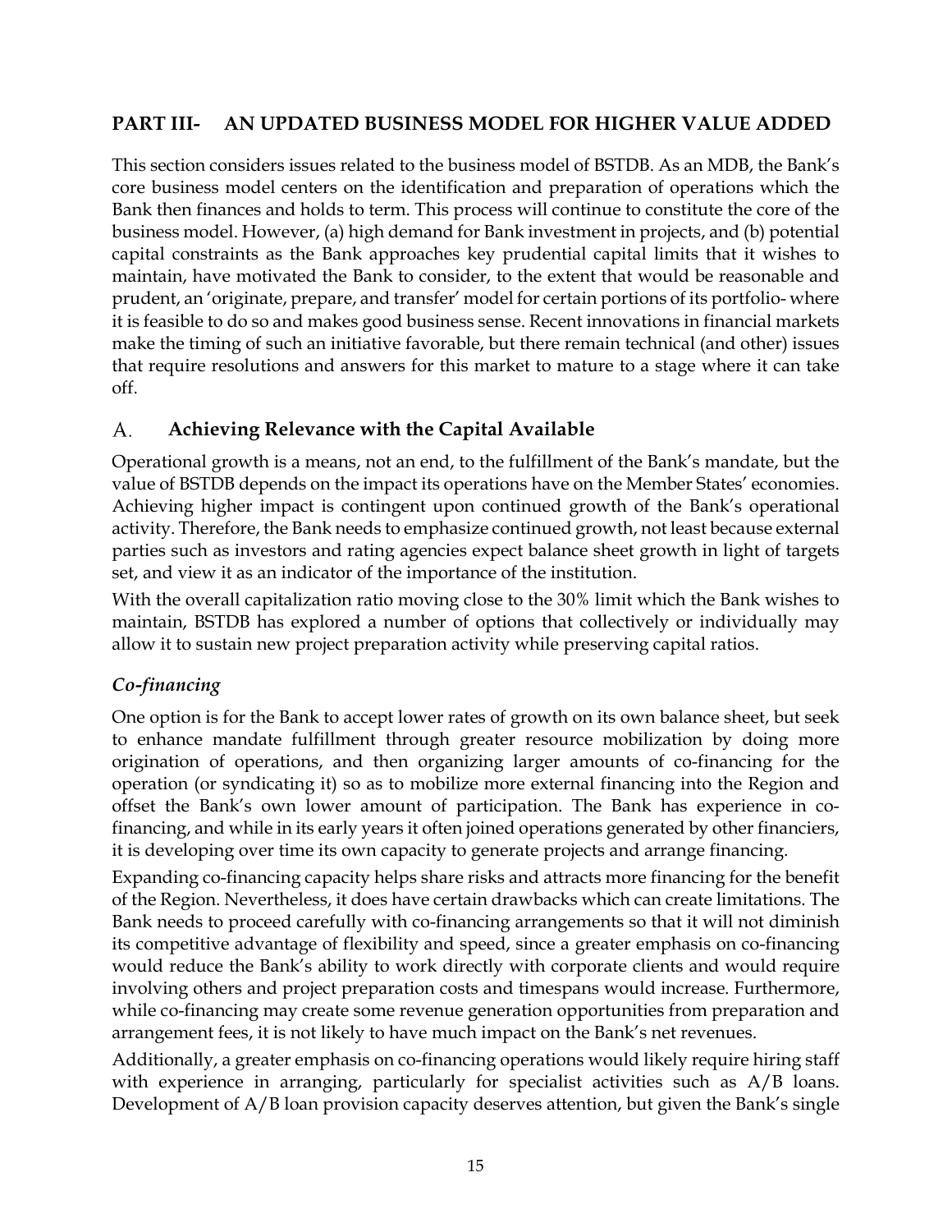## PART III- AN UPDATED BUSINESS MODEL FOR HIGHER VALUE ADDED

This section considers issues related to the business model of BSTDB. As an MDB, the Bank's core business model centers on the identification and preparation of operations which the Bank then finances and holds to term. This process will continue to constitute the core of the business model. However, (a) high demand for Bank investment in projects, and (b) potential capital constraints as the Bank approaches key prudential capital limits that it wishes to maintain, have motivated the Bank to consider, to the extent that would be reasonable and prudent, an 'originate, prepare, and transfer' model for certain portions of its portfolio- where it is feasible to do so and makes good business sense. Recent innovations in financial markets make the timing of such an initiative favorable, but there remain technical (and other) issues that require resolutions and answers for this market to mature to a stage where it can take off.

### A. Achieving Relevance with the Capital Available

Operational growth is a means, not an end, to the fulfillment of the Bank's mandate, but the value of BSTDB depends on the impact its operations have on the Member States' economies. Achieving higher impact is contingent upon continued growth of the Bank's operational activity. Therefore, the Bank needs to emphasize continued growth, not least because external parties such as investors and rating agencies expect balance sheet growth in light of targets set, and view it as an indicator of the importance of the institution.

With the overall capitalization ratio moving close to the 30% limit which the Bank wishes to maintain, BSTDB has explored a number of options that collectively or individually may allow it to sustain new project preparation activity while preserving capital ratios.

#### *Co-financing*

One option is for the Bank to accept lower rates of growth on its own balance sheet, but seek to enhance mandate fulfillment through greater resource mobilization by doing more origination of operations, and then organizing larger amounts of co-financing for the operation (or syndicating it) so as to mobilize more external financing into the Region and offset the Bank's own lower amount of participation. The Bank has experience in co-financing, and while in its early years it often joined operations generated by other financiers, it is developing over time its own capacity to generate projects and arrange financing.

Expanding co-financing capacity helps share risks and attracts more financing for the benefit of the Region. Nevertheless, it does have certain drawbacks which can create limitations. The Bank needs to proceed carefully with co-financing arrangements so that it will not diminish its competitive advantage of flexibility and speed, since a greater emphasis on co-financing would reduce the Bank's ability to work directly with corporate clients and would require involving others and project preparation costs and timespans would increase. Furthermore, while co-financing may create some revenue generation opportunities from preparation and arrangement fees, it is not likely to have much impact on the Bank's net revenues.

Additionally, a greater emphasis on co-financing operations would likely require hiring staff with experience in arranging, particularly for specialist activities such as A/B loans. Development of A/B loan provision capacity deserves attention, but given the Bank's single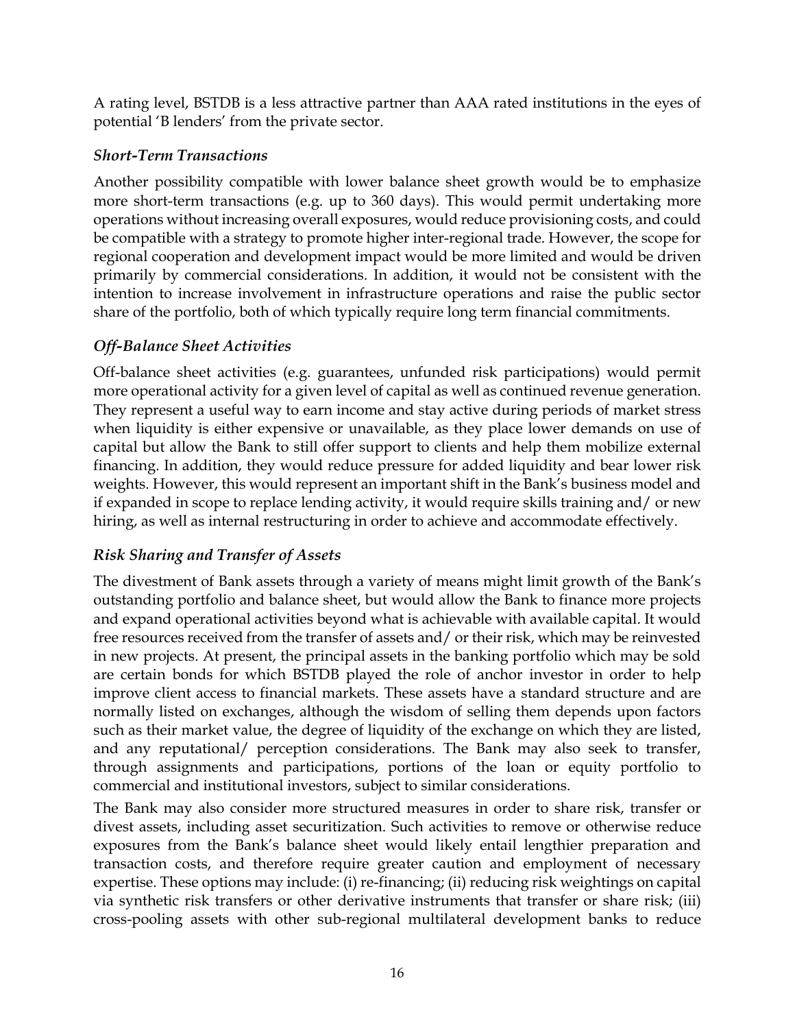A rating level, BSTDB is a less attractive partner than AAA rated institutions in the eyes of potential 'B lenders' from the private sector.

### *Short-Term Transactions*

Another possibility compatible with lower balance sheet growth would be to emphasize more short-term transactions (e.g. up to 360 days). This would permit undertaking more operations without increasing overall exposures, would reduce provisioning costs, and could be compatible with a strategy to promote higher inter-regional trade. However, the scope for regional cooperation and development impact would be more limited and would be driven primarily by commercial considerations. In addition, it would not be consistent with the intention to increase involvement in infrastructure operations and raise the public sector share of the portfolio, both of which typically require long term financial commitments.

### *Off-Balance Sheet Activities*

Off-balance sheet activities (e.g. guarantees, unfunded risk participations) would permit more operational activity for a given level of capital as well as continued revenue generation. They represent a useful way to earn income and stay active during periods of market stress when liquidity is either expensive or unavailable, as they place lower demands on use of capital but allow the Bank to still offer support to clients and help them mobilize external financing. In addition, they would reduce pressure for added liquidity and bear lower risk weights. However, this would represent an important shift in the Bank's business model and if expanded in scope to replace lending activity, it would require skills training and/ or new hiring, as well as internal restructuring in order to achieve and accommodate effectively.

### *Risk Sharing and Transfer of Assets*

The divestment of Bank assets through a variety of means might limit growth of the Bank's outstanding portfolio and balance sheet, but would allow the Bank to finance more projects and expand operational activities beyond what is achievable with available capital. It would free resources received from the transfer of assets and/ or their risk, which may be reinvested in new projects. At present, the principal assets in the banking portfolio which may be sold are certain bonds for which BSTDB played the role of anchor investor in order to help improve client access to financial markets. These assets have a standard structure and are normally listed on exchanges, although the wisdom of selling them depends upon factors such as their market value, the degree of liquidity of the exchange on which they are listed, and any reputational/ perception considerations. The Bank may also seek to transfer, through assignments and participations, portions of the loan or equity portfolio to commercial and institutional investors, subject to similar considerations.

The Bank may also consider more structured measures in order to share risk, transfer or divest assets, including asset securitization. Such activities to remove or otherwise reduce exposures from the Bank's balance sheet would likely entail lengthier preparation and transaction costs, and therefore require greater caution and employment of necessary expertise. These options may include: (i) re-financing; (ii) reducing risk weightings on capital via synthetic risk transfers or other derivative instruments that transfer or share risk; (iii) cross-pooling assets with other sub-regional multilateral development banks to reduce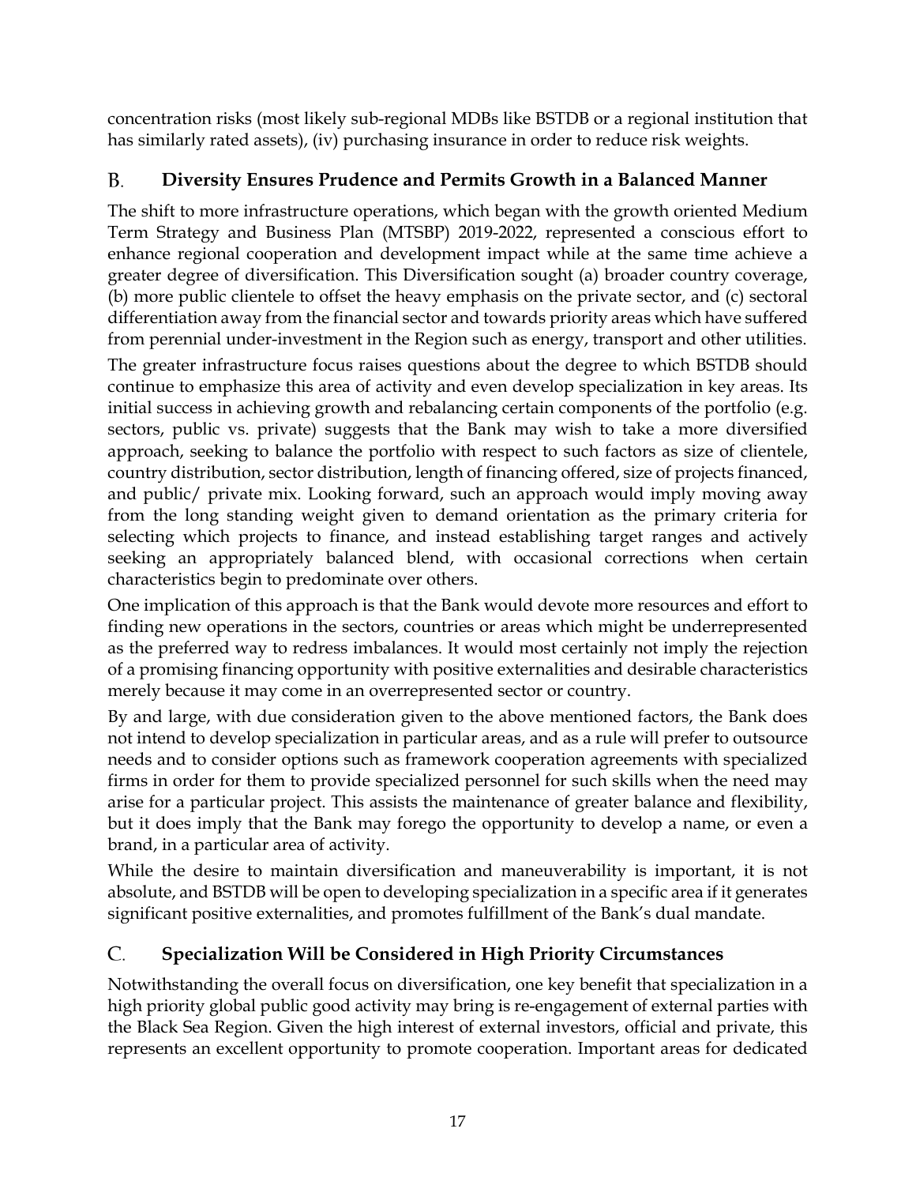concentration risks (most likely sub-regional MDBs like BSTDB or a regional institution that has similarly rated assets), (iv) purchasing insurance in order to reduce risk weights.

## B. Diversity Ensures Prudence and Permits Growth in a Balanced Manner

The shift to more infrastructure operations, which began with the growth oriented Medium Term Strategy and Business Plan (MTSBP) 2019-2022, represented a conscious effort to enhance regional cooperation and development impact while at the same time achieve a greater degree of diversification. This Diversification sought (a) broader country coverage, (b) more public clientele to offset the heavy emphasis on the private sector, and (c) sectoral differentiation away from the financial sector and towards priority areas which have suffered from perennial under-investment in the Region such as energy, transport and other utilities.

The greater infrastructure focus raises questions about the degree to which BSTDB should continue to emphasize this area of activity and even develop specialization in key areas. Its initial success in achieving growth and rebalancing certain components of the portfolio (e.g. sectors, public vs. private) suggests that the Bank may wish to take a more diversified approach, seeking to balance the portfolio with respect to such factors as size of clientele, country distribution, sector distribution, length of financing offered, size of projects financed, and public/ private mix. Looking forward, such an approach would imply moving away from the long standing weight given to demand orientation as the primary criteria for selecting which projects to finance, and instead establishing target ranges and actively seeking an appropriately balanced blend, with occasional corrections when certain characteristics begin to predominate over others.

One implication of this approach is that the Bank would devote more resources and effort to finding new operations in the sectors, countries or areas which might be underrepresented as the preferred way to redress imbalances. It would most certainly not imply the rejection of a promising financing opportunity with positive externalities and desirable characteristics merely because it may come in an overrepresented sector or country.

By and large, with due consideration given to the above mentioned factors, the Bank does not intend to develop specialization in particular areas, and as a rule will prefer to outsource needs and to consider options such as framework cooperation agreements with specialized firms in order for them to provide specialized personnel for such skills when the need may arise for a particular project. This assists the maintenance of greater balance and flexibility, but it does imply that the Bank may forego the opportunity to develop a name, or even a brand, in a particular area of activity.

While the desire to maintain diversification and maneuverability is important, it is not absolute, and BSTDB will be open to developing specialization in a specific area if it generates significant positive externalities, and promotes fulfillment of the Bank's dual mandate.

## C. Specialization Will be Considered in High Priority Circumstances

Notwithstanding the overall focus on diversification, one key benefit that specialization in a high priority global public good activity may bring is re-engagement of external parties with the Black Sea Region. Given the high interest of external investors, official and private, this represents an excellent opportunity to promote cooperation. Important areas for dedicated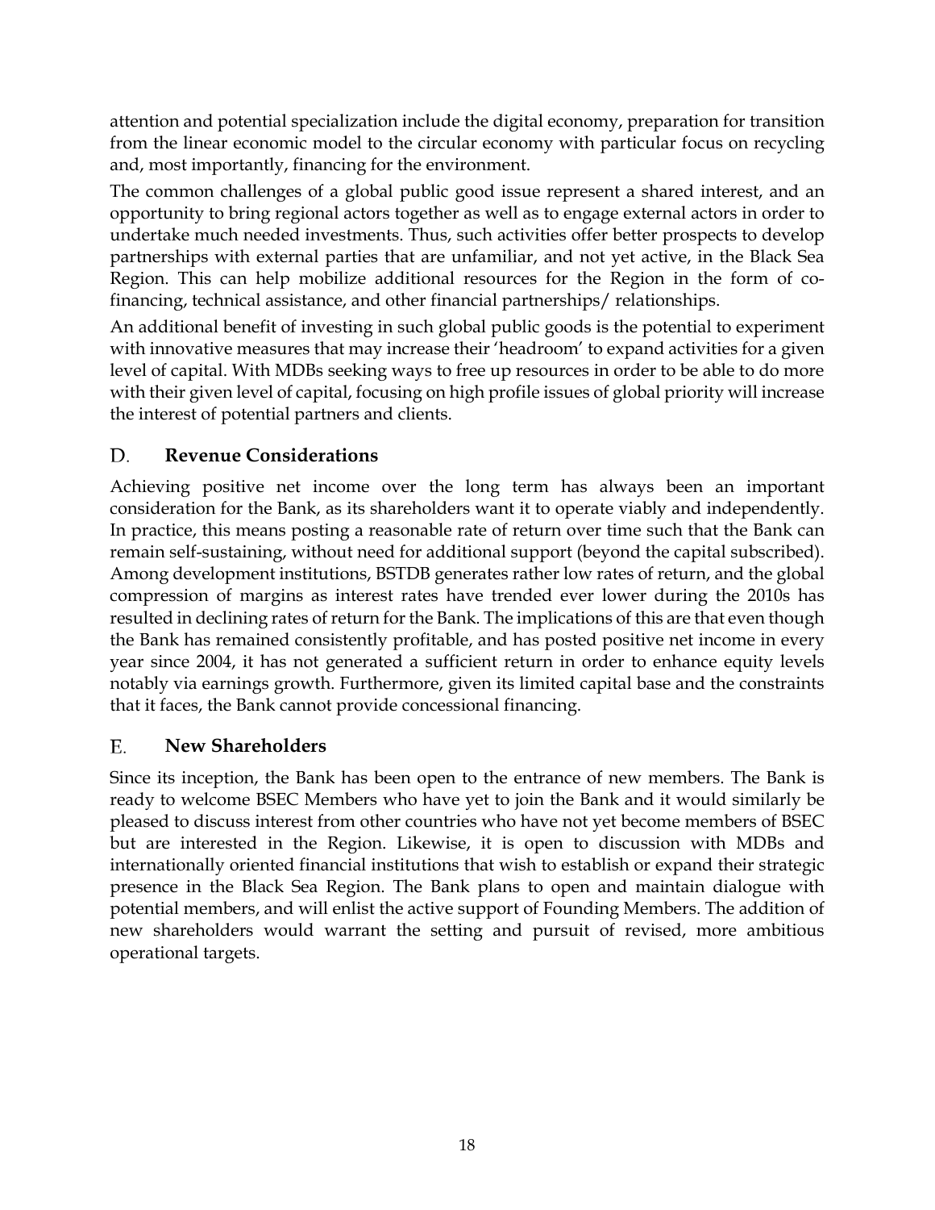attention and potential specialization include the digital economy, preparation for transition from the linear economic model to the circular economy with particular focus on recycling and, most importantly, financing for the environment.

The common challenges of a global public good issue represent a shared interest, and an opportunity to bring regional actors together as well as to engage external actors in order to undertake much needed investments. Thus, such activities offer better prospects to develop partnerships with external parties that are unfamiliar, and not yet active, in the Black Sea Region. This can help mobilize additional resources for the Region in the form of co-financing, technical assistance, and other financial partnerships/ relationships.

An additional benefit of investing in such global public goods is the potential to experiment with innovative measures that may increase their 'headroom' to expand activities for a given level of capital. With MDBs seeking ways to free up resources in order to be able to do more with their given level of capital, focusing on high profile issues of global priority will increase the interest of potential partners and clients.

## D. Revenue Considerations

Achieving positive net income over the long term has always been an important consideration for the Bank, as its shareholders want it to operate viably and independently. In practice, this means posting a reasonable rate of return over time such that the Bank can remain self-sustaining, without need for additional support (beyond the capital subscribed). Among development institutions, BSTDB generates rather low rates of return, and the global compression of margins as interest rates have trended ever lower during the 2010s has resulted in declining rates of return for the Bank. The implications of this are that even though the Bank has remained consistently profitable, and has posted positive net income in every year since 2004, it has not generated a sufficient return in order to enhance equity levels notably via earnings growth. Furthermore, given its limited capital base and the constraints that it faces, the Bank cannot provide concessional financing.

## E. New Shareholders

Since its inception, the Bank has been open to the entrance of new members. The Bank is ready to welcome BSEC Members who have yet to join the Bank and it would similarly be pleased to discuss interest from other countries who have not yet become members of BSEC but are interested in the Region. Likewise, it is open to discussion with MDBs and internationally oriented financial institutions that wish to establish or expand their strategic presence in the Black Sea Region. The Bank plans to open and maintain dialogue with potential members, and will enlist the active support of Founding Members. The addition of new shareholders would warrant the setting and pursuit of revised, more ambitious operational targets.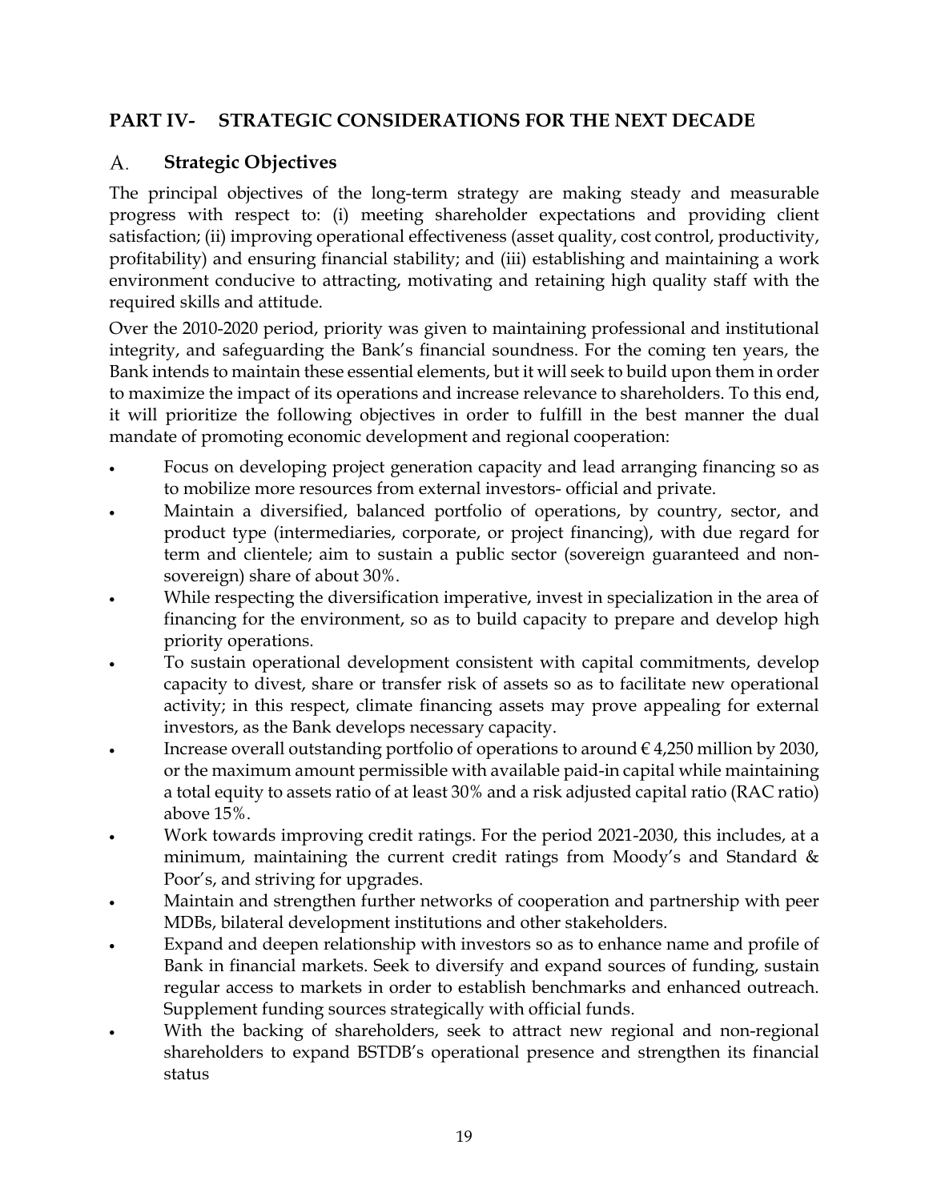## PART IV- STRATEGIC CONSIDERATIONS FOR THE NEXT DECADE

### A. Strategic Objectives

The principal objectives of the long-term strategy are making steady and measurable progress with respect to: (i) meeting shareholder expectations and providing client satisfaction; (ii) improving operational effectiveness (asset quality, cost control, productivity, profitability) and ensuring financial stability; and (iii) establishing and maintaining a work environment conducive to attracting, motivating and retaining high quality staff with the required skills and attitude.

Over the 2010-2020 period, priority was given to maintaining professional and institutional integrity, and safeguarding the Bank's financial soundness. For the coming ten years, the Bank intends to maintain these essential elements, but it will seek to build upon them in order to maximize the impact of its operations and increase relevance to shareholders. To this end, it will prioritize the following objectives in order to fulfill in the best manner the dual mandate of promoting economic development and regional cooperation:

- Focus on developing project generation capacity and lead arranging financing so as to mobilize more resources from external investors- official and private.
- Maintain a diversified, balanced portfolio of operations, by country, sector, and product type (intermediaries, corporate, or project financing), with due regard for term and clientele; aim to sustain a public sector (sovereign guaranteed and non-sovereign) share of about 30%.
- While respecting the diversification imperative, invest in specialization in the area of financing for the environment, so as to build capacity to prepare and develop high priority operations.
- To sustain operational development consistent with capital commitments, develop capacity to divest, share or transfer risk of assets so as to facilitate new operational activity; in this respect, climate financing assets may prove appealing for external investors, as the Bank develops necessary capacity.
- Increase overall outstanding portfolio of operations to around € 4,250 million by 2030, or the maximum amount permissible with available paid-in capital while maintaining a total equity to assets ratio of at least 30% and a risk adjusted capital ratio (RAC ratio) above 15%.
- Work towards improving credit ratings. For the period 2021-2030, this includes, at a minimum, maintaining the current credit ratings from Moody's and Standard & Poor's, and striving for upgrades.
- Maintain and strengthen further networks of cooperation and partnership with peer MDBs, bilateral development institutions and other stakeholders.
- Expand and deepen relationship with investors so as to enhance name and profile of Bank in financial markets. Seek to diversify and expand sources of funding, sustain regular access to markets in order to establish benchmarks and enhanced outreach. Supplement funding sources strategically with official funds.
- With the backing of shareholders, seek to attract new regional and non-regional shareholders to expand BSTDB's operational presence and strengthen its financial status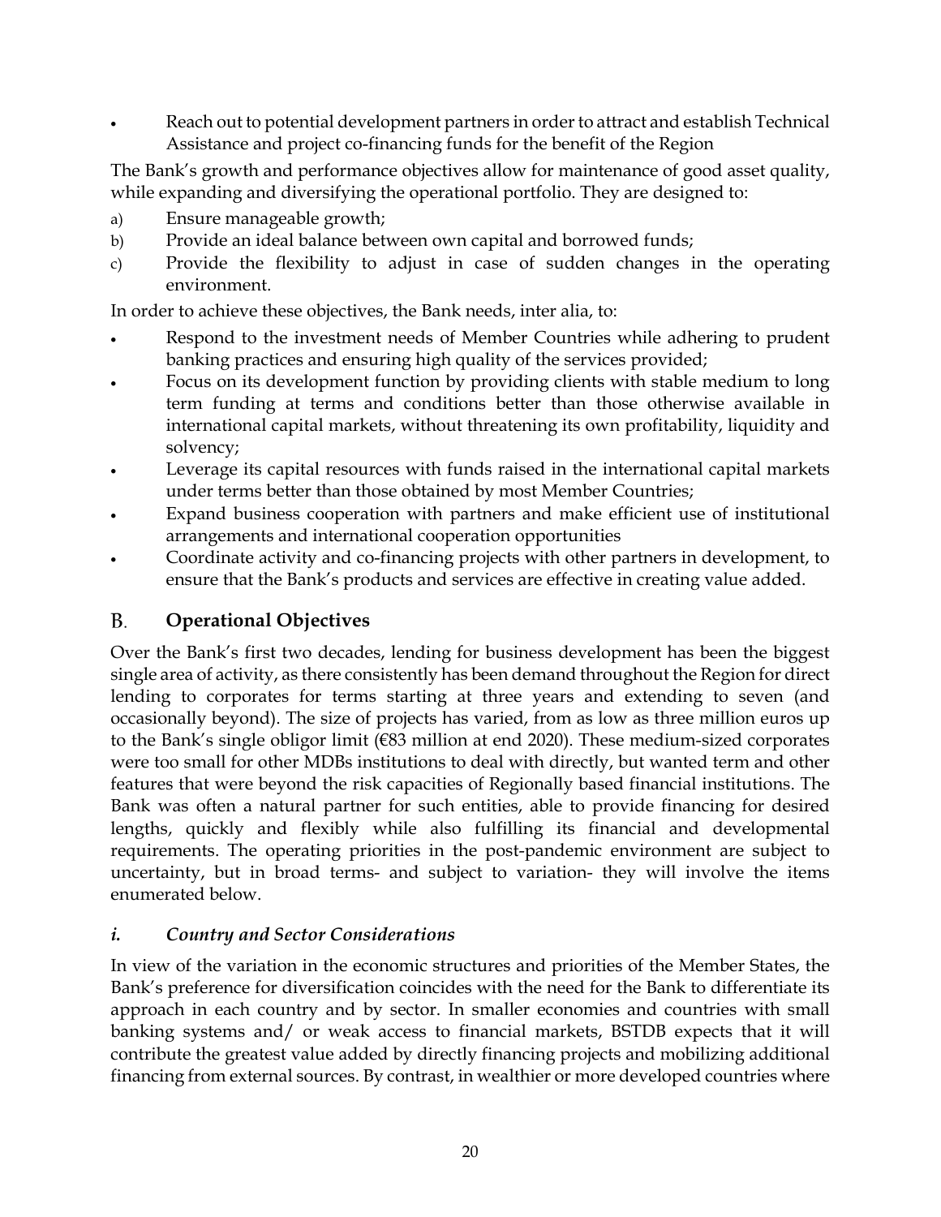- Reach out to potential development partners in order to attract and establish Technical Assistance and project co-financing funds for the benefit of the Region

The Bank's growth and performance objectives allow for maintenance of good asset quality, while expanding and diversifying the operational portfolio. They are designed to:

a) Ensure manageable growth;
b) Provide an ideal balance between own capital and borrowed funds;
c) Provide the flexibility to adjust in case of sudden changes in the operating environment.

In order to achieve these objectives, the Bank needs, inter alia, to:

- Respond to the investment needs of Member Countries while adhering to prudent banking practices and ensuring high quality of the services provided;
- Focus on its development function by providing clients with stable medium to long term funding at terms and conditions better than those otherwise available in international capital markets, without threatening its own profitability, liquidity and solvency;
- Leverage its capital resources with funds raised in the international capital markets under terms better than those obtained by most Member Countries;
- Expand business cooperation with partners and make efficient use of institutional arrangements and international cooperation opportunities
- Coordinate activity and co-financing projects with other partners in development, to ensure that the Bank's products and services are effective in creating value added.

## B. Operational Objectives

Over the Bank's first two decades, lending for business development has been the biggest single area of activity, as there consistently has been demand throughout the Region for direct lending to corporates for terms starting at three years and extending to seven (and occasionally beyond). The size of projects has varied, from as low as three million euros up to the Bank's single obligor limit (€83 million at end 2020). These medium-sized corporates were too small for other MDBs institutions to deal with directly, but wanted term and other features that were beyond the risk capacities of Regionally based financial institutions. The Bank was often a natural partner for such entities, able to provide financing for desired lengths, quickly and flexibly while also fulfilling its financial and developmental requirements. The operating priorities in the post-pandemic environment are subject to uncertainty, but in broad terms- and subject to variation- they will involve the items enumerated below.

### *i. Country and Sector Considerations*

In view of the variation in the economic structures and priorities of the Member States, the Bank's preference for diversification coincides with the need for the Bank to differentiate its approach in each country and by sector. In smaller economies and countries with small banking systems and/ or weak access to financial markets, BSTDB expects that it will contribute the greatest value added by directly financing projects and mobilizing additional financing from external sources. By contrast, in wealthier or more developed countries where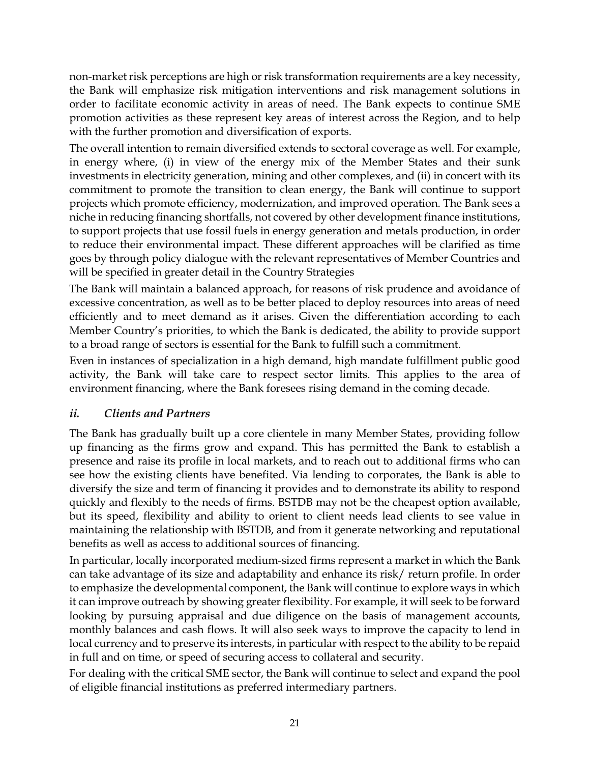non-market risk perceptions are high or risk transformation requirements are a key necessity, the Bank will emphasize risk mitigation interventions and risk management solutions in order to facilitate economic activity in areas of need. The Bank expects to continue SME promotion activities as these represent key areas of interest across the Region, and to help with the further promotion and diversification of exports.

The overall intention to remain diversified extends to sectoral coverage as well. For example, in energy where, (i) in view of the energy mix of the Member States and their sunk investments in electricity generation, mining and other complexes, and (ii) in concert with its commitment to promote the transition to clean energy, the Bank will continue to support projects which promote efficiency, modernization, and improved operation. The Bank sees a niche in reducing financing shortfalls, not covered by other development finance institutions, to support projects that use fossil fuels in energy generation and metals production, in order to reduce their environmental impact. These different approaches will be clarified as time goes by through policy dialogue with the relevant representatives of Member Countries and will be specified in greater detail in the Country Strategies

The Bank will maintain a balanced approach, for reasons of risk prudence and avoidance of excessive concentration, as well as to be better placed to deploy resources into areas of need efficiently and to meet demand as it arises. Given the differentiation according to each Member Country's priorities, to which the Bank is dedicated, the ability to provide support to a broad range of sectors is essential for the Bank to fulfill such a commitment.

Even in instances of specialization in a high demand, high mandate fulfillment public good activity, the Bank will take care to respect sector limits. This applies to the area of environment financing, where the Bank foresees rising demand in the coming decade.

### *ii. Clients and Partners*

The Bank has gradually built up a core clientele in many Member States, providing follow up financing as the firms grow and expand. This has permitted the Bank to establish a presence and raise its profile in local markets, and to reach out to additional firms who can see how the existing clients have benefited. Via lending to corporates, the Bank is able to diversify the size and term of financing it provides and to demonstrate its ability to respond quickly and flexibly to the needs of firms. BSTDB may not be the cheapest option available, but its speed, flexibility and ability to orient to client needs lead clients to see value in maintaining the relationship with BSTDB, and from it generate networking and reputational benefits as well as access to additional sources of financing.

In particular, locally incorporated medium-sized firms represent a market in which the Bank can take advantage of its size and adaptability and enhance its risk/ return profile. In order to emphasize the developmental component, the Bank will continue to explore ways in which it can improve outreach by showing greater flexibility. For example, it will seek to be forward looking by pursuing appraisal and due diligence on the basis of management accounts, monthly balances and cash flows. It will also seek ways to improve the capacity to lend in local currency and to preserve its interests, in particular with respect to the ability to be repaid in full and on time, or speed of securing access to collateral and security.

For dealing with the critical SME sector, the Bank will continue to select and expand the pool of eligible financial institutions as preferred intermediary partners.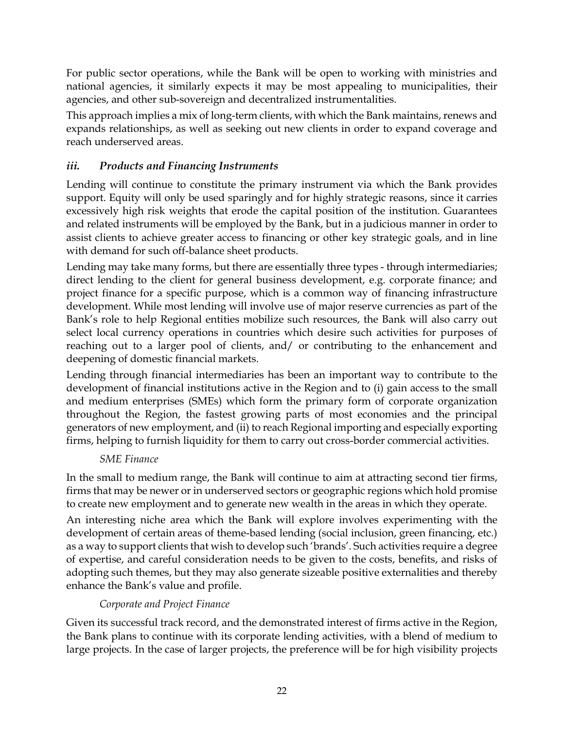For public sector operations, while the Bank will be open to working with ministries and national agencies, it similarly expects it may be most appealing to municipalities, their agencies, and other sub-sovereign and decentralized instrumentalities.

This approach implies a mix of long-term clients, with which the Bank maintains, renews and expands relationships, as well as seeking out new clients in order to expand coverage and reach underserved areas.

### *iii. Products and Financing Instruments*

Lending will continue to constitute the primary instrument via which the Bank provides support. Equity will only be used sparingly and for highly strategic reasons, since it carries excessively high risk weights that erode the capital position of the institution. Guarantees and related instruments will be employed by the Bank, but in a judicious manner in order to assist clients to achieve greater access to financing or other key strategic goals, and in line with demand for such off-balance sheet products.

Lending may take many forms, but there are essentially three types - through intermediaries; direct lending to the client for general business development, e.g. corporate finance; and project finance for a specific purpose, which is a common way of financing infrastructure development. While most lending will involve use of major reserve currencies as part of the Bank's role to help Regional entities mobilize such resources, the Bank will also carry out select local currency operations in countries which desire such activities for purposes of reaching out to a larger pool of clients, and/ or contributing to the enhancement and deepening of domestic financial markets.

Lending through financial intermediaries has been an important way to contribute to the development of financial institutions active in the Region and to (i) gain access to the small and medium enterprises (SMEs) which form the primary form of corporate organization throughout the Region, the fastest growing parts of most economies and the principal generators of new employment, and (ii) to reach Regional importing and especially exporting firms, helping to furnish liquidity for them to carry out cross-border commercial activities.

*SME Finance*

In the small to medium range, the Bank will continue to aim at attracting second tier firms, firms that may be newer or in underserved sectors or geographic regions which hold promise to create new employment and to generate new wealth in the areas in which they operate.

An interesting niche area which the Bank will explore involves experimenting with the development of certain areas of theme-based lending (social inclusion, green financing, etc.) as a way to support clients that wish to develop such 'brands'. Such activities require a degree of expertise, and careful consideration needs to be given to the costs, benefits, and risks of adopting such themes, but they may also generate sizeable positive externalities and thereby enhance the Bank's value and profile.

*Corporate and Project Finance*

Given its successful track record, and the demonstrated interest of firms active in the Region, the Bank plans to continue with its corporate lending activities, with a blend of medium to large projects. In the case of larger projects, the preference will be for high visibility projects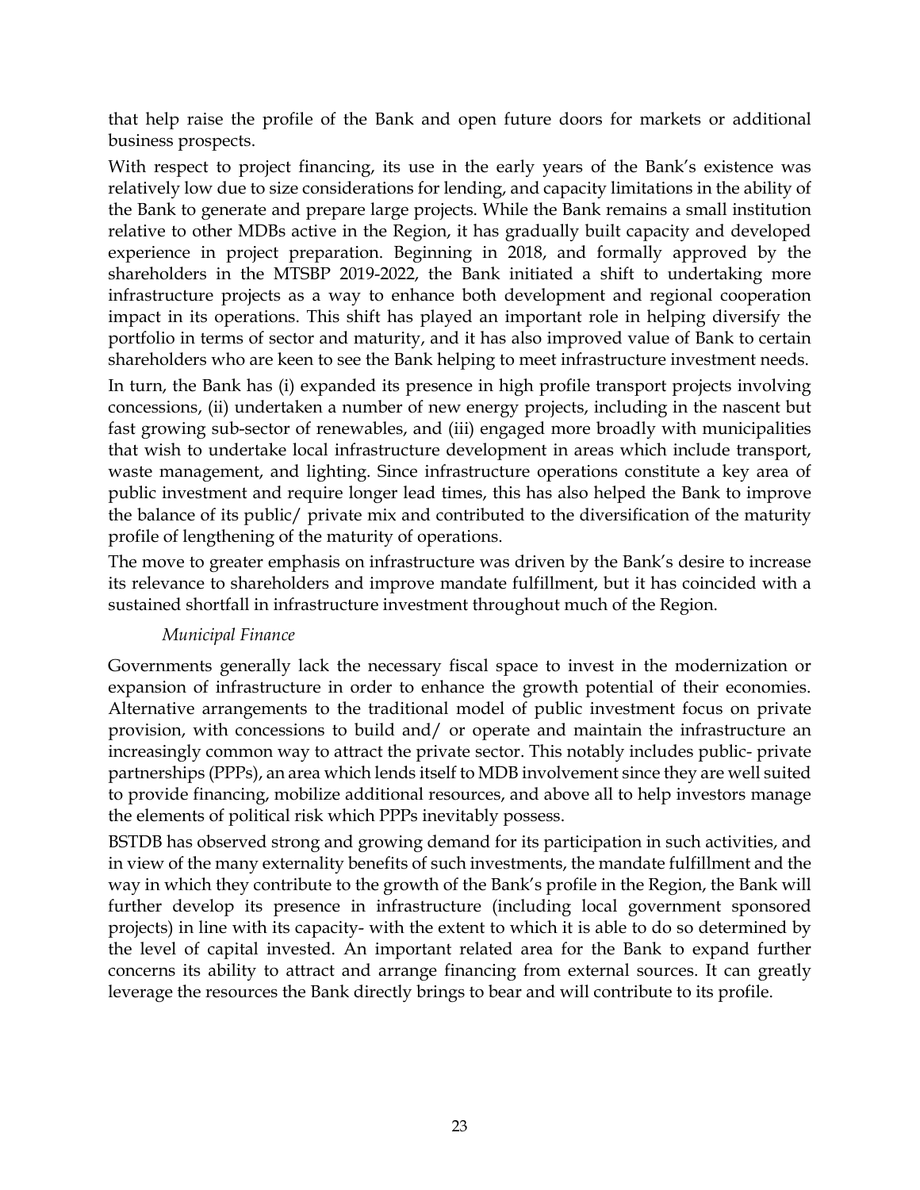that help raise the profile of the Bank and open future doors for markets or additional business prospects.

With respect to project financing, its use in the early years of the Bank's existence was relatively low due to size considerations for lending, and capacity limitations in the ability of the Bank to generate and prepare large projects. While the Bank remains a small institution relative to other MDBs active in the Region, it has gradually built capacity and developed experience in project preparation. Beginning in 2018, and formally approved by the shareholders in the MTSBP 2019-2022, the Bank initiated a shift to undertaking more infrastructure projects as a way to enhance both development and regional cooperation impact in its operations. This shift has played an important role in helping diversify the portfolio in terms of sector and maturity, and it has also improved value of Bank to certain shareholders who are keen to see the Bank helping to meet infrastructure investment needs.

In turn, the Bank has (i) expanded its presence in high profile transport projects involving concessions, (ii) undertaken a number of new energy projects, including in the nascent but fast growing sub-sector of renewables, and (iii) engaged more broadly with municipalities that wish to undertake local infrastructure development in areas which include transport, waste management, and lighting. Since infrastructure operations constitute a key area of public investment and require longer lead times, this has also helped the Bank to improve the balance of its public/ private mix and contributed to the diversification of the maturity profile of lengthening of the maturity of operations.

The move to greater emphasis on infrastructure was driven by the Bank's desire to increase its relevance to shareholders and improve mandate fulfillment, but it has coincided with a sustained shortfall in infrastructure investment throughout much of the Region.

*Municipal Finance*

Governments generally lack the necessary fiscal space to invest in the modernization or expansion of infrastructure in order to enhance the growth potential of their economies. Alternative arrangements to the traditional model of public investment focus on private provision, with concessions to build and/ or operate and maintain the infrastructure an increasingly common way to attract the private sector. This notably includes public- private partnerships (PPPs), an area which lends itself to MDB involvement since they are well suited to provide financing, mobilize additional resources, and above all to help investors manage the elements of political risk which PPPs inevitably possess.

BSTDB has observed strong and growing demand for its participation in such activities, and in view of the many externality benefits of such investments, the mandate fulfillment and the way in which they contribute to the growth of the Bank's profile in the Region, the Bank will further develop its presence in infrastructure (including local government sponsored projects) in line with its capacity- with the extent to which it is able to do so determined by the level of capital invested. An important related area for the Bank to expand further concerns its ability to attract and arrange financing from external sources. It can greatly leverage the resources the Bank directly brings to bear and will contribute to its profile.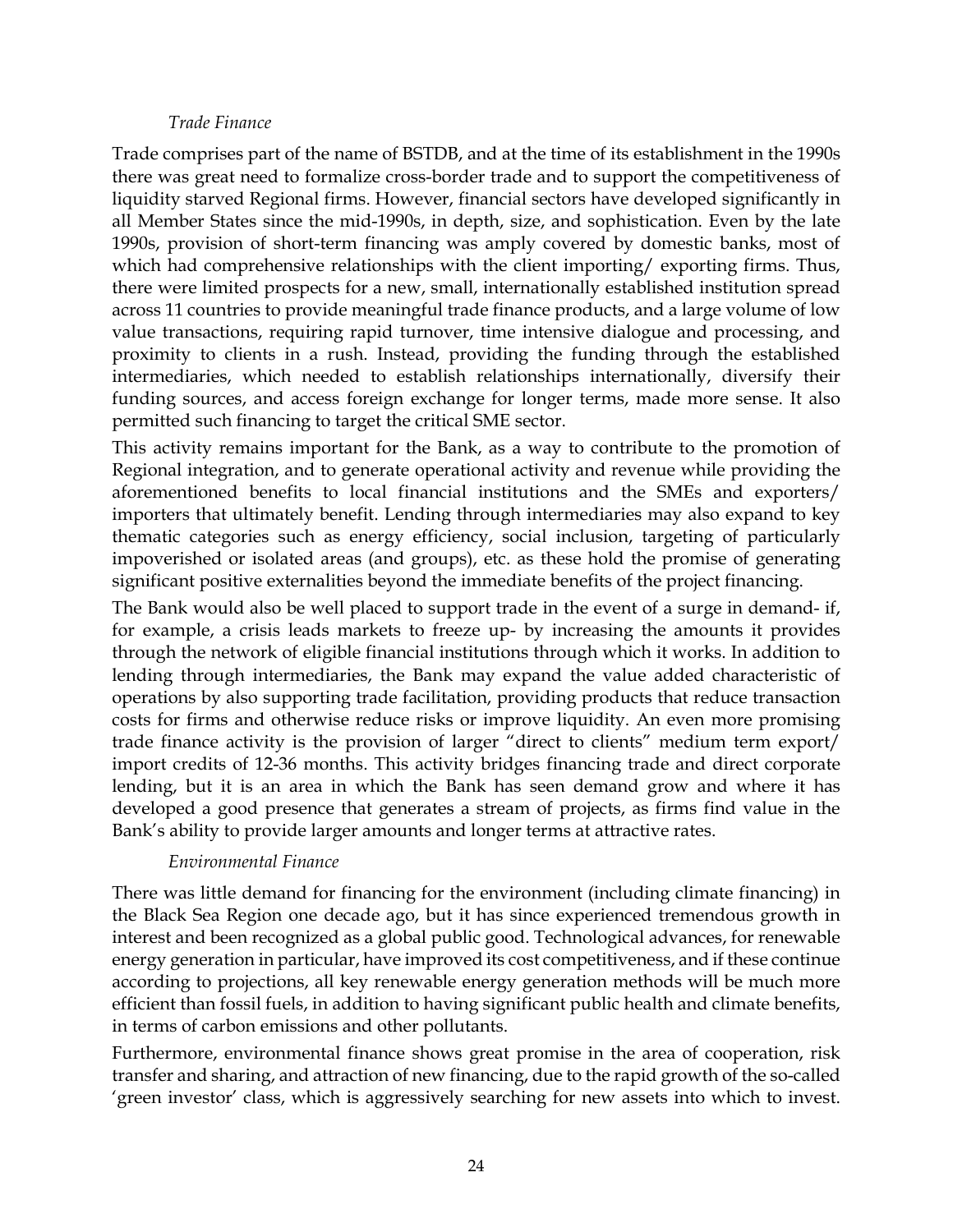*Trade Finance*

Trade comprises part of the name of BSTDB, and at the time of its establishment in the 1990s there was great need to formalize cross-border trade and to support the competitiveness of liquidity starved Regional firms. However, financial sectors have developed significantly in all Member States since the mid-1990s, in depth, size, and sophistication. Even by the late 1990s, provision of short-term financing was amply covered by domestic banks, most of which had comprehensive relationships with the client importing/ exporting firms. Thus, there were limited prospects for a new, small, internationally established institution spread across 11 countries to provide meaningful trade finance products, and a large volume of low value transactions, requiring rapid turnover, time intensive dialogue and processing, and proximity to clients in a rush. Instead, providing the funding through the established intermediaries, which needed to establish relationships internationally, diversify their funding sources, and access foreign exchange for longer terms, made more sense. It also permitted such financing to target the critical SME sector.

This activity remains important for the Bank, as a way to contribute to the promotion of Regional integration, and to generate operational activity and revenue while providing the aforementioned benefits to local financial institutions and the SMEs and exporters/ importers that ultimately benefit. Lending through intermediaries may also expand to key thematic categories such as energy efficiency, social inclusion, targeting of particularly impoverished or isolated areas (and groups), etc. as these hold the promise of generating significant positive externalities beyond the immediate benefits of the project financing.

The Bank would also be well placed to support trade in the event of a surge in demand- if, for example, a crisis leads markets to freeze up- by increasing the amounts it provides through the network of eligible financial institutions through which it works. In addition to lending through intermediaries, the Bank may expand the value added characteristic of operations by also supporting trade facilitation, providing products that reduce transaction costs for firms and otherwise reduce risks or improve liquidity. An even more promising trade finance activity is the provision of larger "direct to clients" medium term export/ import credits of 12-36 months. This activity bridges financing trade and direct corporate lending, but it is an area in which the Bank has seen demand grow and where it has developed a good presence that generates a stream of projects, as firms find value in the Bank's ability to provide larger amounts and longer terms at attractive rates.

*Environmental Finance*

There was little demand for financing for the environment (including climate financing) in the Black Sea Region one decade ago, but it has since experienced tremendous growth in interest and been recognized as a global public good. Technological advances, for renewable energy generation in particular, have improved its cost competitiveness, and if these continue according to projections, all key renewable energy generation methods will be much more efficient than fossil fuels, in addition to having significant public health and climate benefits, in terms of carbon emissions and other pollutants.

Furthermore, environmental finance shows great promise in the area of cooperation, risk transfer and sharing, and attraction of new financing, due to the rapid growth of the so-called 'green investor' class, which is aggressively searching for new assets into which to invest.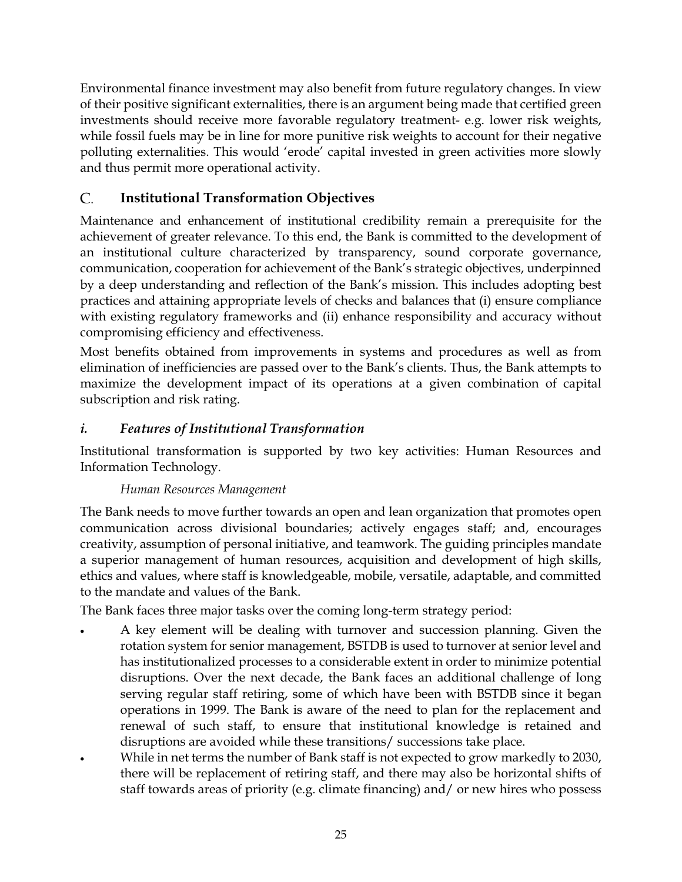Environmental finance investment may also benefit from future regulatory changes. In view of their positive significant externalities, there is an argument being made that certified green investments should receive more favorable regulatory treatment- e.g. lower risk weights, while fossil fuels may be in line for more punitive risk weights to account for their negative polluting externalities. This would 'erode' capital invested in green activities more slowly and thus permit more operational activity.

## C. Institutional Transformation Objectives

Maintenance and enhancement of institutional credibility remain a prerequisite for the achievement of greater relevance. To this end, the Bank is committed to the development of an institutional culture characterized by transparency, sound corporate governance, communication, cooperation for achievement of the Bank's strategic objectives, underpinned by a deep understanding and reflection of the Bank's mission. This includes adopting best practices and attaining appropriate levels of checks and balances that (i) ensure compliance with existing regulatory frameworks and (ii) enhance responsibility and accuracy without compromising efficiency and effectiveness.

Most benefits obtained from improvements in systems and procedures as well as from elimination of inefficiencies are passed over to the Bank's clients. Thus, the Bank attempts to maximize the development impact of its operations at a given combination of capital subscription and risk rating.

### *i. Features of Institutional Transformation*

Institutional transformation is supported by two key activities: Human Resources and Information Technology.

*Human Resources Management*

The Bank needs to move further towards an open and lean organization that promotes open communication across divisional boundaries; actively engages staff; and, encourages creativity, assumption of personal initiative, and teamwork. The guiding principles mandate a superior management of human resources, acquisition and development of high skills, ethics and values, where staff is knowledgeable, mobile, versatile, adaptable, and committed to the mandate and values of the Bank.

The Bank faces three major tasks over the coming long-term strategy period:

- A key element will be dealing with turnover and succession planning. Given the rotation system for senior management, BSTDB is used to turnover at senior level and has institutionalized processes to a considerable extent in order to minimize potential disruptions. Over the next decade, the Bank faces an additional challenge of long serving regular staff retiring, some of which have been with BSTDB since it began operations in 1999. The Bank is aware of the need to plan for the replacement and renewal of such staff, to ensure that institutional knowledge is retained and disruptions are avoided while these transitions/ successions take place.
- While in net terms the number of Bank staff is not expected to grow markedly to 2030, there will be replacement of retiring staff, and there may also be horizontal shifts of staff towards areas of priority (e.g. climate financing) and/ or new hires who possess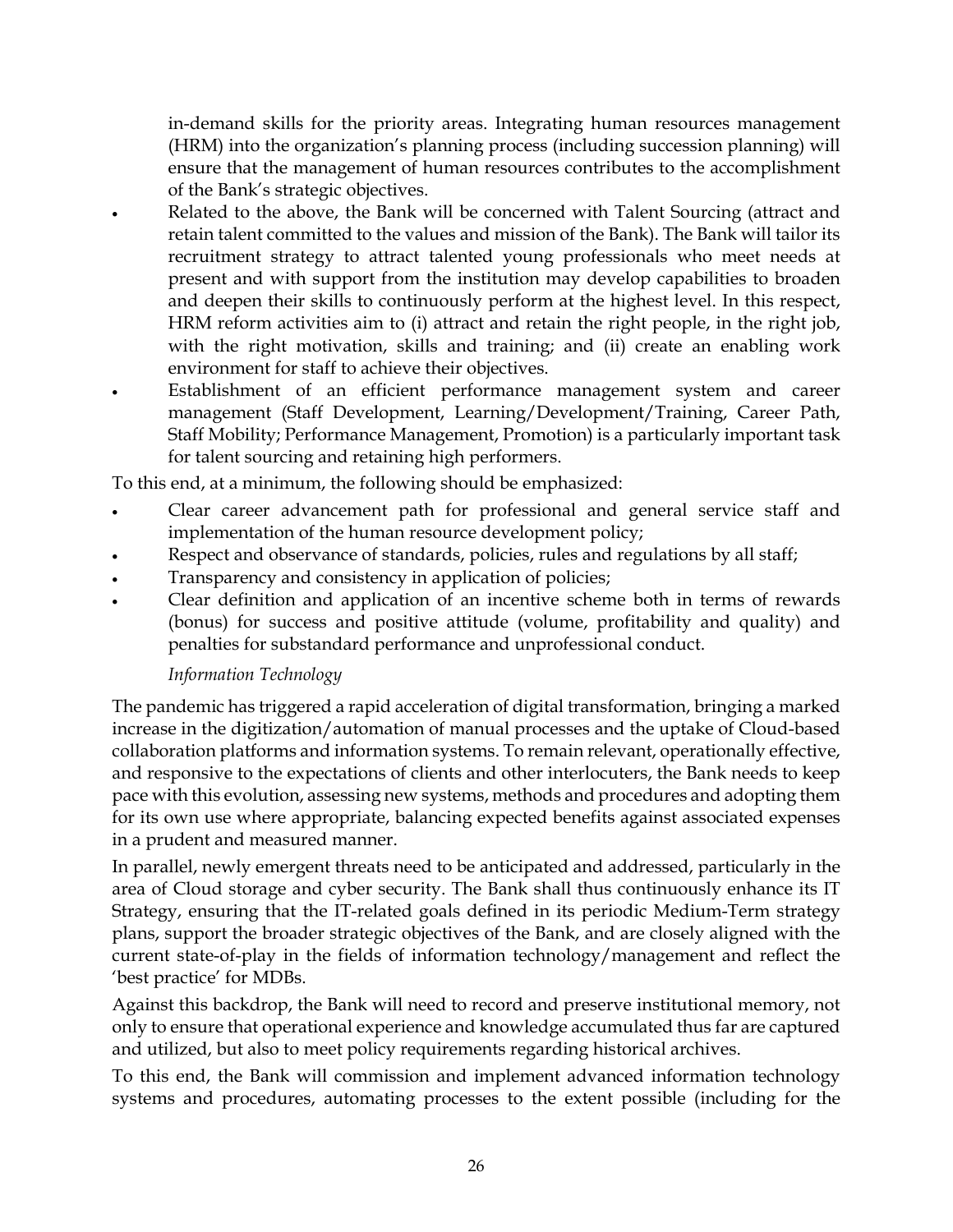in-demand skills for the priority areas. Integrating human resources management (HRM) into the organization's planning process (including succession planning) will ensure that the management of human resources contributes to the accomplishment of the Bank's strategic objectives.

- Related to the above, the Bank will be concerned with Talent Sourcing (attract and retain talent committed to the values and mission of the Bank). The Bank will tailor its recruitment strategy to attract talented young professionals who meet needs at present and with support from the institution may develop capabilities to broaden and deepen their skills to continuously perform at the highest level. In this respect, HRM reform activities aim to (i) attract and retain the right people, in the right job, with the right motivation, skills and training; and (ii) create an enabling work environment for staff to achieve their objectives.
- Establishment of an efficient performance management system and career management (Staff Development, Learning/Development/Training, Career Path, Staff Mobility; Performance Management, Promotion) is a particularly important task for talent sourcing and retaining high performers.

To this end, at a minimum, the following should be emphasized:

- Clear career advancement path for professional and general service staff and implementation of the human resource development policy;
- Respect and observance of standards, policies, rules and regulations by all staff;
- Transparency and consistency in application of policies;
- Clear definition and application of an incentive scheme both in terms of rewards (bonus) for success and positive attitude (volume, profitability and quality) and penalties for substandard performance and unprofessional conduct.

*Information Technology*

The pandemic has triggered a rapid acceleration of digital transformation, bringing a marked increase in the digitization/automation of manual processes and the uptake of Cloud-based collaboration platforms and information systems. To remain relevant, operationally effective, and responsive to the expectations of clients and other interlocuters, the Bank needs to keep pace with this evolution, assessing new systems, methods and procedures and adopting them for its own use where appropriate, balancing expected benefits against associated expenses in a prudent and measured manner.

In parallel, newly emergent threats need to be anticipated and addressed, particularly in the area of Cloud storage and cyber security. The Bank shall thus continuously enhance its IT Strategy, ensuring that the IT-related goals defined in its periodic Medium-Term strategy plans, support the broader strategic objectives of the Bank, and are closely aligned with the current state-of-play in the fields of information technology/management and reflect the 'best practice' for MDBs.

Against this backdrop, the Bank will need to record and preserve institutional memory, not only to ensure that operational experience and knowledge accumulated thus far are captured and utilized, but also to meet policy requirements regarding historical archives.

To this end, the Bank will commission and implement advanced information technology systems and procedures, automating processes to the extent possible (including for the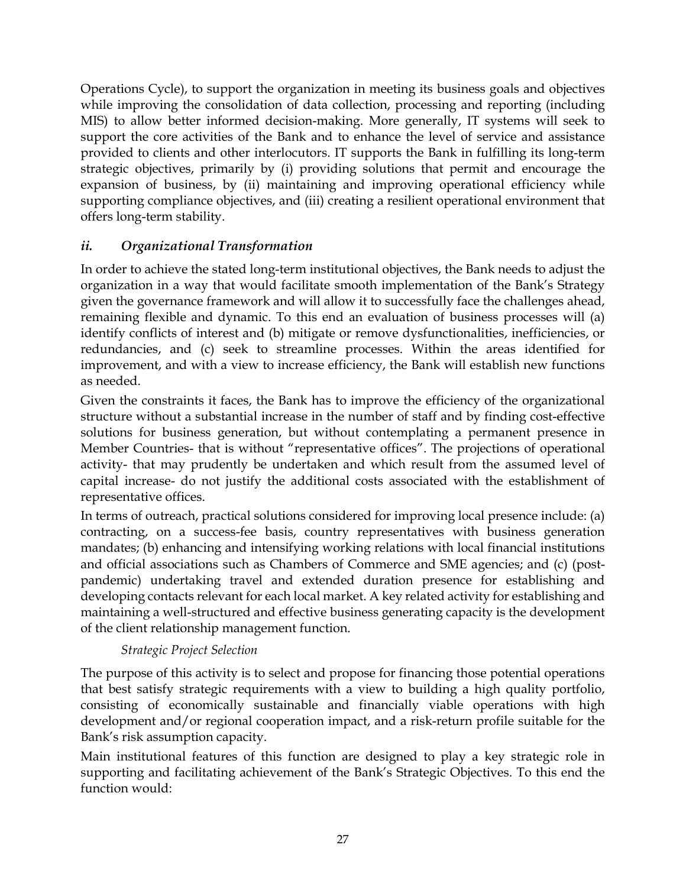Operations Cycle), to support the organization in meeting its business goals and objectives while improving the consolidation of data collection, processing and reporting (including MIS) to allow better informed decision-making. More generally, IT systems will seek to support the core activities of the Bank and to enhance the level of service and assistance provided to clients and other interlocutors. IT supports the Bank in fulfilling its long-term strategic objectives, primarily by (i) providing solutions that permit and encourage the expansion of business, by (ii) maintaining and improving operational efficiency while supporting compliance objectives, and (iii) creating a resilient operational environment that offers long-term stability.

### *ii. Organizational Transformation*

In order to achieve the stated long-term institutional objectives, the Bank needs to adjust the organization in a way that would facilitate smooth implementation of the Bank's Strategy given the governance framework and will allow it to successfully face the challenges ahead, remaining flexible and dynamic. To this end an evaluation of business processes will (a) identify conflicts of interest and (b) mitigate or remove dysfunctionalities, inefficiencies, or redundancies, and (c) seek to streamline processes. Within the areas identified for improvement, and with a view to increase efficiency, the Bank will establish new functions as needed.

Given the constraints it faces, the Bank has to improve the efficiency of the organizational structure without a substantial increase in the number of staff and by finding cost-effective solutions for business generation, but without contemplating a permanent presence in Member Countries- that is without "representative offices". The projections of operational activity- that may prudently be undertaken and which result from the assumed level of capital increase- do not justify the additional costs associated with the establishment of representative offices.

In terms of outreach, practical solutions considered for improving local presence include: (a) contracting, on a success-fee basis, country representatives with business generation mandates; (b) enhancing and intensifying working relations with local financial institutions and official associations such as Chambers of Commerce and SME agencies; and (c) (post-pandemic) undertaking travel and extended duration presence for establishing and developing contacts relevant for each local market. A key related activity for establishing and maintaining a well-structured and effective business generating capacity is the development of the client relationship management function.

*Strategic Project Selection*

The purpose of this activity is to select and propose for financing those potential operations that best satisfy strategic requirements with a view to building a high quality portfolio, consisting of economically sustainable and financially viable operations with high development and/or regional cooperation impact, and a risk-return profile suitable for the Bank's risk assumption capacity.

Main institutional features of this function are designed to play a key strategic role in supporting and facilitating achievement of the Bank's Strategic Objectives. To this end the function would: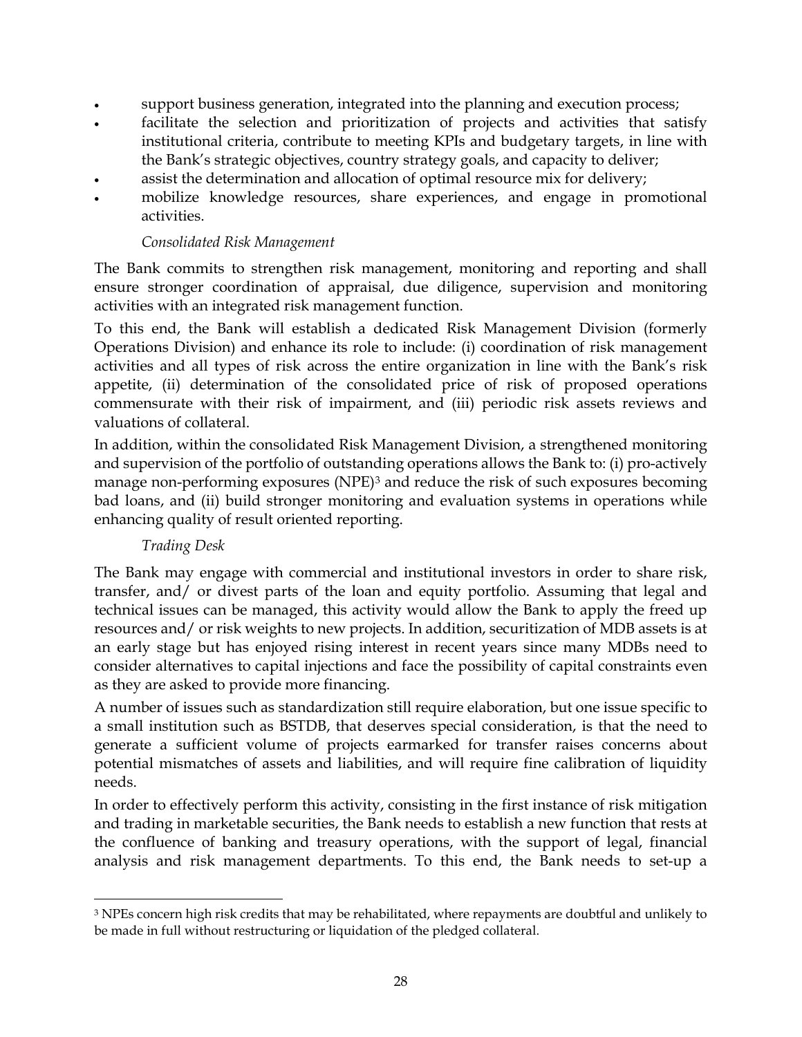- support business generation, integrated into the planning and execution process;
- facilitate the selection and prioritization of projects and activities that satisfy institutional criteria, contribute to meeting KPIs and budgetary targets, in line with the Bank's strategic objectives, country strategy goals, and capacity to deliver;
- assist the determination and allocation of optimal resource mix for delivery;
- mobilize knowledge resources, share experiences, and engage in promotional activities.

*Consolidated Risk Management*

The Bank commits to strengthen risk management, monitoring and reporting and shall ensure stronger coordination of appraisal, due diligence, supervision and monitoring activities with an integrated risk management function.

To this end, the Bank will establish a dedicated Risk Management Division (formerly Operations Division) and enhance its role to include: (i) coordination of risk management activities and all types of risk across the entire organization in line with the Bank's risk appetite, (ii) determination of the consolidated price of risk of proposed operations commensurate with their risk of impairment, and (iii) periodic risk assets reviews and valuations of collateral.

In addition, within the consolidated Risk Management Division, a strengthened monitoring and supervision of the portfolio of outstanding operations allows the Bank to: (i) pro-actively manage non-performing exposures (NPE)[3] and reduce the risk of such exposures becoming bad loans, and (ii) build stronger monitoring and evaluation systems in operations while enhancing quality of result oriented reporting.

*Trading Desk*

The Bank may engage with commercial and institutional investors in order to share risk, transfer, and/ or divest parts of the loan and equity portfolio. Assuming that legal and technical issues can be managed, this activity would allow the Bank to apply the freed up resources and/ or risk weights to new projects. In addition, securitization of MDB assets is at an early stage but has enjoyed rising interest in recent years since many MDBs need to consider alternatives to capital injections and face the possibility of capital constraints even as they are asked to provide more financing.

A number of issues such as standardization still require elaboration, but one issue specific to a small institution such as BSTDB, that deserves special consideration, is that the need to generate a sufficient volume of projects earmarked for transfer raises concerns about potential mismatches of assets and liabilities, and will require fine calibration of liquidity needs.

In order to effectively perform this activity, consisting in the first instance of risk mitigation and trading in marketable securities, the Bank needs to establish a new function that rests at the confluence of banking and treasury operations, with the support of legal, financial analysis and risk management departments. To this end, the Bank needs to set-up a

---

[3] NPEs concern high risk credits that may be rehabilitated, where repayments are doubtful and unlikely to be made in full without restructuring or liquidation of the pledged collateral.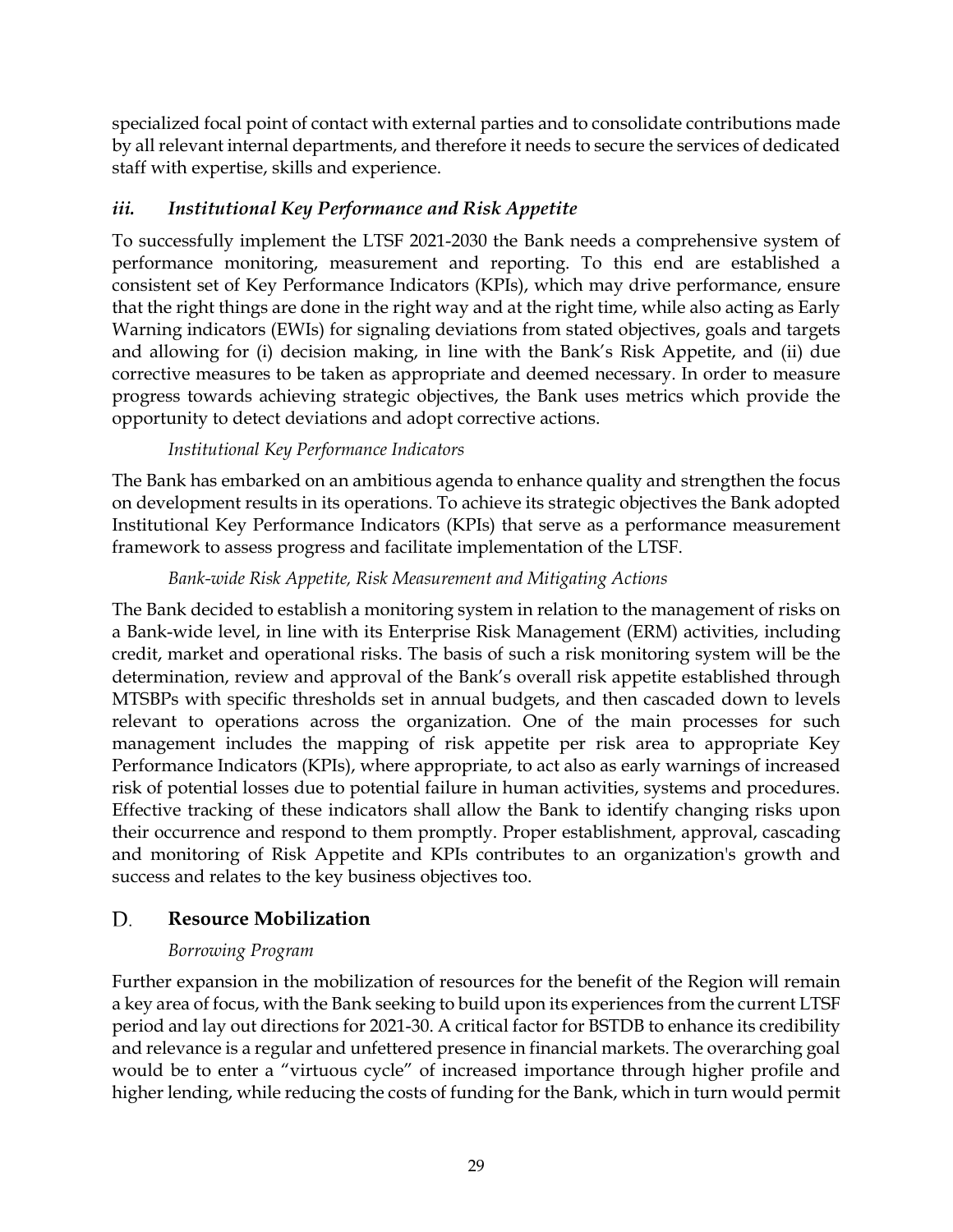specialized focal point of contact with external parties and to consolidate contributions made by all relevant internal departments, and therefore it needs to secure the services of dedicated staff with expertise, skills and experience.

### *iii. Institutional Key Performance and Risk Appetite*

To successfully implement the LTSF 2021-2030 the Bank needs a comprehensive system of performance monitoring, measurement and reporting. To this end are established a consistent set of Key Performance Indicators (KPIs), which may drive performance, ensure that the right things are done in the right way and at the right time, while also acting as Early Warning indicators (EWIs) for signaling deviations from stated objectives, goals and targets and allowing for (i) decision making, in line with the Bank's Risk Appetite, and (ii) due corrective measures to be taken as appropriate and deemed necessary. In order to measure progress towards achieving strategic objectives, the Bank uses metrics which provide the opportunity to detect deviations and adopt corrective actions.

*Institutional Key Performance Indicators*

The Bank has embarked on an ambitious agenda to enhance quality and strengthen the focus on development results in its operations. To achieve its strategic objectives the Bank adopted Institutional Key Performance Indicators (KPIs) that serve as a performance measurement framework to assess progress and facilitate implementation of the LTSF.

*Bank-wide Risk Appetite, Risk Measurement and Mitigating Actions*

The Bank decided to establish a monitoring system in relation to the management of risks on a Bank-wide level, in line with its Enterprise Risk Management (ERM) activities, including credit, market and operational risks. The basis of such a risk monitoring system will be the determination, review and approval of the Bank's overall risk appetite established through MTSBPs with specific thresholds set in annual budgets, and then cascaded down to levels relevant to operations across the organization. One of the main processes for such management includes the mapping of risk appetite per risk area to appropriate Key Performance Indicators (KPIs), where appropriate, to act also as early warnings of increased risk of potential losses due to potential failure in human activities, systems and procedures. Effective tracking of these indicators shall allow the Bank to identify changing risks upon their occurrence and respond to them promptly. Proper establishment, approval, cascading and monitoring of Risk Appetite and KPIs contributes to an organization's growth and success and relates to the key business objectives too.

## D. Resource Mobilization

*Borrowing Program*

Further expansion in the mobilization of resources for the benefit of the Region will remain a key area of focus, with the Bank seeking to build upon its experiences from the current LTSF period and lay out directions for 2021-30. A critical factor for BSTDB to enhance its credibility and relevance is a regular and unfettered presence in financial markets. The overarching goal would be to enter a "virtuous cycle" of increased importance through higher profile and higher lending, while reducing the costs of funding for the Bank, which in turn would permit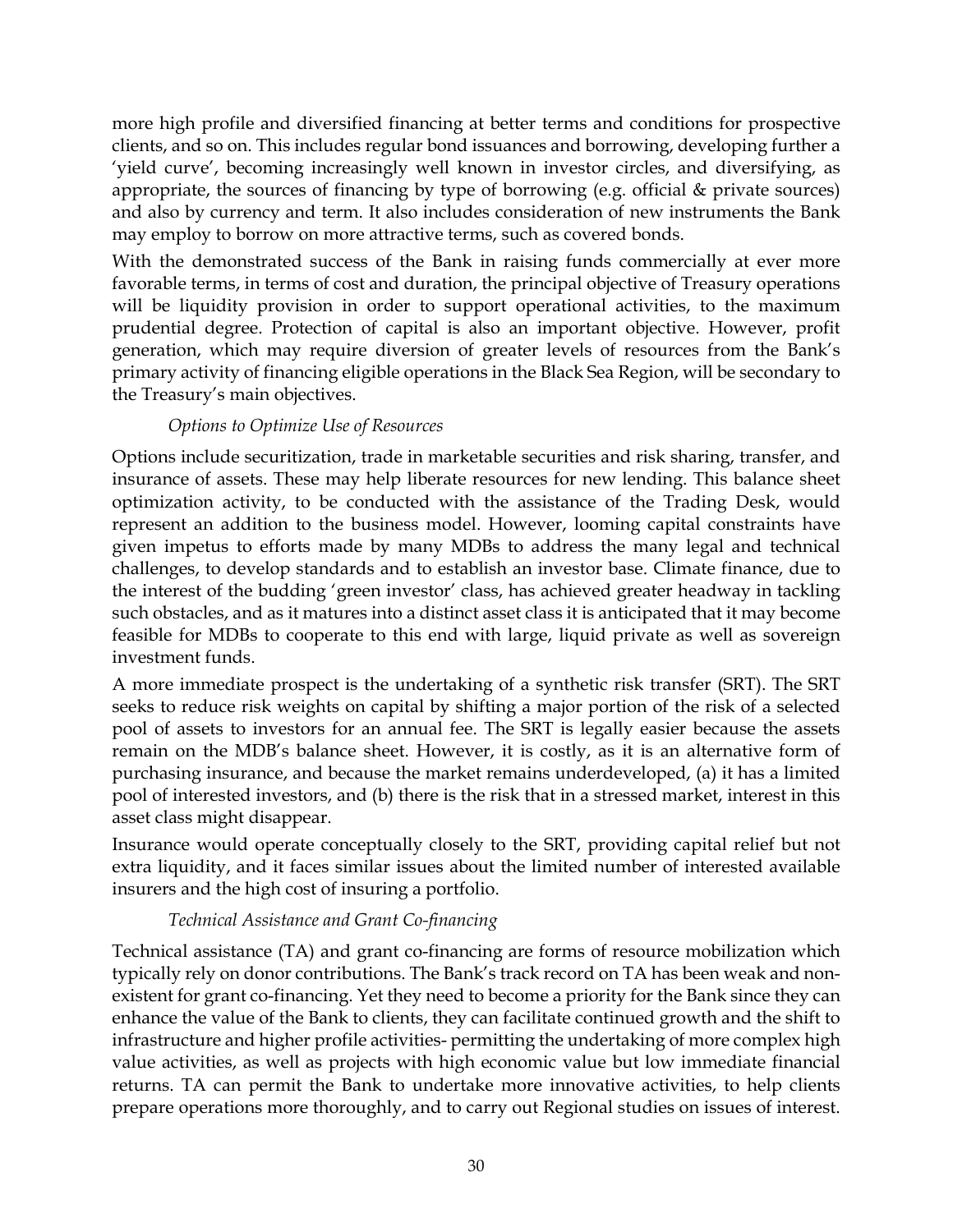more high profile and diversified financing at better terms and conditions for prospective clients, and so on. This includes regular bond issuances and borrowing, developing further a 'yield curve', becoming increasingly well known in investor circles, and diversifying, as appropriate, the sources of financing by type of borrowing (e.g. official & private sources) and also by currency and term. It also includes consideration of new instruments the Bank may employ to borrow on more attractive terms, such as covered bonds.

With the demonstrated success of the Bank in raising funds commercially at ever more favorable terms, in terms of cost and duration, the principal objective of Treasury operations will be liquidity provision in order to support operational activities, to the maximum prudential degree. Protection of capital is also an important objective. However, profit generation, which may require diversion of greater levels of resources from the Bank's primary activity of financing eligible operations in the Black Sea Region, will be secondary to the Treasury's main objectives.

*Options to Optimize Use of Resources*

Options include securitization, trade in marketable securities and risk sharing, transfer, and insurance of assets. These may help liberate resources for new lending. This balance sheet optimization activity, to be conducted with the assistance of the Trading Desk, would represent an addition to the business model. However, looming capital constraints have given impetus to efforts made by many MDBs to address the many legal and technical challenges, to develop standards and to establish an investor base. Climate finance, due to the interest of the budding 'green investor' class, has achieved greater headway in tackling such obstacles, and as it matures into a distinct asset class it is anticipated that it may become feasible for MDBs to cooperate to this end with large, liquid private as well as sovereign investment funds.

A more immediate prospect is the undertaking of a synthetic risk transfer (SRT). The SRT seeks to reduce risk weights on capital by shifting a major portion of the risk of a selected pool of assets to investors for an annual fee. The SRT is legally easier because the assets remain on the MDB's balance sheet. However, it is costly, as it is an alternative form of purchasing insurance, and because the market remains underdeveloped, (a) it has a limited pool of interested investors, and (b) there is the risk that in a stressed market, interest in this asset class might disappear.

Insurance would operate conceptually closely to the SRT, providing capital relief but not extra liquidity, and it faces similar issues about the limited number of interested available insurers and the high cost of insuring a portfolio.

*Technical Assistance and Grant Co-financing*

Technical assistance (TA) and grant co-financing are forms of resource mobilization which typically rely on donor contributions. The Bank's track record on TA has been weak and non-existent for grant co-financing. Yet they need to become a priority for the Bank since they can enhance the value of the Bank to clients, they can facilitate continued growth and the shift to infrastructure and higher profile activities- permitting the undertaking of more complex high value activities, as well as projects with high economic value but low immediate financial returns. TA can permit the Bank to undertake more innovative activities, to help clients prepare operations more thoroughly, and to carry out Regional studies on issues of interest.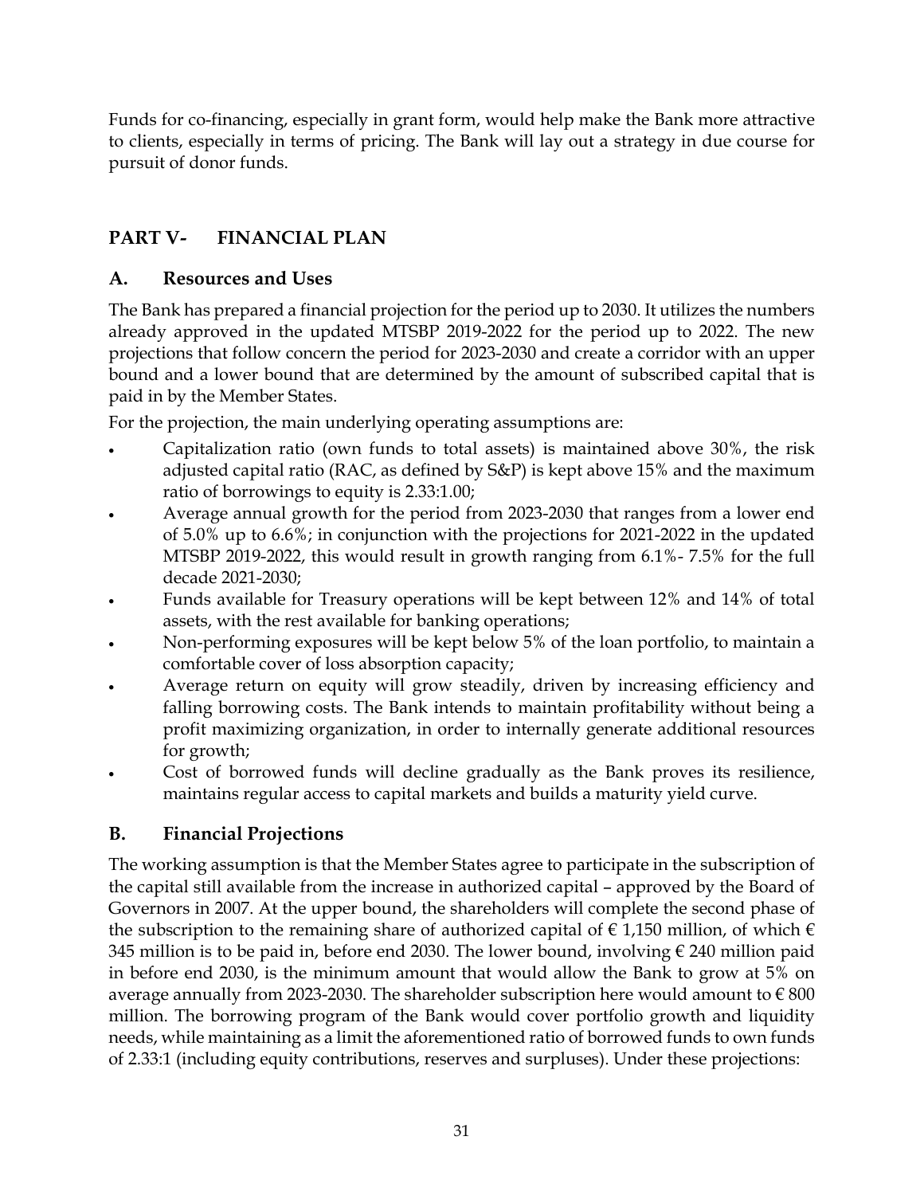Funds for co-financing, especially in grant form, would help make the Bank more attractive to clients, especially in terms of pricing. The Bank will lay out a strategy in due course for pursuit of donor funds.

## PART V- FINANCIAL PLAN

### A. Resources and Uses

The Bank has prepared a financial projection for the period up to 2030. It utilizes the numbers already approved in the updated MTSBP 2019-2022 for the period up to 2022. The new projections that follow concern the period for 2023-2030 and create a corridor with an upper bound and a lower bound that are determined by the amount of subscribed capital that is paid in by the Member States.

For the projection, the main underlying operating assumptions are:

- Capitalization ratio (own funds to total assets) is maintained above 30%, the risk adjusted capital ratio (RAC, as defined by S&P) is kept above 15% and the maximum ratio of borrowings to equity is 2.33:1.00;
- Average annual growth for the period from 2023-2030 that ranges from a lower end of 5.0% up to 6.6%; in conjunction with the projections for 2021-2022 in the updated MTSBP 2019-2022, this would result in growth ranging from 6.1%- 7.5% for the full decade 2021-2030;
- Funds available for Treasury operations will be kept between 12% and 14% of total assets, with the rest available for banking operations;
- Non-performing exposures will be kept below 5% of the loan portfolio, to maintain a comfortable cover of loss absorption capacity;
- Average return on equity will grow steadily, driven by increasing efficiency and falling borrowing costs. The Bank intends to maintain profitability without being a profit maximizing organization, in order to internally generate additional resources for growth;
- Cost of borrowed funds will decline gradually as the Bank proves its resilience, maintains regular access to capital markets and builds a maturity yield curve.

### B. Financial Projections

The working assumption is that the Member States agree to participate in the subscription of the capital still available from the increase in authorized capital – approved by the Board of Governors in 2007. At the upper bound, the shareholders will complete the second phase of the subscription to the remaining share of authorized capital of € 1,150 million, of which € 345 million is to be paid in, before end 2030. The lower bound, involving € 240 million paid in before end 2030, is the minimum amount that would allow the Bank to grow at 5% on average annually from 2023-2030. The shareholder subscription here would amount to € 800 million. The borrowing program of the Bank would cover portfolio growth and liquidity needs, while maintaining as a limit the aforementioned ratio of borrowed funds to own funds of 2.33:1 (including equity contributions, reserves and surpluses). Under these projections: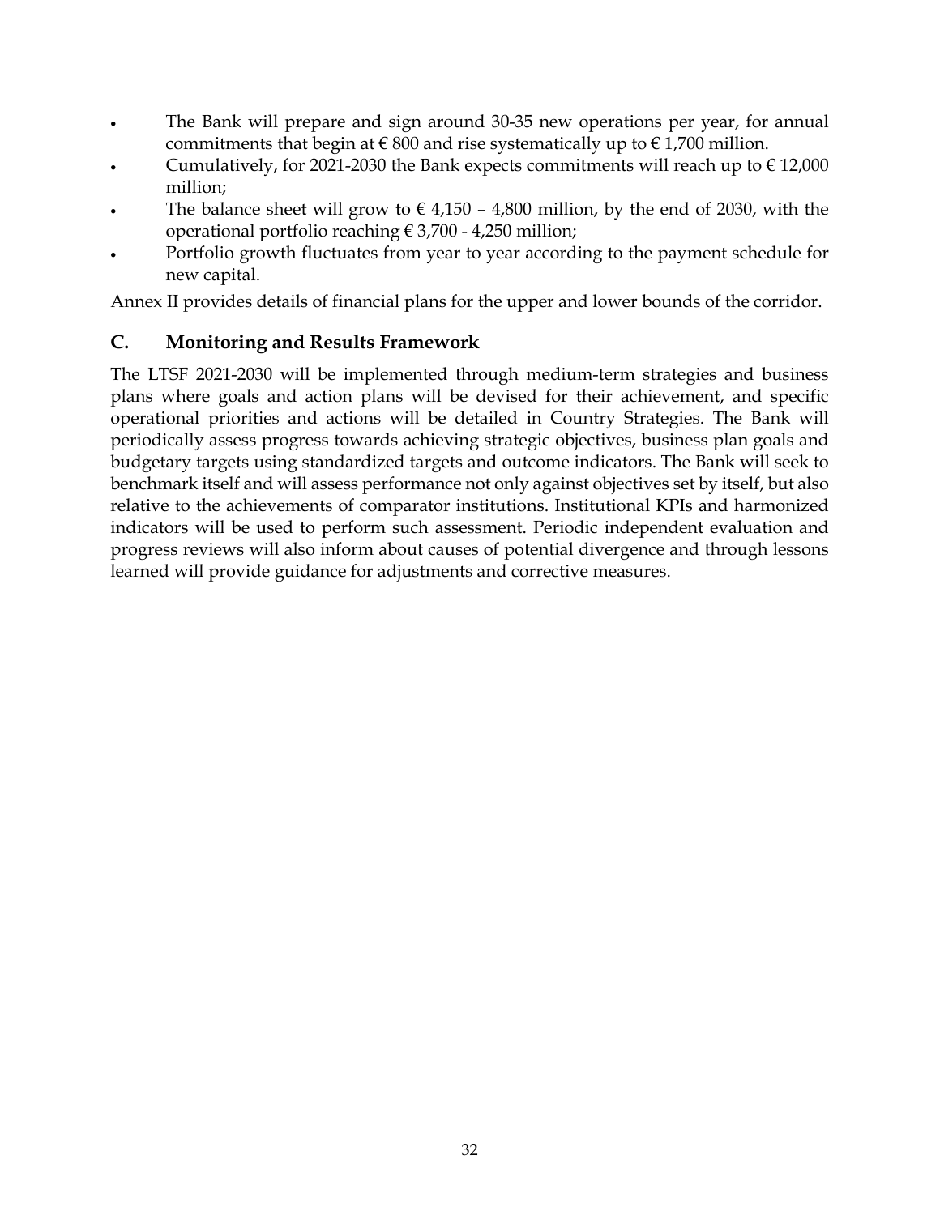- The Bank will prepare and sign around 30-35 new operations per year, for annual commitments that begin at € 800 and rise systematically up to € 1,700 million.
- Cumulatively, for 2021-2030 the Bank expects commitments will reach up to € 12,000 million;
- The balance sheet will grow to € 4,150 – 4,800 million, by the end of 2030, with the operational portfolio reaching € 3,700 - 4,250 million;
- Portfolio growth fluctuates from year to year according to the payment schedule for new capital.

Annex II provides details of financial plans for the upper and lower bounds of the corridor.

## C. Monitoring and Results Framework

The LTSF 2021-2030 will be implemented through medium-term strategies and business plans where goals and action plans will be devised for their achievement, and specific operational priorities and actions will be detailed in Country Strategies. The Bank will periodically assess progress towards achieving strategic objectives, business plan goals and budgetary targets using standardized targets and outcome indicators. The Bank will seek to benchmark itself and will assess performance not only against objectives set by itself, but also relative to the achievements of comparator institutions. Institutional KPIs and harmonized indicators will be used to perform such assessment. Periodic independent evaluation and progress reviews will also inform about causes of potential divergence and through lessons learned will provide guidance for adjustments and corrective measures.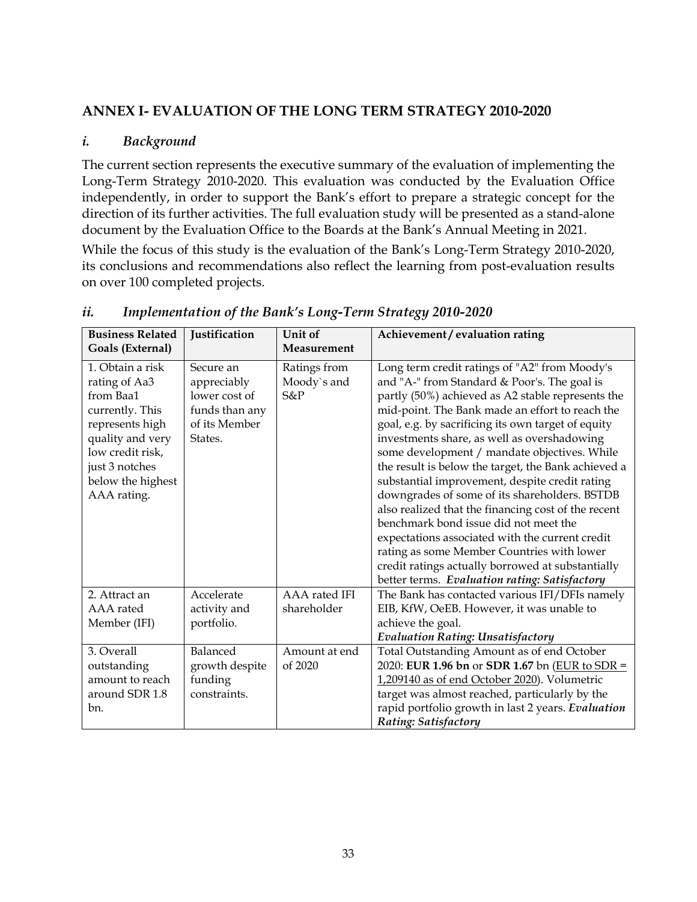## ANNEX I- EVALUATION OF THE LONG TERM STRATEGY 2010-2020

### *i. Background*

The current section represents the executive summary of the evaluation of implementing the Long-Term Strategy 2010-2020. This evaluation was conducted by the Evaluation Office independently, in order to support the Bank's effort to prepare a strategic concept for the direction of its further activities. The full evaluation study will be presented as a stand-alone document by the Evaluation Office to the Boards at the Bank's Annual Meeting in 2021.

While the focus of this study is the evaluation of the Bank's Long-Term Strategy 2010-2020, its conclusions and recommendations also reflect the learning from post-evaluation results on over 100 completed projects.

### *ii. Implementation of the Bank's Long-Term Strategy 2010-2020*

| Business Related Goals (External) | Justification | Unit of Measurement | Achievement / evaluation rating |
|---|---|---|---|
| 1. Obtain a risk rating of Aa3 from Baa1 currently. This represents high quality and very low credit risk, just 3 notches below the highest AAA rating. | Secure an appreciably lower cost of funds than any of its Member States. | Ratings from Moody`s and S&P | Long term credit ratings of "A2" from Moody's and "A-" from Standard & Poor's. The goal is partly (50%) achieved as A2 stable represents the mid-point. The Bank made an effort to reach the goal, e.g. by sacrificing its own target of equity investments share, as well as overshadowing some development / mandate objectives. While the result is below the target, the Bank achieved a substantial improvement, despite credit rating downgrades of some of its shareholders. BSTDB also realized that the financing cost of the recent benchmark bond issue did not meet the expectations associated with the current credit rating as some Member Countries with lower credit ratings actually borrowed at substantially better terms. ***Evaluation rating: Satisfactory*** |
| 2. Attract an AAA rated Member (IFI) | Accelerate activity and portfolio. | AAA rated IFI shareholder | The Bank has contacted various IFI/DFIs namely EIB, KfW, OeEB. However, it was unable to achieve the goal. ***Evaluation Rating: Unsatisfactory*** |
| 3. Overall outstanding amount to reach around SDR 1.8 bn. | Balanced growth despite funding constraints. | Amount at end of 2020 | Total Outstanding Amount as of end October 2020: **EUR 1.96 bn** or **SDR 1.67** bn (EUR to SDR = 1,209140 as of end October 2020). Volumetric target was almost reached, particularly by the rapid portfolio growth in last 2 years. ***Evaluation Rating: Satisfactory*** |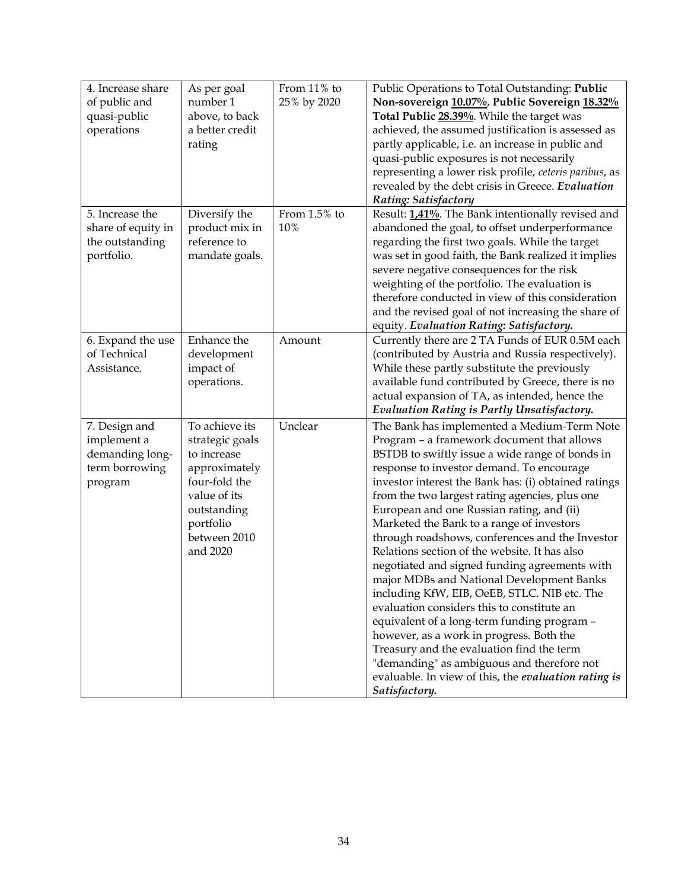| 4. Increase share of public and quasi-public operations | As per goal number 1 above, to back a better credit rating | From 11% to 25% by 2020 | Public Operations to Total Outstanding: **Public Non-sovereign <u>10.07%</u>**, **Public Sovereign <u>18.32%</u> Total Public <u>28.39%</u>**. While the target was achieved, the assumed justification is assessed as partly applicable, i.e. an increase in public and quasi-public exposures is not necessarily representing a lower risk profile, *ceteris paribus*, as revealed by the debt crisis in Greece. ***Evaluation Rating: Satisfactory*** |
|---|---|---|---|
| 5. Increase the share of equity in the outstanding portfolio. | Diversify the product mix in reference to mandate goals. | From 1.5% to 10% | Result: **<u>1,41%</u>**. The Bank intentionally revised and abandoned the goal, to offset underperformance regarding the first two goals. While the target was set in good faith, the Bank realized it implies severe negative consequences for the risk weighting of the portfolio. The evaluation is therefore conducted in view of this consideration and the revised goal of not increasing the share of equity. ***Evaluation Rating: Satisfactory.*** |
| 6. Expand the use of Technical Assistance. | Enhance the development impact of operations. | Amount | Currently there are 2 TA Funds of EUR 0.5M each (contributed by Austria and Russia respectively). While these partly substitute the previously available fund contributed by Greece, there is no actual expansion of TA, as intended, hence the ***Evaluation Rating is Partly Unsatisfactory.*** |
| 7. Design and implement a demanding long-term borrowing program | To achieve its strategic goals to increase approximately four-fold the value of its outstanding portfolio between 2010 and 2020 | Unclear | The Bank has implemented a Medium-Term Note Program – a framework document that allows BSTDB to swiftly issue a wide range of bonds in response to investor demand. To encourage investor interest the Bank has: (i) obtained ratings from the two largest rating agencies, plus one European and one Russian rating, and (ii) Marketed the Bank to a range of investors through roadshows, conferences and the Investor Relations section of the website. It has also negotiated and signed funding agreements with major MDBs and National Development Banks including KfW, EIB, OeEB, STLC. NIB etc. The evaluation considers this to constitute an equivalent of a long-term funding program – however, as a work in progress. Both the Treasury and the evaluation find the term "demanding" as ambiguous and therefore not evaluable. In view of this, the ***evaluation rating is Satisfactory.*** |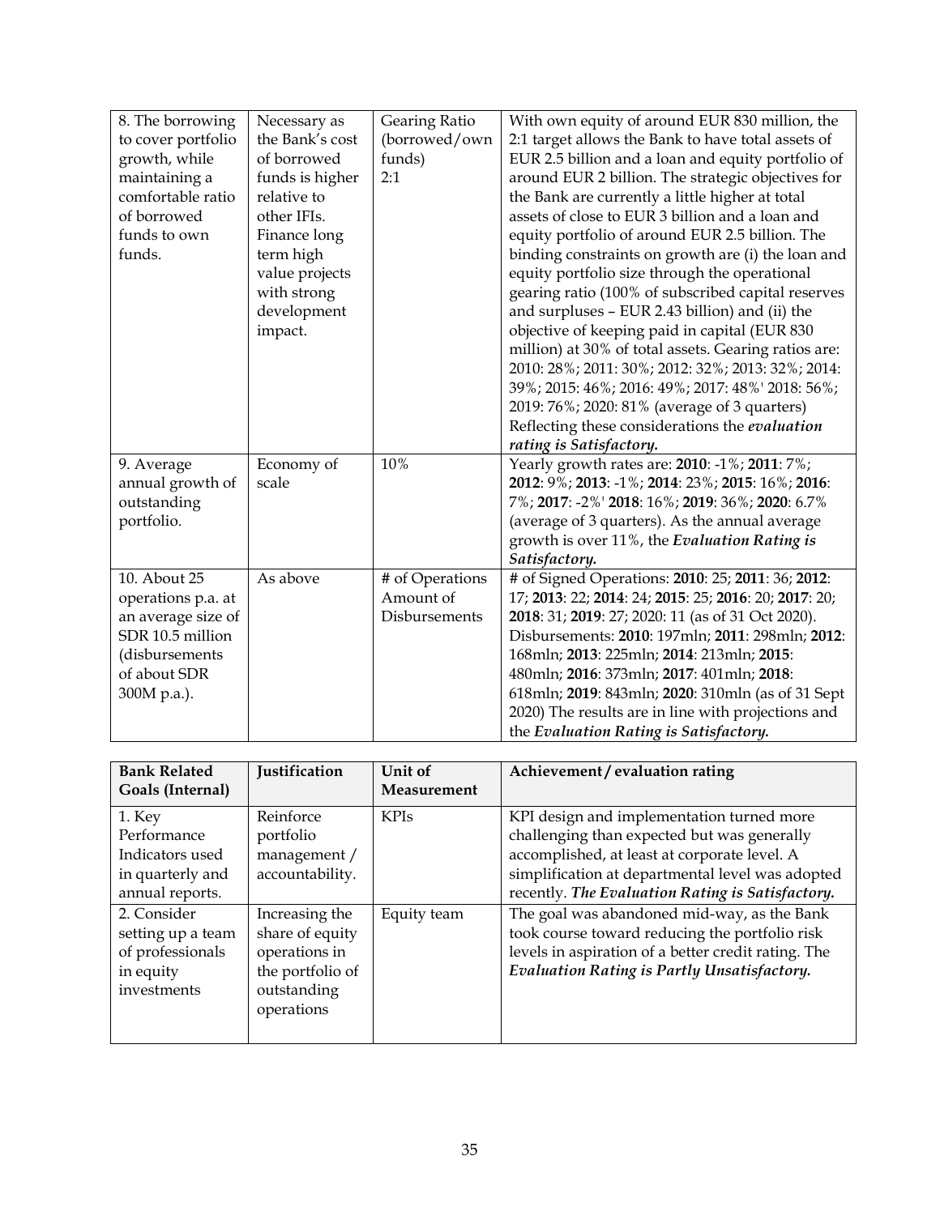| | | | |
|---|---|---|---|
| 8. The borrowing to cover portfolio growth, while maintaining a comfortable ratio of borrowed funds to own funds. | Necessary as the Bank's cost of borrowed funds is higher relative to other IFIs. Finance long term high value projects with strong development impact. | Gearing Ratio (borrowed/own funds) 2:1 | With own equity of around EUR 830 million, the 2:1 target allows the Bank to have total assets of EUR 2.5 billion and a loan and equity portfolio of around EUR 2 billion. The strategic objectives for the Bank are currently a little higher at total assets of close to EUR 3 billion and a loan and equity portfolio of around EUR 2.5 billion. The binding constraints on growth are (i) the loan and equity portfolio size through the operational gearing ratio (100% of subscribed capital reserves and surpluses – EUR 2.43 billion) and (ii) the objective of keeping paid in capital (EUR 830 million) at 30% of total assets. Gearing ratios are: 2010: 28%; 2011: 30%; 2012: 32%; 2013: 32%; 2014: 39%; 2015: 46%; 2016: 49%; 2017: 48%' 2018: 56%; 2019: 76%; 2020: 81% (average of 3 quarters) Reflecting these considerations the ***evaluation rating is Satisfactory.*** |
| 9. Average annual growth of outstanding portfolio. | Economy of scale | 10% | Yearly growth rates are: **2010**: -1%; **2011**: 7%; **2012**: 9%; **2013**: -1%; **2014**: 23%; **2015**: 16%; **2016**: 7%; **2017**: -2%' **2018**: 16%; **2019**: 36%; **2020**: 6.7% (average of 3 quarters). As the annual average growth is over 11%, the ***Evaluation Rating is Satisfactory.*** |
| 10. About 25 operations p.a. at an average size of SDR 10.5 million (disbursements of about SDR 300M p.a.). | As above | # of Operations Amount of Disbursements | # of Signed Operations: **2010**: 25; **2011**: 36; **2012**: 17; **2013**: 22; **2014**: 24; **2015**: 25; **2016**: 20; **2017**: 20; **2018**: 31; **2019**: 27; 2020: 11 (as of 31 Oct 2020). Disbursements: **2010**: 197mln; **2011**: 298mln; **2012**: 168mln; **2013**: 225mln; **2014**: 213mln; **2015**: 480mln; **2016**: 373mln; **2017**: 401mln; **2018**: 618mln; **2019**: 843mln; **2020**: 310mln (as of 31 Sept 2020) The results are in line with projections and the ***Evaluation Rating is Satisfactory.*** |

| **Bank Related Goals (Internal)** | **Justification** | **Unit of Measurement** | **Achievement / evaluation rating** |
|---|---|---|---|
| 1. Key Performance Indicators used in quarterly and annual reports. | Reinforce portfolio management / accountability. | KPIs | KPI design and implementation turned more challenging than expected but was generally accomplished, at least at corporate level. A simplification at departmental level was adopted recently. ***The Evaluation Rating is Satisfactory.*** |
| 2. Consider setting up a team of professionals in equity investments | Increasing the share of equity operations in the portfolio of outstanding operations | Equity team | The goal was abandoned mid-way, as the Bank took course toward reducing the portfolio risk levels in aspiration of a better credit rating. The ***Evaluation Rating is Partly Unsatisfactory.*** |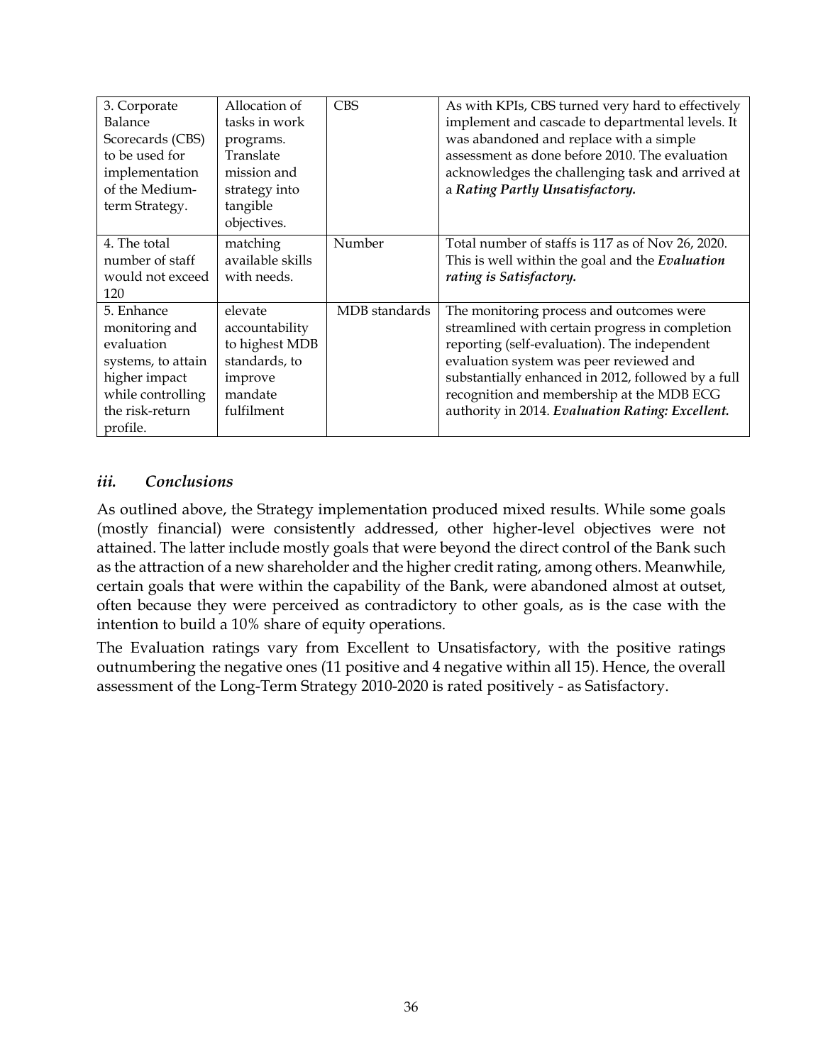| | | | |
|---|---|---|---|
| 3. Corporate Balance Scorecards (CBS) to be used for implementation of the Medium-term Strategy. | Allocation of tasks in work programs. Translate mission and strategy into tangible objectives. | CBS | As with KPIs, CBS turned very hard to effectively implement and cascade to departmental levels. It was abandoned and replace with a simple assessment as done before 2010. The evaluation acknowledges the challenging task and arrived at a ***Rating Partly Unsatisfactory.*** |
| 4. The total number of staff would not exceed 120 | matching available skills with needs. | Number | Total number of staffs is 117 as of Nov 26, 2020. This is well within the goal and the ***Evaluation rating is Satisfactory.*** |
| 5. Enhance monitoring and evaluation systems, to attain higher impact while controlling the risk-return profile. | elevate accountability to highest MDB standards, to improve mandate fulfilment | MDB standards | The monitoring process and outcomes were streamlined with certain progress in completion reporting (self-evaluation). The independent evaluation system was peer reviewed and substantially enhanced in 2012, followed by a full recognition and membership at the MDB ECG authority in 2014. ***Evaluation Rating: Excellent.*** |

### *iii. Conclusions*

As outlined above, the Strategy implementation produced mixed results. While some goals (mostly financial) were consistently addressed, other higher-level objectives were not attained. The latter include mostly goals that were beyond the direct control of the Bank such as the attraction of a new shareholder and the higher credit rating, among others. Meanwhile, certain goals that were within the capability of the Bank, were abandoned almost at outset, often because they were perceived as contradictory to other goals, as is the case with the intention to build a 10% share of equity operations.

The Evaluation ratings vary from Excellent to Unsatisfactory, with the positive ratings outnumbering the negative ones (11 positive and 4 negative within all 15). Hence, the overall assessment of the Long-Term Strategy 2010-2020 is rated positively - as Satisfactory.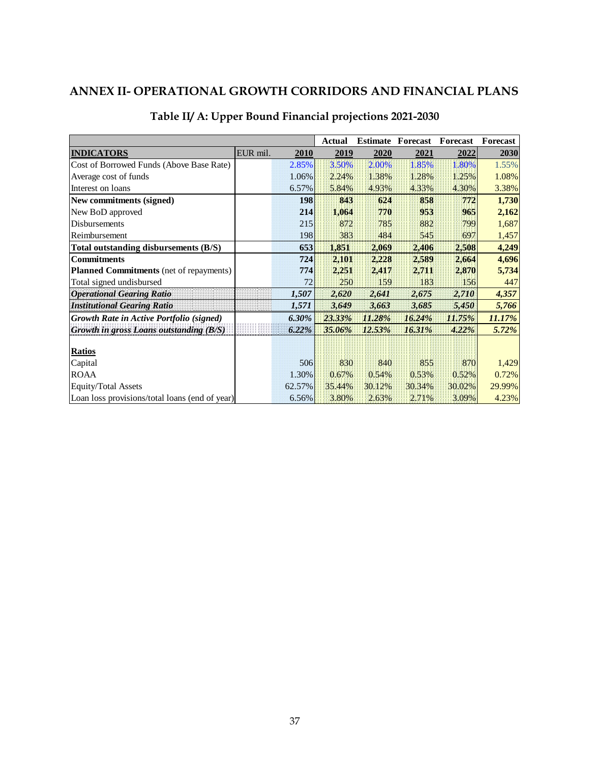# ANNEX II- OPERATIONAL GROWTH CORRIDORS AND FINANCIAL PLANS

## Table II/ A: Upper Bound Financial projections 2021-2030

| | | | Actual | Estimate | Forecast | Forecast | Forecast |
|---|---|---|---|---|---|---|---|
| **INDICATORS** | EUR mil. | **2010** | **2019** | **2020** | **2021** | **2022** | **2030** |
| Cost of Borrowed Funds (Above Base Rate) | | 2.85% | 3.50% | 2.00% | 1.85% | 1.80% | 1.55% |
| Average cost of funds | | 1.06% | 2.24% | 1.38% | 1.28% | 1.25% | 1.08% |
| Interest on loans | | 6.57% | 5.84% | 4.93% | 4.33% | 4.30% | 3.38% |
| **New commitments (signed)** | | **198** | **843** | **624** | **858** | **772** | **1,730** |
| New BoD approved | | **214** | **1,064** | **770** | **953** | **965** | **2,162** |
| Disbursements | | 215 | 872 | 785 | 882 | 799 | 1,687 |
| Reimbursement | | 198 | 383 | 484 | 545 | 697 | 1,457 |
| **Total outstanding disbursements (B/S)** | | **653** | **1,851** | **2,069** | **2,406** | **2,508** | **4,249** |
| **Commitments** | | **724** | **2,101** | **2,228** | **2,589** | **2,664** | **4,696** |
| **Planned Commitments** (net of repayments) | | **774** | **2,251** | **2,417** | **2,711** | **2,870** | **5,734** |
| Total signed undisbursed | | 72 | 250 | 159 | 183 | 156 | 447 |
| ***Operational Gearing Ratio*** | | ***1,507*** | ***2,620*** | ***2,641*** | ***2,675*** | ***2,710*** | ***4,357*** |
| ***Institutional Gearing Ratio*** | | ***1,571*** | ***3,649*** | ***3,663*** | ***3,685*** | ***5,450*** | ***5,766*** |
| ***Growth Rate in Active Portfolio (signed)*** | | ***6.30%*** | ***23.33%*** | ***11.28%*** | ***16.24%*** | ***11.75%*** | ***11.17%*** |
| ***Growth in gross Loans outstanding (B/S)*** | | ***6.22%*** | ***35.06%*** | ***12.53%*** | ***16.31%*** | ***4.22%*** | ***5.72%*** |
| | | | | | | | |
| **Ratios** | | | | | | | |
| Capital | | 506 | 830 | 840 | 855 | 870 | 1,429 |
| ROAA | | 1.30% | 0.67% | 0.54% | 0.53% | 0.52% | 0.72% |
| Equity/Total Assets | | 62.57% | 35.44% | 30.12% | 30.34% | 30.02% | 29.99% |
| Loan loss provisions/total loans (end of year) | | 6.56% | 3.80% | 2.63% | 2.71% | 3.09% | 4.23% |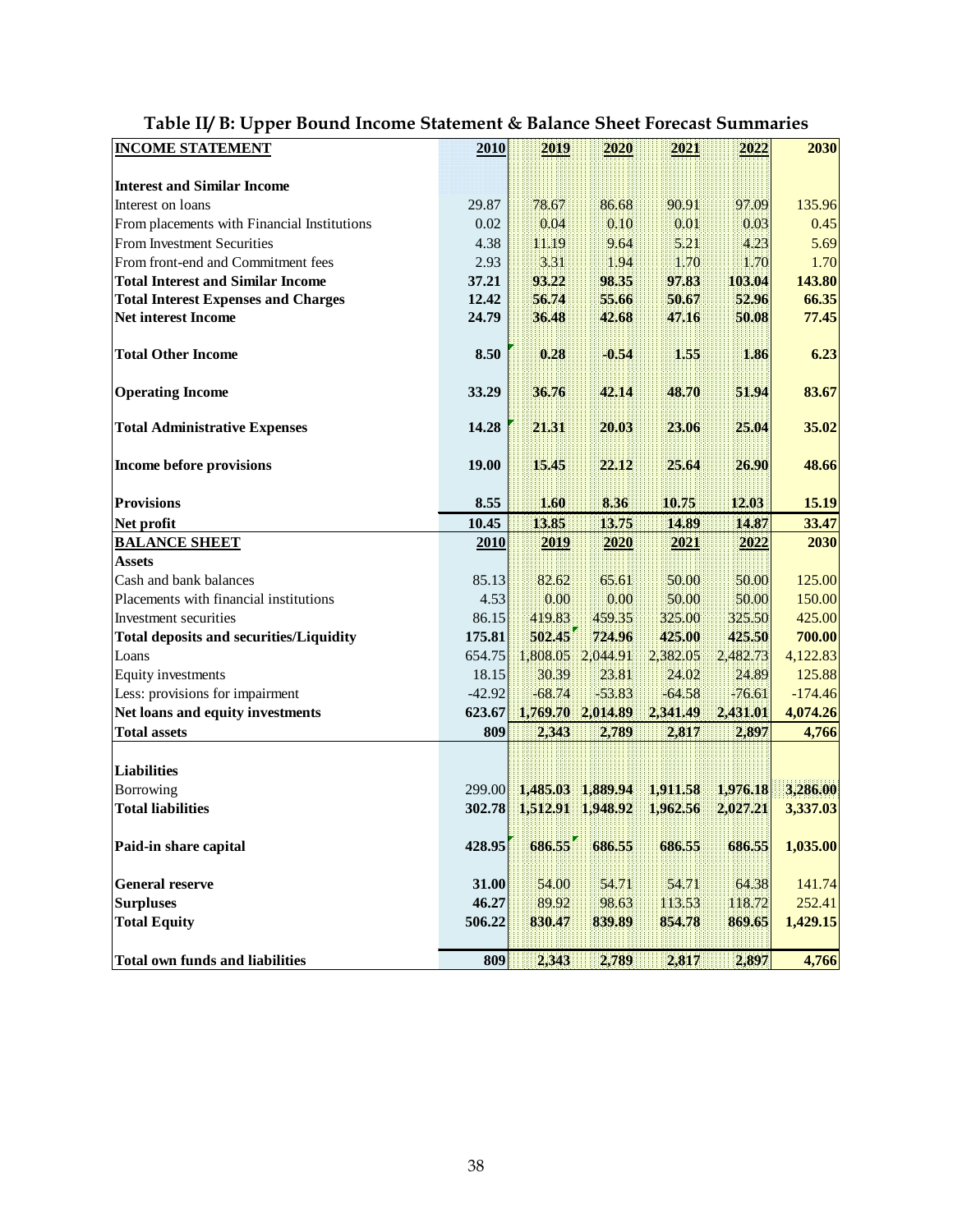## Table II/ B: Upper Bound Income Statement & Balance Sheet Forecast Summaries

| INCOME STATEMENT | 2010 | 2019 | 2020 | 2021 | 2022 | 2030 |
|---|---|---|---|---|---|---|
| **Interest and Similar Income** | | | | | | |
| Interest on loans | 29.87 | 78.67 | 86.68 | 90.91 | 97.09 | 135.96 |
| From placements with Financial Institutions | 0.02 | 0.04 | 0.10 | 0.01 | 0.03 | 0.45 |
| From Investment Securities | 4.38 | 11.19 | 9.64 | 5.21 | 4.23 | 5.69 |
| From front-end and Commitment fees | 2.93 | 3.31 | 1.94 | 1.70 | 1.70 | 1.70 |
| **Total Interest and Similar Income** | **37.21** | **93.22** | **98.35** | **97.83** | **103.04** | **143.80** |
| **Total Interest Expenses and Charges** | **12.42** | **56.74** | **55.66** | **50.67** | **52.96** | **66.35** |
| **Net interest Income** | **24.79** | **36.48** | **42.68** | **47.16** | **50.08** | **77.45** |
| **Total Other Income** | **8.50** | **0.28** | **-0.54** | **1.55** | **1.86** | **6.23** |
| **Operating Income** | **33.29** | **36.76** | **42.14** | **48.70** | **51.94** | **83.67** |
| **Total Administrative Expenses** | **14.28** | **21.31** | **20.03** | **23.06** | **25.04** | **35.02** |
| **Income before provisions** | **19.00** | **15.45** | **22.12** | **25.64** | **26.90** | **48.66** |
| **Provisions** | **8.55** | **1.60** | **8.36** | **10.75** | **12.03** | **15.19** |
| **Net profit** | **10.45** | **13.85** | **13.75** | **14.89** | **14.87** | **33.47** |
| **BALANCE SHEET** | **2010** | **2019** | **2020** | **2021** | **2022** | **2030** |
| **Assets** | | | | | | |
| Cash and bank balances | 85.13 | 82.62 | 65.61 | 50.00 | 50.00 | 125.00 |
| Placements with financial institutions | 4.53 | 0.00 | 0.00 | 50.00 | 50.00 | 150.00 |
| Investment securities | 86.15 | 419.83 | 459.35 | 325.00 | 325.50 | 425.00 |
| **Total deposits and securities/Liquidity** | **175.81** | **502.45** | **724.96** | **425.00** | **425.50** | **700.00** |
| Loans | 654.75 | 1,808.05 | 2,044.91 | 2,382.05 | 2,482.73 | 4,122.83 |
| Equity investments | 18.15 | 30.39 | 23.81 | 24.02 | 24.89 | 125.88 |
| Less: provisions for impairment | -42.92 | -68.74 | -53.83 | -64.58 | -76.61 | -174.46 |
| **Net loans and equity investments** | **623.67** | **1,769.70** | **2,014.89** | **2,341.49** | **2,431.01** | **4,074.26** |
| **Total assets** | **809** | **2,343** | **2,789** | **2,817** | **2,897** | **4,766** |
| **Liabilities** | | | | | | |
| Borrowing | 299.00 | **1,485.03** | **1,889.94** | **1,911.58** | **1,976.18** | **3,286.00** |
| **Total liabilities** | **302.78** | **1,512.91** | **1,948.92** | **1,962.56** | **2,027.21** | **3,337.03** |
| **Paid-in share capital** | **428.95** | **686.55** | **686.55** | **686.55** | **686.55** | **1,035.00** |
| **General reserve** | **31.00** | 54.00 | 54.71 | 54.71 | 64.38 | 141.74 |
| **Surpluses** | **46.27** | 89.92 | 98.63 | 113.53 | 118.72 | 252.41 |
| **Total Equity** | **506.22** | **830.47** | **839.89** | **854.78** | **869.65** | **1,429.15** |
| **Total own funds and liabilities** | **809** | **2,343** | **2,789** | **2,817** | **2,897** | **4,766** |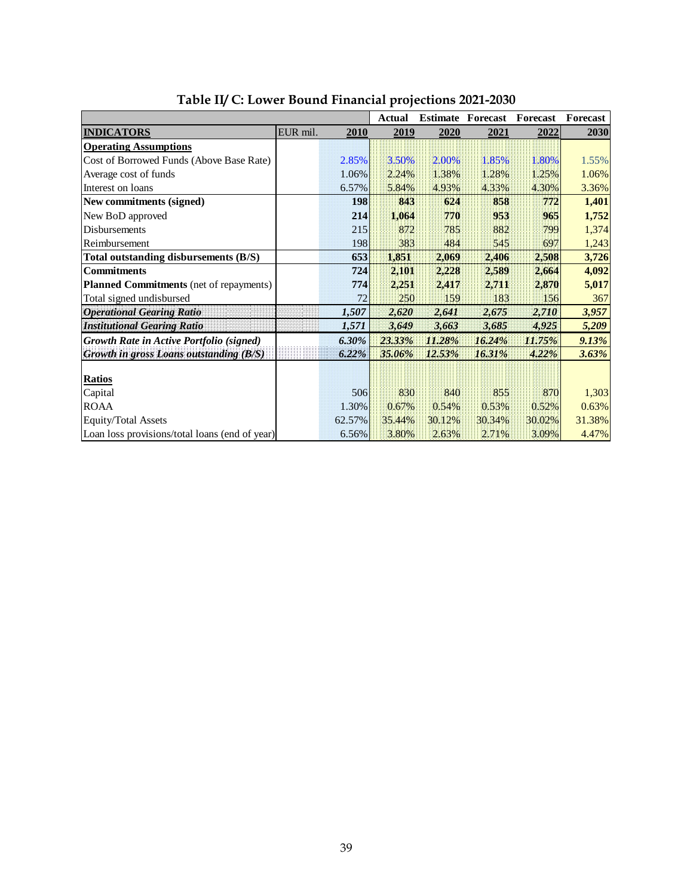**Table II/ C: Lower Bound Financial projections 2021-2030**

| | | | Actual | Estimate | Forecast | Forecast | Forecast |
|---|---|---|---|---|---|---|---|
| **INDICATORS** | EUR mil. | **2010** | **2019** | **2020** | **2021** | **2022** | **2030** |
| **Operating Assumptions** | | | | | | | |
| Cost of Borrowed Funds (Above Base Rate) | | 2.85% | 3.50% | 2.00% | 1.85% | 1.80% | 1.55% |
| Average cost of funds | | 1.06% | 2.24% | 1.38% | 1.28% | 1.25% | 1.06% |
| Interest on loans | | 6.57% | 5.84% | 4.93% | 4.33% | 4.30% | 3.36% |
| **New commitments (signed)** | | **198** | **843** | **624** | **858** | **772** | **1,401** |
| New BoD approved | | **214** | **1,064** | **770** | **953** | **965** | **1,752** |
| Disbursements | | 215 | 872 | 785 | 882 | 799 | 1,374 |
| Reimbursement | | 198 | 383 | 484 | 545 | 697 | 1,243 |
| **Total outstanding disbursements (B/S)** | | **653** | **1,851** | **2,069** | **2,406** | **2,508** | **3,726** |
| **Commitments** | | **724** | **2,101** | **2,228** | **2,589** | **2,664** | **4,092** |
| **Planned Commitments** (net of repayments) | | **774** | **2,251** | **2,417** | **2,711** | **2,870** | **5,017** |
| Total signed undisbursed | | 72 | 250 | 159 | 183 | 156 | 367 |
| ***Operational Gearing Ratio*** | | ***1,507*** | ***2,620*** | ***2,641*** | ***2,675*** | ***2,710*** | ***3,957*** |
| ***Institutional Gearing Ratio*** | | ***1,571*** | ***3,649*** | ***3,663*** | ***3,685*** | ***4,925*** | ***5,209*** |
| ***Growth Rate in Active Portfolio (signed)*** | | ***6.30%*** | ***23.33%*** | ***11.28%*** | ***16.24%*** | ***11.75%*** | ***9.13%*** |
| ***Growth in gross Loans outstanding (B/S)*** | | ***6.22%*** | ***35.06%*** | ***12.53%*** | ***16.31%*** | ***4.22%*** | ***3.63%*** |
| | | | | | | | |
| **Ratios** | | | | | | | |
| Capital | | 506 | 830 | 840 | 855 | 870 | 1,303 |
| ROAA | | 1.30% | 0.67% | 0.54% | 0.53% | 0.52% | 0.63% |
| Equity/Total Assets | | 62.57% | 35.44% | 30.12% | 30.34% | 30.02% | 31.38% |
| Loan loss provisions/total loans (end of year) | | 6.56% | 3.80% | 2.63% | 2.71% | 3.09% | 4.47% |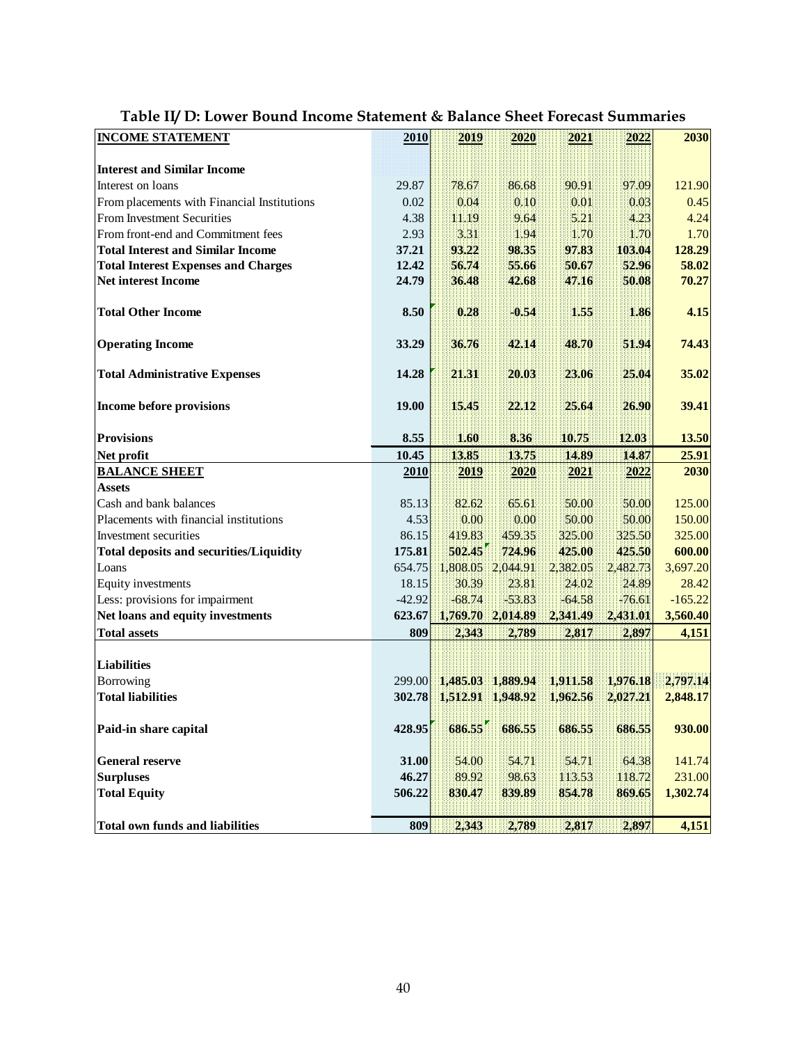## Table II/ D: Lower Bound Income Statement & Balance Sheet Forecast Summaries

| **INCOME STATEMENT** | **2010** | **2019** | **2020** | **2021** | **2022** | **2030** |
|---|---|---|---|---|---|---|
| **Interest and Similar Income** | | | | | | |
| Interest on loans | 29.87 | 78.67 | 86.68 | 90.91 | 97.09 | 121.90 |
| From placements with Financial Institutions | 0.02 | 0.04 | 0.10 | 0.01 | 0.03 | 0.45 |
| From Investment Securities | 4.38 | 11.19 | 9.64 | 5.21 | 4.23 | 4.24 |
| From front-end and Commitment fees | 2.93 | 3.31 | 1.94 | 1.70 | 1.70 | 1.70 |
| **Total Interest and Similar Income** | **37.21** | **93.22** | **98.35** | **97.83** | **103.04** | **128.29** |
| **Total Interest Expenses and Charges** | **12.42** | **56.74** | **55.66** | **50.67** | **52.96** | **58.02** |
| **Net interest Income** | **24.79** | **36.48** | **42.68** | **47.16** | **50.08** | **70.27** |
| **Total Other Income** | **8.50** | **0.28** | **-0.54** | **1.55** | **1.86** | **4.15** |
| **Operating Income** | **33.29** | **36.76** | **42.14** | **48.70** | **51.94** | **74.43** |
| **Total Administrative Expenses** | **14.28** | **21.31** | **20.03** | **23.06** | **25.04** | **35.02** |
| **Income before provisions** | **19.00** | **15.45** | **22.12** | **25.64** | **26.90** | **39.41** |
| **Provisions** | **8.55** | **1.60** | **8.36** | **10.75** | **12.03** | **13.50** |
| **Net profit** | **10.45** | **13.85** | **13.75** | **14.89** | **14.87** | **25.91** |
| **BALANCE SHEET** | **2010** | **2019** | **2020** | **2021** | **2022** | **2030** |
| **Assets** | | | | | | |
| Cash and bank balances | 85.13 | 82.62 | 65.61 | 50.00 | 50.00 | 125.00 |
| Placements with financial institutions | 4.53 | 0.00 | 0.00 | 50.00 | 50.00 | 150.00 |
| Investment securities | 86.15 | 419.83 | 459.35 | 325.00 | 325.50 | 325.00 |
| **Total deposits and securities/Liquidity** | **175.81** | **502.45** | **724.96** | **425.00** | **425.50** | **600.00** |
| Loans | 654.75 | 1,808.05 | 2,044.91 | 2,382.05 | 2,482.73 | 3,697.20 |
| Equity investments | 18.15 | 30.39 | 23.81 | 24.02 | 24.89 | 28.42 |
| Less: provisions for impairment | -42.92 | -68.74 | -53.83 | -64.58 | -76.61 | -165.22 |
| **Net loans and equity investments** | **623.67** | **1,769.70** | **2,014.89** | **2,341.49** | **2,431.01** | **3,560.40** |
| **Total assets** | **809** | **2,343** | **2,789** | **2,817** | **2,897** | **4,151** |
| **Liabilities** | | | | | | |
| Borrowing | 299.00 | **1,485.03** | **1,889.94** | **1,911.58** | **1,976.18** | **2,797.14** |
| **Total liabilities** | **302.78** | **1,512.91** | **1,948.92** | **1,962.56** | **2,027.21** | **2,848.17** |
| **Paid-in share capital** | **428.95** | **686.55** | **686.55** | **686.55** | **686.55** | **930.00** |
| **General reserve** | **31.00** | 54.00 | 54.71 | 54.71 | 64.38 | 141.74 |
| **Surpluses** | **46.27** | 89.92 | 98.63 | 113.53 | 118.72 | 231.00 |
| **Total Equity** | **506.22** | **830.47** | **839.89** | **854.78** | **869.65** | **1,302.74** |
| **Total own funds and liabilities** | **809** | **2,343** | **2,789** | **2,817** | **2,897** | **4,151** |